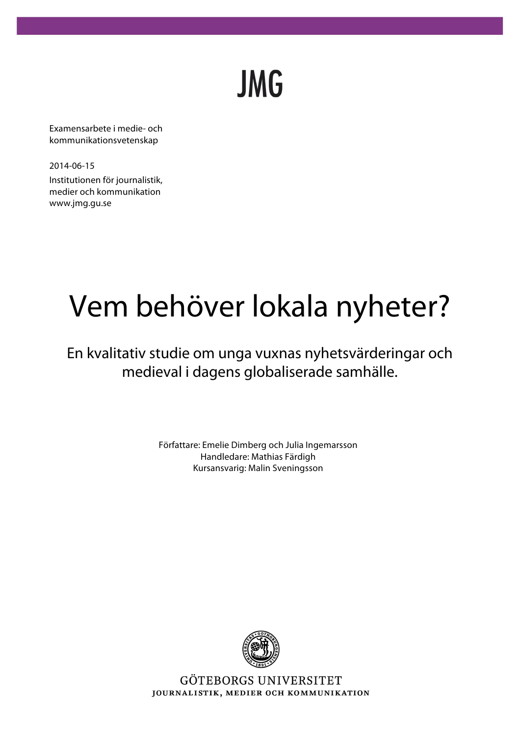JMG

Examensarbete i medie- och kommunikationsvetenskap

2014-06-15

Institutionen för journalistik, medier och kommunikation
www.jmg.gu.se

# Vem behöver lokala nyheter?

## En kvalitativ studie om unga vuxnas nyhetsvärderingar och medieval i dagens globaliserade samhälle.

Författare: Emelie Dimberg och Julia Ingemarsson
Handledare: Mathias Färdigh
Kursansvarig: Malin Sveningsson

GÖTEBORGS UNIVERSITET
JOURNALISTIK, MEDIER OCH KOMMUNIKATION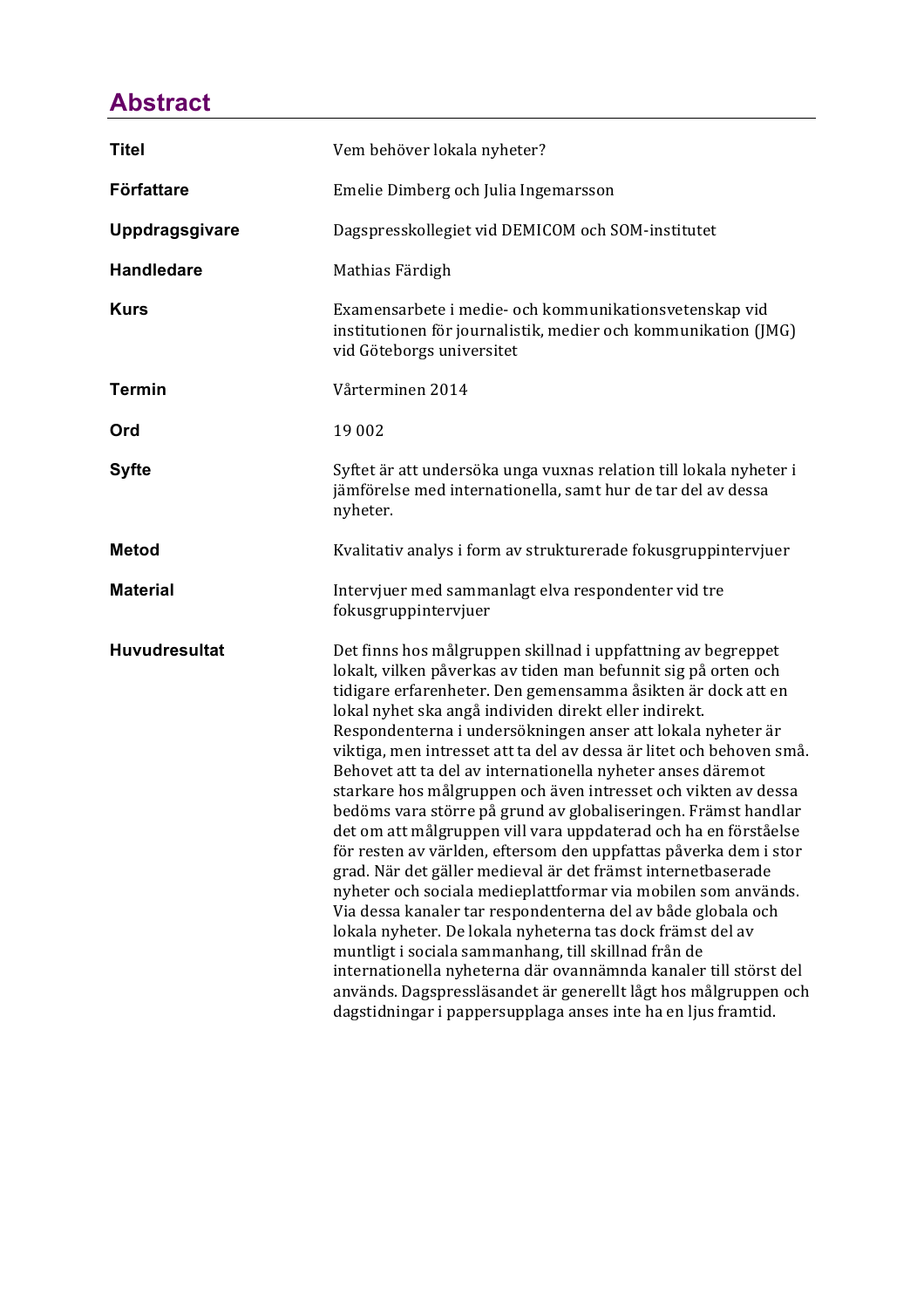## Abstract

| | |
|---|---|
| **Titel** | Vem behöver lokala nyheter? |
| **Författare** | Emelie Dimberg och Julia Ingemarsson |
| **Uppdragsgivare** | Dagspresskollegiet vid DEMICOM och SOM-institutet |
| **Handledare** | Mathias Färdigh |
| **Kurs** | Examensarbete i medie- och kommunikationsvetenskap vid institutionen för journalistik, medier och kommunikation (JMG) vid Göteborgs universitet |
| **Termin** | Vårterminen 2014 |
| **Ord** | 19 002 |
| **Syfte** | Syftet är att undersöka unga vuxnas relation till lokala nyheter i jämförelse med internationella, samt hur de tar del av dessa nyheter. |
| **Metod** | Kvalitativ analys i form av strukturerade fokusgruppintervjuer |
| **Material** | Intervjuer med sammanlagt elva respondenter vid tre fokusgruppintervjuer |
| **Huvudresultat** | Det finns hos målgruppen skillnad i uppfattning av begreppet lokalt, vilken påverkas av tiden man befunnit sig på orten och tidigare erfarenheter. Den gemensamma åsikten är dock att en lokal nyhet ska angå individen direkt eller indirekt. Respondenterna i undersökningen anser att lokala nyheter är viktiga, men intresset att ta del av dessa är litet och behoven små. Behovet att ta del av internationella nyheter anses däremot starkare hos målgruppen och även intresset och vikten av dessa bedöms vara större på grund av globaliseringen. Främst handlar det om att målgruppen vill vara uppdaterad och ha en förståelse för resten av världen, eftersom den uppfattas påverka dem i stor grad. När det gäller medieval är det främst internetbaserade nyheter och sociala medieplattformar via mobilen som används. Via dessa kanaler tar respondenterna del av både globala och lokala nyheter. De lokala nyheterna tas dock främst del av muntligt i sociala sammanhang, till skillnad från de internationella nyheterna där ovannämnda kanaler till störst del används. Dagspressläsandet är generellt lågt hos målgruppen och dagstidningar i pappersupplaga anses inte ha en ljus framtid. |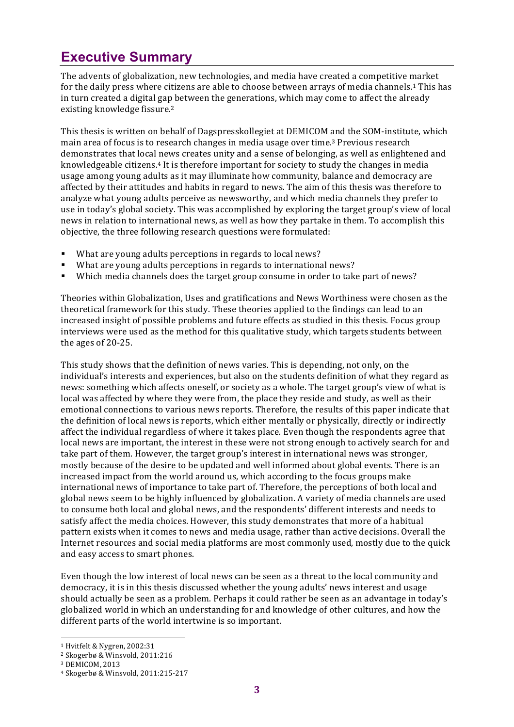## Executive Summary

The advents of globalization, new technologies, and media have created a competitive market for the daily press where citizens are able to choose between arrays of media channels.[1] This has in turn created a digital gap between the generations, which may come to affect the already existing knowledge fissure.[2]

This thesis is written on behalf of Dagspresskollegiet at DEMICOM and the SOM-institute, which main area of focus is to research changes in media usage over time.[3] Previous research demonstrates that local news creates unity and a sense of belonging, as well as enlightened and knowledgeable citizens.[4] It is therefore important for society to study the changes in media usage among young adults as it may illuminate how community, balance and democracy are affected by their attitudes and habits in regard to news. The aim of this thesis was therefore to analyze what young adults perceive as newsworthy, and which media channels they prefer to use in today's global society. This was accomplished by exploring the target group's view of local news in relation to international news, as well as how they partake in them. To accomplish this objective, the three following research questions were formulated:

- What are young adults perceptions in regards to local news?
- What are young adults perceptions in regards to international news?
- Which media channels does the target group consume in order to take part of news?

Theories within Globalization, Uses and gratifications and News Worthiness were chosen as the theoretical framework for this study. These theories applied to the findings can lead to an increased insight of possible problems and future effects as studied in this thesis. Focus group interviews were used as the method for this qualitative study, which targets students between the ages of 20-25.

This study shows that the definition of news varies. This is depending, not only, on the individual's interests and experiences, but also on the students definition of what they regard as news: something which affects oneself, or society as a whole. The target group's view of what is local was affected by where they were from, the place they reside and study, as well as their emotional connections to various news reports. Therefore, the results of this paper indicate that the definition of local news is reports, which either mentally or physically, directly or indirectly affect the individual regardless of where it takes place. Even though the respondents agree that local news are important, the interest in these were not strong enough to actively search for and take part of them. However, the target group's interest in international news was stronger, mostly because of the desire to be updated and well informed about global events. There is an increased impact from the world around us, which according to the focus groups make international news of importance to take part of. Therefore, the perceptions of both local and global news seem to be highly influenced by globalization. A variety of media channels are used to consume both local and global news, and the respondents' different interests and needs to satisfy affect the media choices. However, this study demonstrates that more of a habitual pattern exists when it comes to news and media usage, rather than active decisions. Overall the Internet resources and social media platforms are most commonly used, mostly due to the quick and easy access to smart phones.

Even though the low interest of local news can be seen as a threat to the local community and democracy, it is in this thesis discussed whether the young adults' news interest and usage should actually be seen as a problem. Perhaps it could rather be seen as an advantage in today's globalized world in which an understanding for and knowledge of other cultures, and how the different parts of the world intertwine is so important.

---

[1] Hvitfelt & Nygren, 2002:31

[2] Skogerbø & Winsvold, 2011:216

[3] DEMICOM, 2013

[4] Skogerbø & Winsvold, 2011:215-217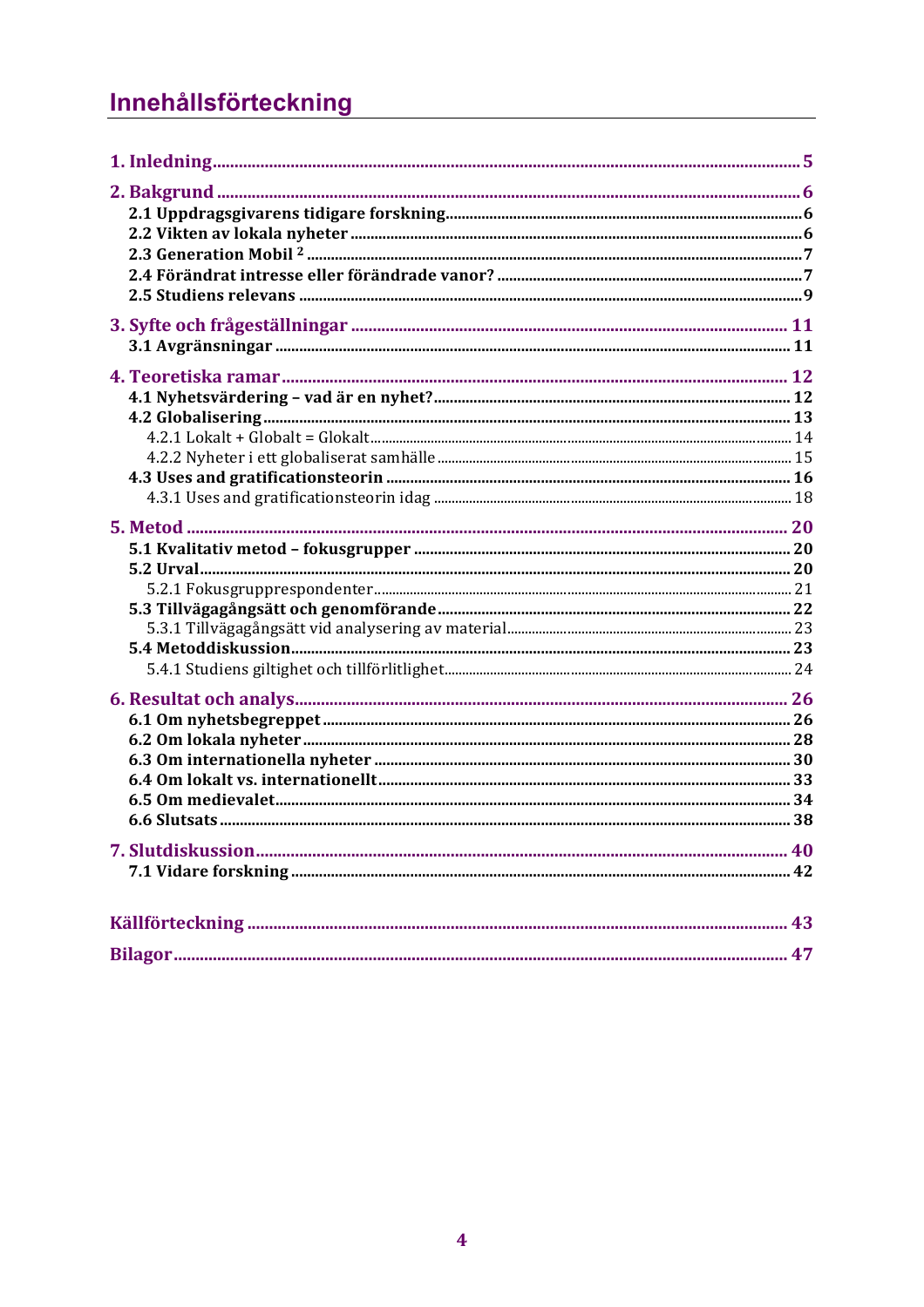# Innehållsförteckning

**1. Inledning** ..... 5

**2. Bakgrund** ..... 6
- **2.1 Uppdragsgivarens tidigare forskning** ..... 6
- **2.2 Vikten av lokala nyheter** ..... 6
- **2.3 Generation Mobil [2]** ..... 7
- **2.4 Förändrat intresse eller förändrade vanor?** ..... 7
- **2.5 Studiens relevans** ..... 9

**3. Syfte och frågeställningar** ..... 11
- **3.1 Avgränsningar** ..... 11

**4. Teoretiska ramar** ..... 12
- **4.1 Nyhetsvärdering – vad är en nyhet?** ..... 12
- **4.2 Globalisering** ..... 13
  - 4.2.1 Lokalt + Globalt = Glokalt ..... 14
  - 4.2.2 Nyheter i ett globaliserat samhälle ..... 15
- **4.3 Uses and gratificationsteorin** ..... 16
  - 4.3.1 Uses and gratificationsteorin idag ..... 18

**5. Metod** ..... 20
- **5.1 Kvalitativ metod – fokusgrupper** ..... 20
- **5.2 Urval** ..... 20
  - 5.2.1 Fokusgrupprespondenter ..... 21
- **5.3 Tillvägagångsätt och genomförande** ..... 22
  - 5.3.1 Tillvägagångsätt vid analysering av material ..... 23
- **5.4 Metoddiskussion** ..... 23
  - 5.4.1 Studiens giltighet och tillförlitlighet ..... 24

**6. Resultat och analys** ..... 26
- **6.1 Om nyhetsbegreppet** ..... 26
- **6.2 Om lokala nyheter** ..... 28
- **6.3 Om internationella nyheter** ..... 30
- **6.4 Om lokalt vs. internationellt** ..... 33
- **6.5 Om medievalet** ..... 34
- **6.6 Slutsats** ..... 38

**7. Slutdiskussion** ..... 40
- **7.1 Vidare forskning** ..... 42

**Källförteckning** ..... 43

**Bilagor** ..... 47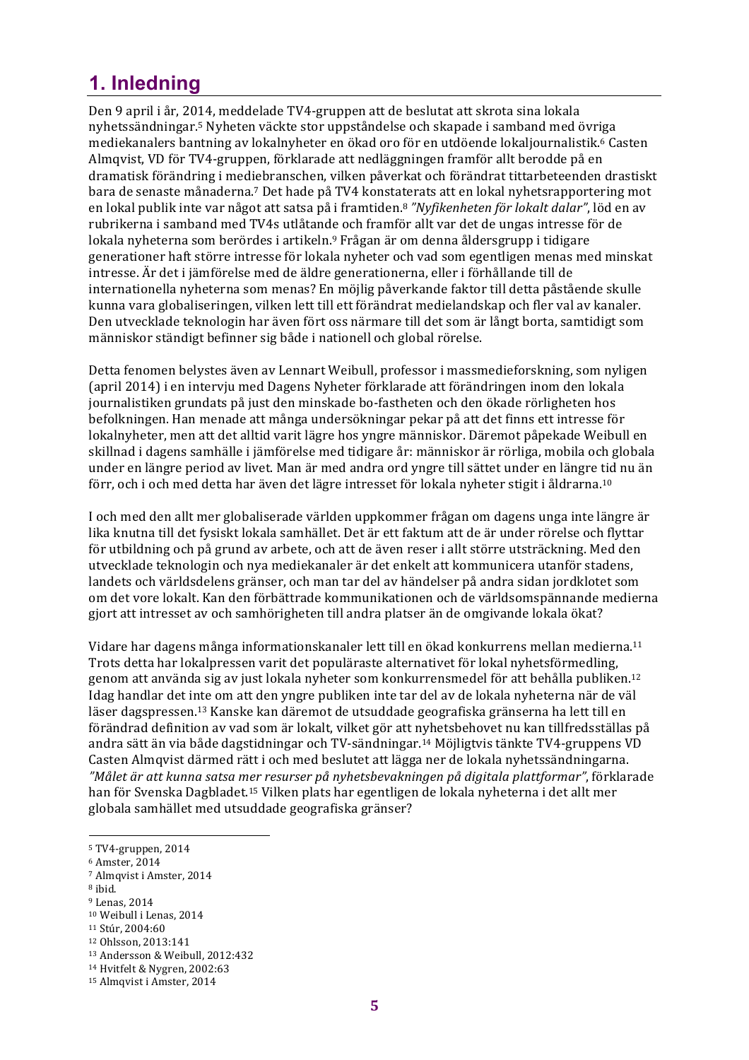# 1. Inledning

Den 9 april i år, 2014, meddelade TV4-gruppen att de beslutat att skrota sina lokala nyhetssändningar.[5] Nyheten väckte stor uppståndelse och skapade i samband med övriga mediekanalers bantning av lokalnyheter en ökad oro för en utdöende lokaljournalistik.[6] Casten Almqvist, VD för TV4-gruppen, förklarade att nedläggningen framför allt berodde på en dramatisk förändring i mediebranschen, vilken påverkat och förändrat tittarbeteenden drastiskt bara de senaste månaderna.[7] Det hade på TV4 konstaterats att en lokal nyhetsrapportering mot en lokal publik inte var något att satsa på i framtiden.[8] *"Nyfikenheten för lokalt dalar"*, löd en av rubrikerna i samband med TV4s utlåtande och framför allt var det de ungas intresse för de lokala nyheterna som berördes i artikeln.[9] Frågan är om denna åldersgrupp i tidigare generationer haft större intresse för lokala nyheter och vad som egentligen menas med minskat intresse. Är det i jämförelse med de äldre generationerna, eller i förhållande till de internationella nyheterna som menas? En möjlig påverkande faktor till detta påstående skulle kunna vara globaliseringen, vilken lett till ett förändrat medielandskap och fler val av kanaler. Den utvecklade teknologin har även fört oss närmare till det som är långt borta, samtidigt som människor ständigt befinner sig både i nationell och global rörelse.

Detta fenomen belystes även av Lennart Weibull, professor i massmedieforskning, som nyligen (april 2014) i en intervju med Dagens Nyheter förklarade att förändringen inom den lokala journalistiken grundats på just den minskade bo-fastheten och den ökade rörligheten hos befolkningen. Han menade att många undersökningar pekar på att det finns ett intresse för lokalnyheter, men att det alltid varit lägre hos yngre människor. Däremot påpekade Weibull en skillnad i dagens samhälle i jämförelse med tidigare år: människor är rörliga, mobila och globala under en längre period av livet. Man är med andra ord yngre till sättet under en längre tid nu än förr, och i och med detta har även det lägre intresset för lokala nyheter stigit i åldrarna.[10]

I och med den allt mer globaliserade världen uppkommer frågan om dagens unga inte längre är lika knutna till det fysiskt lokala samhället. Det är ett faktum att de är under rörelse och flyttar för utbildning och på grund av arbete, och att de även reser i allt större utsträckning. Med den utvecklade teknologin och nya mediekanaler är det enkelt att kommunicera utanför stadens, landets och världsdelens gränser, och man tar del av händelser på andra sidan jordklotet som om det vore lokalt. Kan den förbättrade kommunikationen och de världsomspännande medierna gjort att intresset av och samhörigheten till andra platser än de omgivande lokala ökat?

Vidare har dagens många informationskanaler lett till en ökad konkurrens mellan medierna.[11] Trots detta har lokalpressen varit det populäraste alternativet för lokal nyhetsförmedling, genom att använda sig av just lokala nyheter som konkurrensmedel för att behålla publiken.[12] Idag handlar det inte om att den yngre publiken inte tar del av de lokala nyheterna när de väl läser dagspressen.[13] Kanske kan däremot de utsuddade geografiska gränserna ha lett till en förändrad definition av vad som är lokalt, vilket gör att nyhetsbehovet nu kan tillfredsställas på andra sätt än via både dagstidningar och TV-sändningar.[14] Möjligtvis tänkte TV4-gruppens VD Casten Almqvist därmed rätt i och med beslutet att lägga ner de lokala nyhetssändningarna. *"Målet är att kunna satsa mer resurser på nyhetsbevakningen på digitala plattformar"*, förklarade han för Svenska Dagbladet.[15] Vilken plats har egentligen de lokala nyheterna i det allt mer globala samhället med utsuddade geografiska gränser?

---

[5] TV4-gruppen, 2014
[6] Amster, 2014
[7] Almqvist i Amster, 2014
[8] ibid.
[9] Lenas, 2014
[10] Weibull i Lenas, 2014
[11] Stúr, 2004:60
[12] Ohlsson, 2013:141
[13] Andersson & Weibull, 2012:432
[14] Hvitfelt & Nygren, 2002:63
[15] Almqvist i Amster, 2014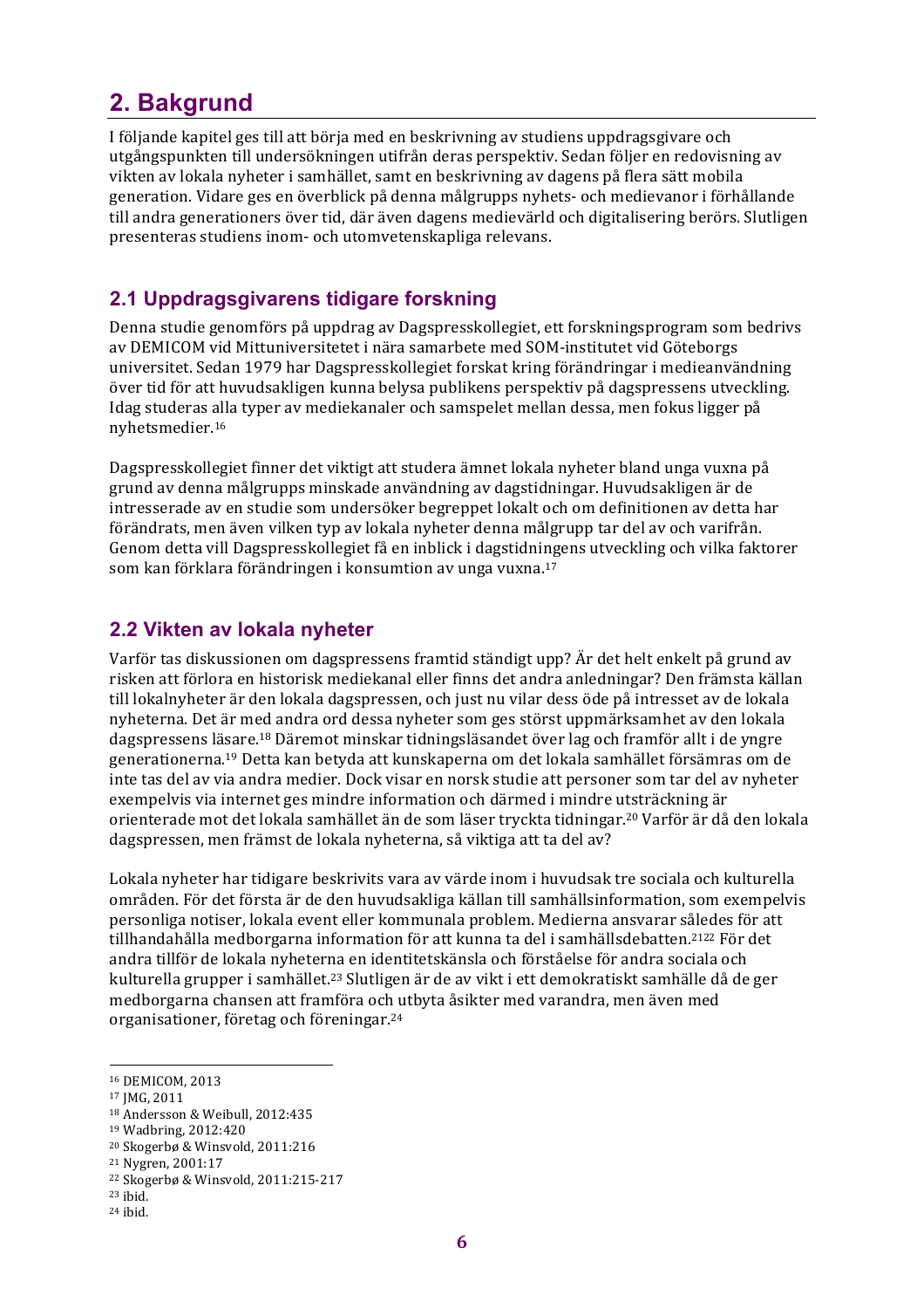# 2. Bakgrund

I följande kapitel ges till att börja med en beskrivning av studiens uppdragsgivare och utgångspunkten till undersökningen utifrån deras perspektiv. Sedan följer en redovisning av vikten av lokala nyheter i samhället, samt en beskrivning av dagens på flera sätt mobila generation. Vidare ges en överblick på denna målgrupps nyhets- och medievanor i förhållande till andra generationers över tid, där även dagens medievärld och digitalisering berörs. Slutligen presenteras studiens inom- och utomvetenskapliga relevans.

## 2.1 Uppdragsgivarens tidigare forskning

Denna studie genomförs på uppdrag av Dagspresskollegiet, ett forskningsprogram som bedrivs av DEMICOM vid Mittuniversitetet i nära samarbete med SOM-institutet vid Göteborgs universitet. Sedan 1979 har Dagspresskollegiet forskat kring förändringar i medieanvändning över tid för att huvudsakligen kunna belysa publikens perspektiv på dagspressens utveckling. Idag studeras alla typer av mediekanaler och samspelet mellan dessa, men fokus ligger på nyhetsmedier.[16]

Dagspresskollegiet finner det viktigt att studera ämnet lokala nyheter bland unga vuxna på grund av denna målgrupps minskade användning av dagstidningar. Huvudsakligen är de intresserade av en studie som undersöker begreppet lokalt och om definitionen av detta har förändrats, men även vilken typ av lokala nyheter denna målgrupp tar del av och varifrån. Genom detta vill Dagspresskollegiet få en inblick i dagstidningens utveckling och vilka faktorer som kan förklara förändringen i konsumtion av unga vuxna.[17]

## 2.2 Vikten av lokala nyheter

Varför tas diskussionen om dagspressens framtid ständigt upp? Är det helt enkelt på grund av risken att förlora en historisk mediekanal eller finns det andra anledningar? Den främsta källan till lokalnyheter är den lokala dagspressen, och just nu vilar dess öde på intresset av de lokala nyheterna. Det är med andra ord dessa nyheter som ges störst uppmärksamhet av den lokala dagspressens läsare.[18] Däremot minskar tidningsläsandet över lag och framför allt i de yngre generationerna.[19] Detta kan betyda att kunskaperna om det lokala samhället försämras om de inte tas del av via andra medier. Dock visar en norsk studie att personer som tar del av nyheter exempelvis via internet ges mindre information och därmed i mindre utsträckning är orienterade mot det lokala samhället än de som läser tryckta tidningar.[20] Varför är då den lokala dagspressen, men främst de lokala nyheterna, så viktiga att ta del av?

Lokala nyheter har tidigare beskrivits vara av värde inom i huvudsak tre sociala och kulturella områden. För det första är de den huvudsakliga källan till samhällsinformation, som exempelvis personliga notiser, lokala event eller kommunala problem. Medierna ansvarar således för att tillhandahålla medborgarna information för att kunna ta del i samhällsdebatten.[21][22] För det andra tillför de lokala nyheterna en identitetskänsla och förståelse för andra sociala och kulturella grupper i samhället.[23] Slutligen är de av vikt i ett demokratiskt samhälle då de ger medborgarna chansen att framföra och utbyta åsikter med varandra, men även med organisationer, företag och föreningar.[24]

---

[16] DEMICOM, 2013
[17] JMG, 2011
[18] Andersson & Weibull, 2012:435
[19] Wadbring, 2012:420
[20] Skogerbø & Winsvold, 2011:216
[21] Nygren, 2001:17
[22] Skogerbø & Winsvold, 2011:215-217
[23] ibid.
[24] ibid.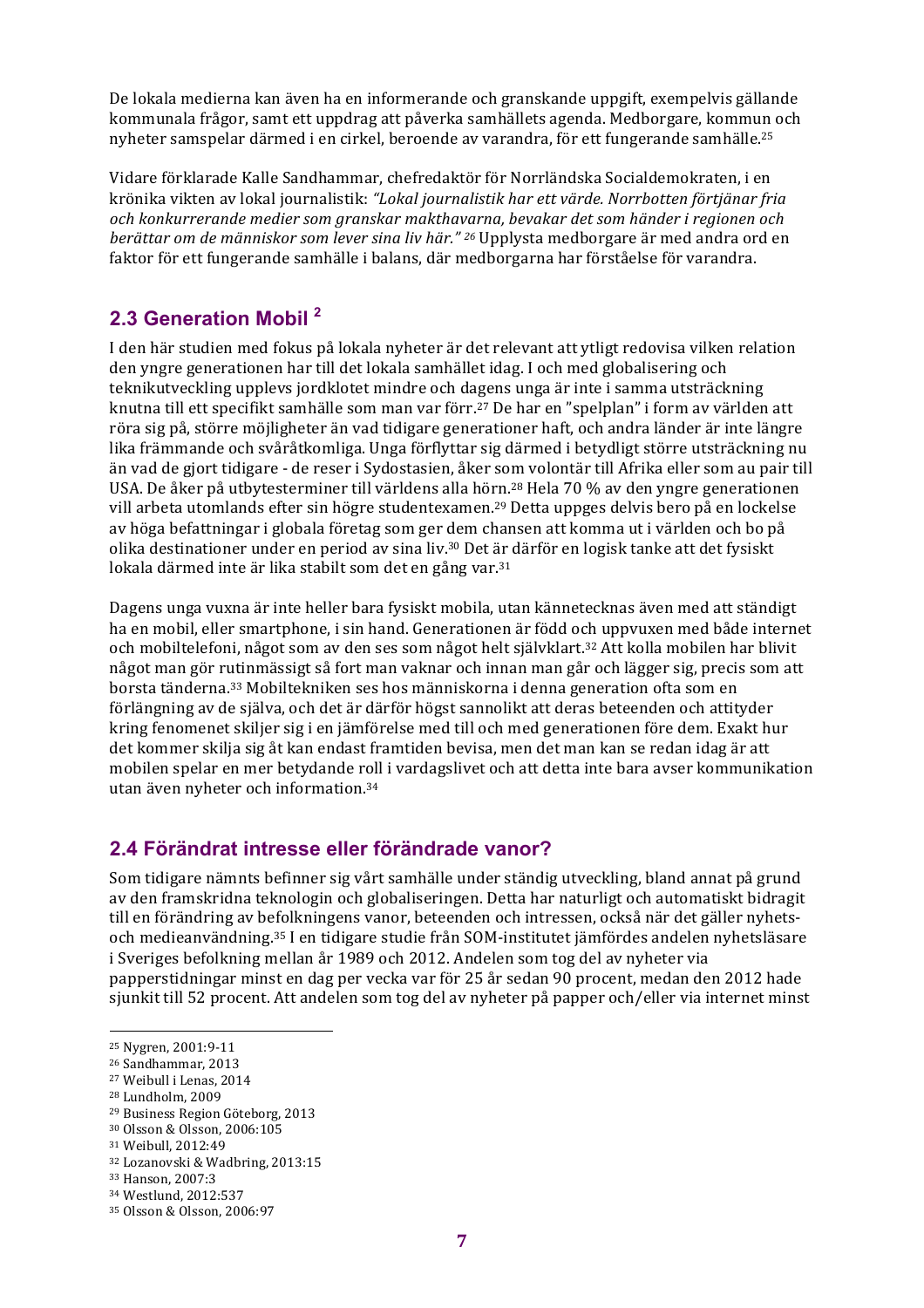De lokala medierna kan även ha en informerande och granskande uppgift, exempelvis gällande kommunala frågor, samt ett uppdrag att påverka samhällets agenda. Medborgare, kommun och nyheter samspelar därmed i en cirkel, beroende av varandra, för ett fungerande samhälle.[25]

Vidare förklarade Kalle Sandhammar, chefredaktör för Norrländska Socialdemokraten, i en krönika vikten av lokal journalistik: *"Lokal journalistik har ett värde. Norrbotten förtjänar fria och konkurrerande medier som granskar makthavarna, bevakar det som händer i regionen och berättar om de människor som lever sina liv här."* [26] Upplysta medborgare är med andra ord en faktor för ett fungerande samhälle i balans, där medborgarna har förståelse för varandra.

## 2.3 Generation Mobil [2]

I den här studien med fokus på lokala nyheter är det relevant att ytligt redovisa vilken relation den yngre generationen har till det lokala samhället idag. I och med globalisering och teknikutveckling upplevs jordklotet mindre och dagens unga är inte i samma utsträckning knutna till ett specifikt samhälle som man var förr.[27] De har en "spelplan" i form av världen att röra sig på, större möjligheter än vad tidigare generationer haft, och andra länder är inte längre lika främmande och svåråtkomliga. Unga förflyttar sig därmed i betydligt större utsträckning nu än vad de gjort tidigare - de reser i Sydostasien, åker som volontär till Afrika eller som au pair till USA. De åker på utbytesterminer till världens alla hörn.[28] Hela 70 % av den yngre generationen vill arbeta utomlands efter sin högre studentexamen.[29] Detta uppges delvis bero på en lockelse av höga befattningar i globala företag som ger dem chansen att komma ut i världen och bo på olika destinationer under en period av sina liv.[30] Det är därför en logisk tanke att det fysiskt lokala därmed inte är lika stabilt som det en gång var.[31]

Dagens unga vuxna är inte heller bara fysiskt mobila, utan kännetecknas även med att ständigt ha en mobil, eller smartphone, i sin hand. Generationen är född och uppvuxen med både internet och mobiltelefoni, något som av den ses som något helt självklart.[32] Att kolla mobilen har blivit något man gör rutinmässigt så fort man vaknar och innan man går och lägger sig, precis som att borsta tänderna.[33] Mobiltekniken ses hos människorna i denna generation ofta som en förlängning av de själva, och det är därför högst sannolikt att deras beteenden och attityder kring fenomenet skiljer sig i en jämförelse med till och med generationen före dem. Exakt hur det kommer skilja sig åt kan endast framtiden bevisa, men det man kan se redan idag är att mobilen spelar en mer betydande roll i vardagslivet och att detta inte bara avser kommunikation utan även nyheter och information.[34]

## 2.4 Förändrat intresse eller förändrade vanor?

Som tidigare nämnts befinner sig vårt samhälle under ständig utveckling, bland annat på grund av den framskridna teknologin och globaliseringen. Detta har naturligt och automatiskt bidragit till en förändring av befolkningens vanor, beteenden och intressen, också när det gäller nyhets- och medieanvändning.[35] I en tidigare studie från SOM-institutet jämfördes andelen nyhetsläsare i Sveriges befolkning mellan år 1989 och 2012. Andelen som tog del av nyheter via papperstidningar minst en dag per vecka var för 25 år sedan 90 procent, medan den 2012 hade sjunkit till 52 procent. Att andelen som tog del av nyheter på papper och/eller via internet minst

---

[25] Nygren, 2001:9-11
[26] Sandhammar, 2013
[27] Weibull i Lenas, 2014
[28] Lundholm, 2009
[29] Business Region Göteborg, 2013
[30] Olsson & Olsson, 2006:105
[31] Weibull, 2012:49
[32] Lozanovski & Wadbring, 2013:15
[33] Hanson, 2007:3
[34] Westlund, 2012:537
[35] Olsson & Olsson, 2006:97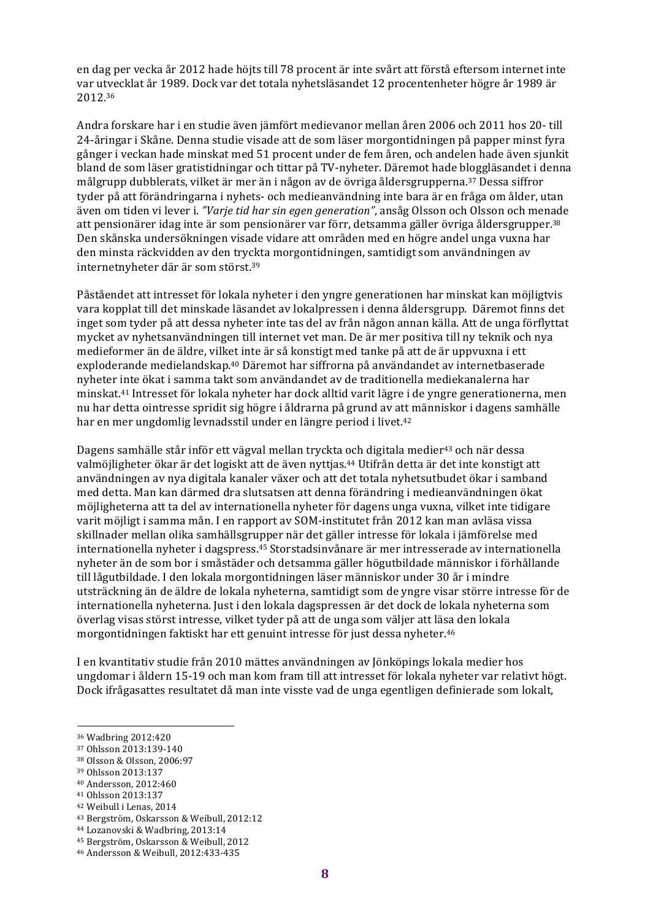en dag per vecka år 2012 hade höjts till 78 procent är inte svårt att förstå eftersom internet inte var utvecklat år 1989. Dock var det totala nyhetsläsandet 12 procentenheter högre år 1989 är 2012.[36]

Andra forskare har i en studie även jämfört medievanor mellan åren 2006 och 2011 hos 20- till 24-åringar i Skåne. Denna studie visade att de som läser morgontidningen på papper minst fyra gånger i veckan hade minskat med 51 procent under de fem åren, och andelen hade även sjunkit bland de som läser gratistidningar och tittar på TV-nyheter. Däremot hade bloggläsandet i denna målgrupp dubblerats, vilket är mer än i någon av de övriga åldersgrupperna.[37] Dessa siffror tyder på att förändringarna i nyhets- och medieanvändning inte bara är en fråga om ålder, utan även om tiden vi lever i. *"Varje tid har sin egen generation"*, ansåg Olsson och Olsson och menade att pensionärer idag inte är som pensionärer var förr, detsamma gäller övriga åldersgrupper.[38] Den skånska undersökningen visade vidare att områden med en högre andel unga vuxna har den minsta räckvidden av den tryckta morgontidningen, samtidigt som användningen av internetnyheter där är som störst.[39]

Påståendet att intresset för lokala nyheter i den yngre generationen har minskat kan möjligtvis vara kopplat till det minskade läsandet av lokalpressen i denna åldersgrupp. Däremot finns det inget som tyder på att dessa nyheter inte tas del av från någon annan källa. Att de unga förflyttat mycket av nyhetsanvändningen till internet vet man. De är mer positiva till ny teknik och nya medieformer än de äldre, vilket inte är så konstigt med tanke på att de är uppvuxna i ett exploderande medielandskap.[40] Däremot har siffrorna på användandet av internetbaserade nyheter inte ökat i samma takt som användandet av de traditionella mediekanalerna har minskat.[41] Intresset för lokala nyheter har dock alltid varit lägre i de yngre generationerna, men nu har detta ointresse spridit sig högre i åldrarna på grund av att människor i dagens samhälle har en mer ungdomlig levnadsstil under en längre period i livet.[42]

Dagens samhälle står inför ett vägval mellan tryckta och digitala medier[43] och när dessa valmöjligheter ökar är det logiskt att de även nyttjas.[44] Utifrån detta är det inte konstigt att användningen av nya digitala kanaler växer och att det totala nyhetsutbudet ökar i samband med detta. Man kan därmed dra slutsatsen att denna förändring i medieanvändningen ökat möjligheterna att ta del av internationella nyheter för dagens unga vuxna, vilket inte tidigare varit möjligt i samma mån. I en rapport av SOM-institutet från 2012 kan man avläsa vissa skillnader mellan olika samhällsgrupper när det gäller intresse för lokala i jämförelse med internationella nyheter i dagspress.[45] Storstadsinvånare är mer intresserade av internationella nyheter än de som bor i småstäder och detsamma gäller högutbildade människor i förhållande till lågutbildade. I den lokala morgontidningen läser människor under 30 år i mindre utsträckning än de äldre de lokala nyheterna, samtidigt som de yngre visar större intresse för de internationella nyheterna. Just i den lokala dagspressen är det dock de lokala nyheterna som överlag visas störst intresse, vilket tyder på att de unga som väljer att läsa den lokala morgontidningen faktiskt har ett genuint intresse för just dessa nyheter.[46]

I en kvantitativ studie från 2010 mättes användningen av Jönköpings lokala medier hos ungdomar i åldern 15-19 och man kom fram till att intresset för lokala nyheter var relativt högt. Dock ifrågasattes resultatet då man inte visste vad de unga egentligen definierade som lokalt,

---

[36] Wadbring 2012:420
[37] Ohlsson 2013:139-140
[38] Olsson & Olsson, 2006:97
[39] Ohlsson 2013:137
[40] Andersson, 2012:460
[41] Ohlsson 2013:137
[42] Weibull i Lenas, 2014
[43] Bergström, Oskarsson & Weibull, 2012:12
[44] Lozanovski & Wadbring, 2013:14
[45] Bergström, Oskarsson & Weibull, 2012
[46] Andersson & Weibull, 2012:433-435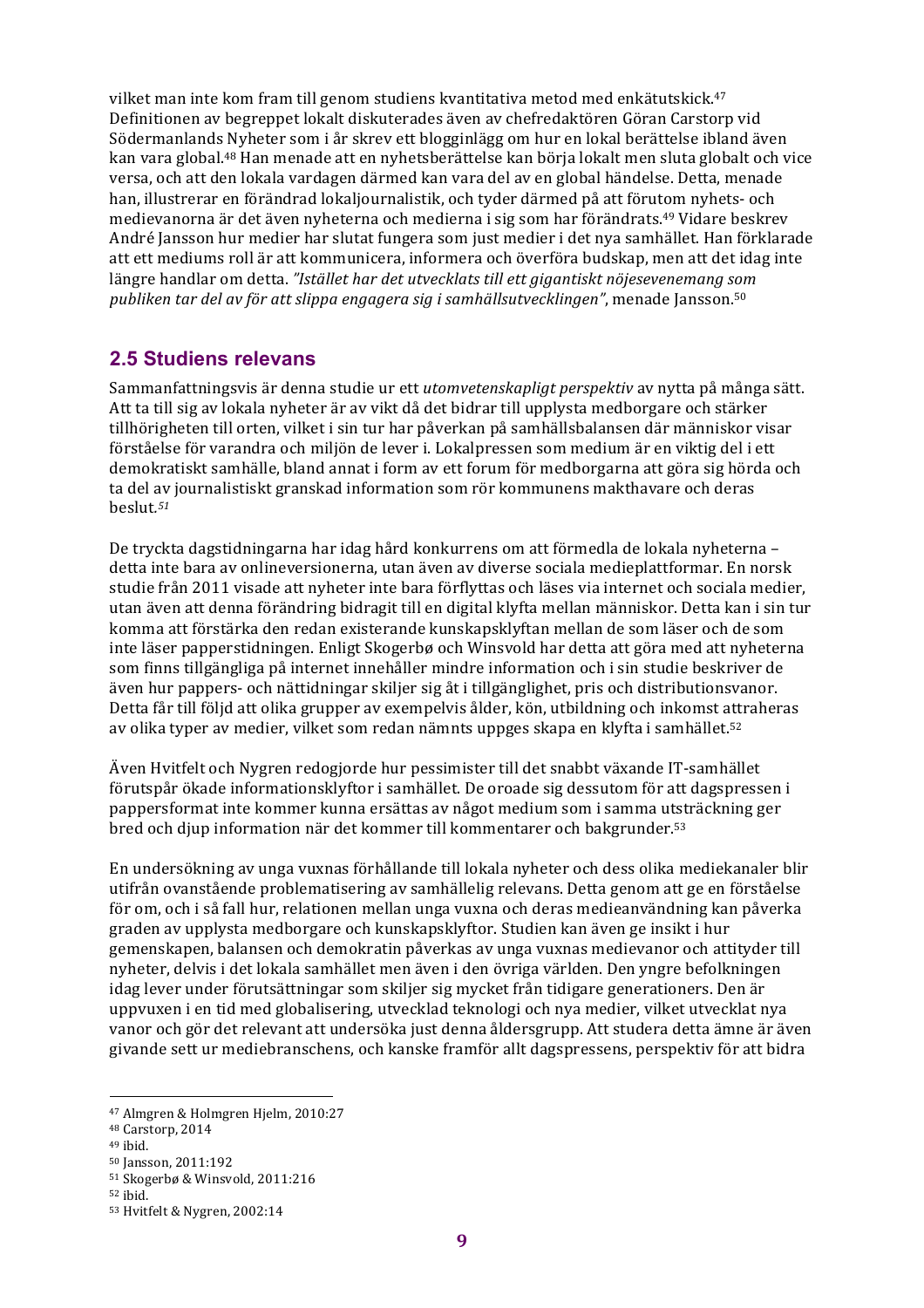vilket man inte kom fram till genom studiens kvantitativa metod med enkätutskick.[47] Definitionen av begreppet lokalt diskuterades även av chefredaktören Göran Carstorp vid Södermanlands Nyheter som i år skrev ett blogginlägg om hur en lokal berättelse ibland även kan vara global.[48] Han menade att en nyhetsberättelse kan börja lokalt men sluta globalt och vice versa, och att den lokala vardagen därmed kan vara del av en global händelse. Detta, menade han, illustrerar en förändrad lokaljournalistik, och tyder därmed på att förutom nyhets- och medievanorna är det även nyheterna och medierna i sig som har förändrats.[49] Vidare beskrev André Jansson hur medier har slutat fungera som just medier i det nya samhället. Han förklarade att ett mediums roll är att kommunicera, informera och överföra budskap, men att det idag inte längre handlar om detta. *"Istället har det utvecklats till ett gigantiskt nöjesevenemang som publiken tar del av för att slippa engagera sig i samhällsutvecklingen"*, menade Jansson.[50]

## 2.5 Studiens relevans

Sammanfattningsvis är denna studie ur ett *utomvetenskapligt perspektiv* av nytta på många sätt. Att ta till sig av lokala nyheter är av vikt då det bidrar till upplysta medborgare och stärker tillhörigheten till orten, vilket i sin tur har påverkan på samhällsbalansen där människor visar förståelse för varandra och miljön de lever i. Lokalpressen som medium är en viktig del i ett demokratiskt samhälle, bland annat i form av ett forum för medborgarna att göra sig hörda och ta del av journalistiskt granskad information som rör kommunens makthavare och deras beslut.[51]

De tryckta dagstidningarna har idag hård konkurrens om att förmedla de lokala nyheterna – detta inte bara av onlineversionerna, utan även av diverse sociala medieplattformar. En norsk studie från 2011 visade att nyheter inte bara förflyttas och läses via internet och sociala medier, utan även att denna förändring bidragit till en digital klyfta mellan människor. Detta kan i sin tur komma att förstärka den redan existerande kunskapsklyftan mellan de som läser och de som inte läser papperstidningen. Enligt Skogerbø och Winsvold har detta att göra med att nyheterna som finns tillgängliga på internet innehåller mindre information och i sin studie beskriver de även hur pappers- och nättidningar skiljer sig åt i tillgänglighet, pris och distributionsvanor. Detta får till följd att olika grupper av exempelvis ålder, kön, utbildning och inkomst attraheras av olika typer av medier, vilket som redan nämnts uppges skapa en klyfta i samhället.[52]

Även Hvitfelt och Nygren redogjorde hur pessimister till det snabbt växande IT-samhället förutspår ökade informationsklyftor i samhället. De oroade sig dessutom för att dagspressen i pappersformat inte kommer kunna ersättas av något medium som i samma utsträckning ger bred och djup information när det kommer till kommentarer och bakgrunder.[53]

En undersökning av unga vuxnas förhållande till lokala nyheter och dess olika mediekanaler blir utifrån ovanstående problematisering av samhällelig relevans. Detta genom att ge en förståelse för om, och i så fall hur, relationen mellan unga vuxna och deras medieanvändning kan påverka graden av upplysta medborgare och kunskapsklyftor. Studien kan även ge insikt i hur gemenskapen, balansen och demokratin påverkas av unga vuxnas medievanor och attityder till nyheter, delvis i det lokala samhället men även i den övriga världen. Den yngre befolkningen idag lever under förutsättningar som skiljer sig mycket från tidigare generationers. Den är uppvuxen i en tid med globalisering, utvecklad teknologi och nya medier, vilket utvecklat nya vanor och gör det relevant att undersöka just denna åldersgrupp. Att studera detta ämne är även givande sett ur mediebranschens, och kanske framför allt dagspressens, perspektiv för att bidra

---

[47] Almgren & Holmgren Hjelm, 2010:27
[48] Carstorp, 2014
[49] ibid.
[50] Jansson, 2011:192
[51] Skogerbø & Winsvold, 2011:216
[52] ibid.
[53] Hvitfelt & Nygren, 2002:14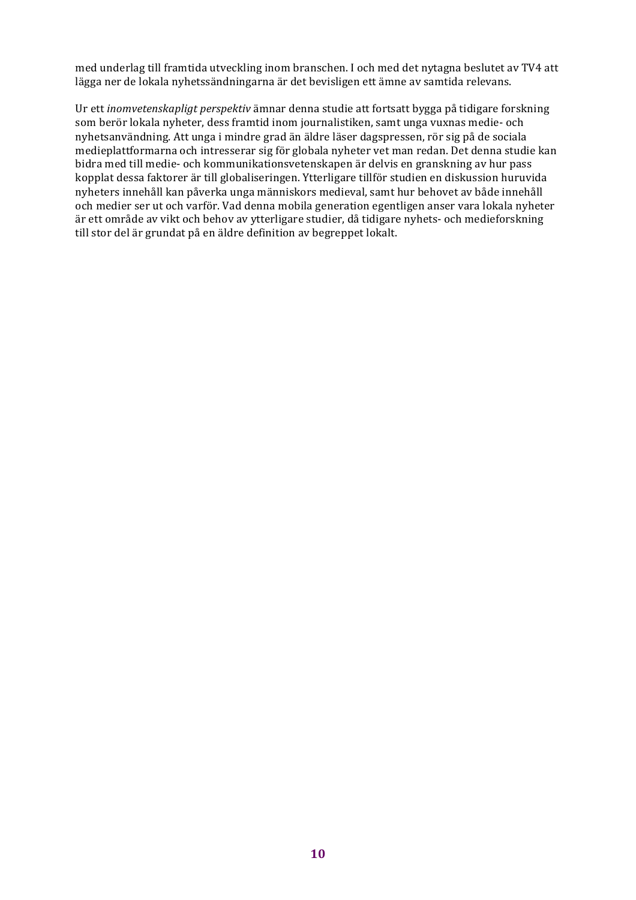med underlag till framtida utveckling inom branschen. I och med det nytagna beslutet av TV4 att lägga ner de lokala nyhetssändningarna är det bevisligen ett ämne av samtida relevans.

Ur ett *inomvetenskapligt perspektiv* ämnar denna studie att fortsatt bygga på tidigare forskning som berör lokala nyheter, dess framtid inom journalistiken, samt unga vuxnas medie- och nyhetsanvändning. Att unga i mindre grad än äldre läser dagspressen, rör sig på de sociala medieplattformarna och intresserar sig för globala nyheter vet man redan. Det denna studie kan bidra med till medie- och kommunikationsvetenskapen är delvis en granskning av hur pass kopplat dessa faktorer är till globaliseringen. Ytterligare tillför studien en diskussion huruvida nyheters innehåll kan påverka unga människors medieval, samt hur behovet av både innehåll och medier ser ut och varför. Vad denna mobila generation egentligen anser vara lokala nyheter är ett område av vikt och behov av ytterligare studier, då tidigare nyhets- och medieforskning till stor del är grundat på en äldre definition av begreppet lokalt.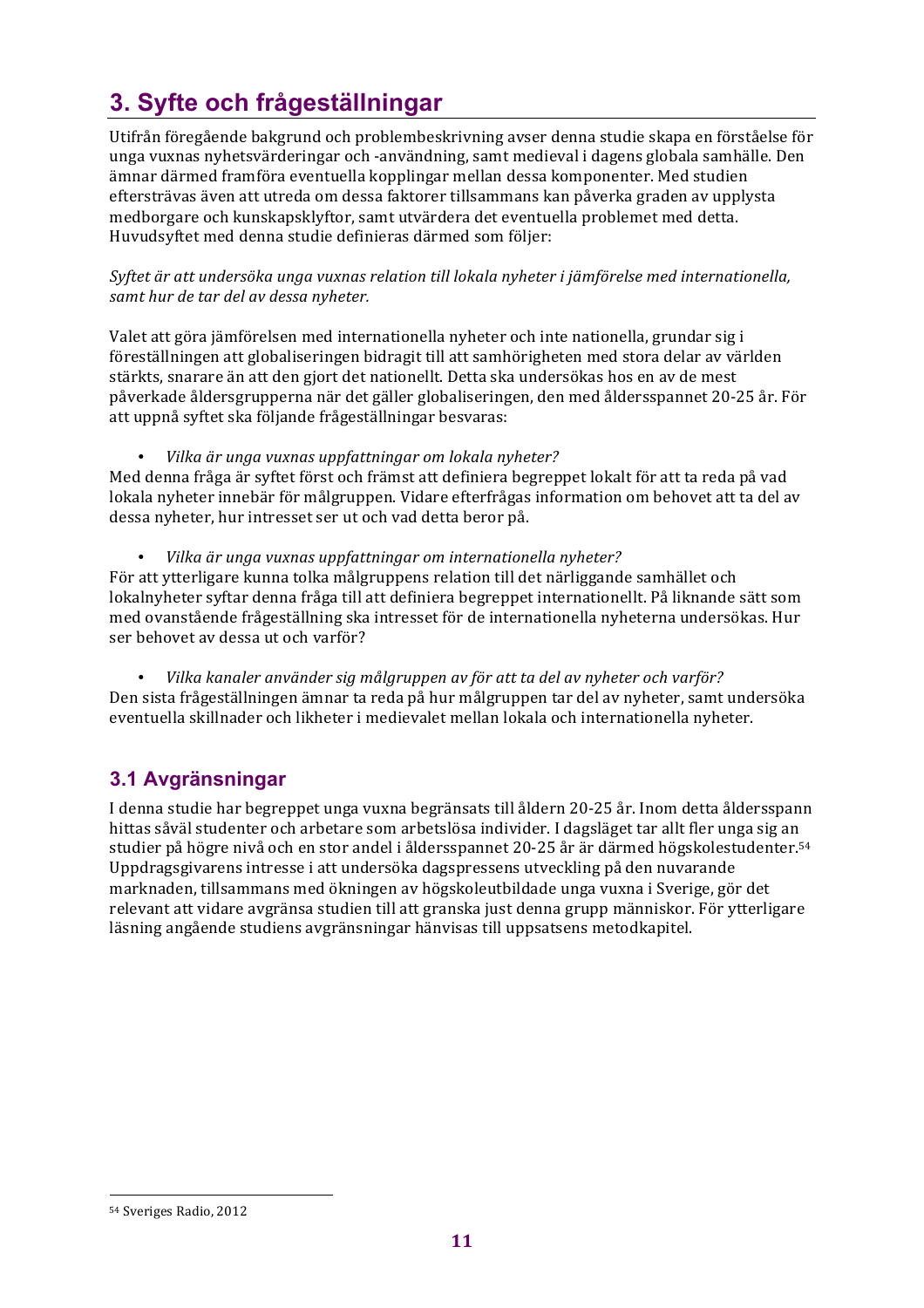# 3. Syfte och frågeställningar

Utifrån föregående bakgrund och problembeskrivning avser denna studie skapa en förståelse för unga vuxnas nyhetsvärderingar och -användning, samt medieval i dagens globala samhälle. Den ämnar därmed framföra eventuella kopplingar mellan dessa komponenter. Med studien eftersträvas även att utreda om dessa faktorer tillsammans kan påverka graden av upplysta medborgare och kunskapsklyftor, samt utvärdera det eventuella problemet med detta. Huvudsyftet med denna studie definieras därmed som följer:

*Syftet är att undersöka unga vuxnas relation till lokala nyheter i jämförelse med internationella, samt hur de tar del av dessa nyheter.*

Valet att göra jämförelsen med internationella nyheter och inte nationella, grundar sig i föreställningen att globaliseringen bidragit till att samhörigheten med stora delar av världen stärkts, snarare än att den gjort det nationellt. Detta ska undersökas hos en av de mest påverkade åldersgrupperna när det gäller globaliseringen, den med åldersspannet 20-25 år. För att uppnå syftet ska följande frågeställningar besvaras:

- *Vilka är unga vuxnas uppfattningar om lokala nyheter?*

Med denna fråga är syftet först och främst att definiera begreppet lokalt för att ta reda på vad lokala nyheter innebär för målgruppen. Vidare efterfrågas information om behovet att ta del av dessa nyheter, hur intresset ser ut och vad detta beror på.

- *Vilka är unga vuxnas uppfattningar om internationella nyheter?*

För att ytterligare kunna tolka målgruppens relation till det närliggande samhället och lokalnyheter syftar denna fråga till att definiera begreppet internationellt. På liknande sätt som med ovanstående frågeställning ska intresset för de internationella nyheterna undersökas. Hur ser behovet av dessa ut och varför?

- *Vilka kanaler använder sig målgruppen av för att ta del av nyheter och varför?*

Den sista frågeställningen ämnar ta reda på hur målgruppen tar del av nyheter, samt undersöka eventuella skillnader och likheter i medievalet mellan lokala och internationella nyheter.

## 3.1 Avgränsningar

I denna studie har begreppet unga vuxna begränsats till åldern 20-25 år. Inom detta åldersspann hittas såväl studenter och arbetare som arbetslösa individer. I dagsläget tar allt fler unga sig an studier på högre nivå och en stor andel i åldersspannet 20-25 år är därmed högskolestudenter.[54] Uppdragsgivarens intresse i att undersöka dagspressens utveckling på den nuvarande marknaden, tillsammans med ökningen av högskoleutbildade unga vuxna i Sverige, gör det relevant att vidare avgränsa studien till att granska just denna grupp människor. För ytterligare läsning angående studiens avgränsningar hänvisas till uppsatsens metodkapitel.

[54] Sveriges Radio, 2012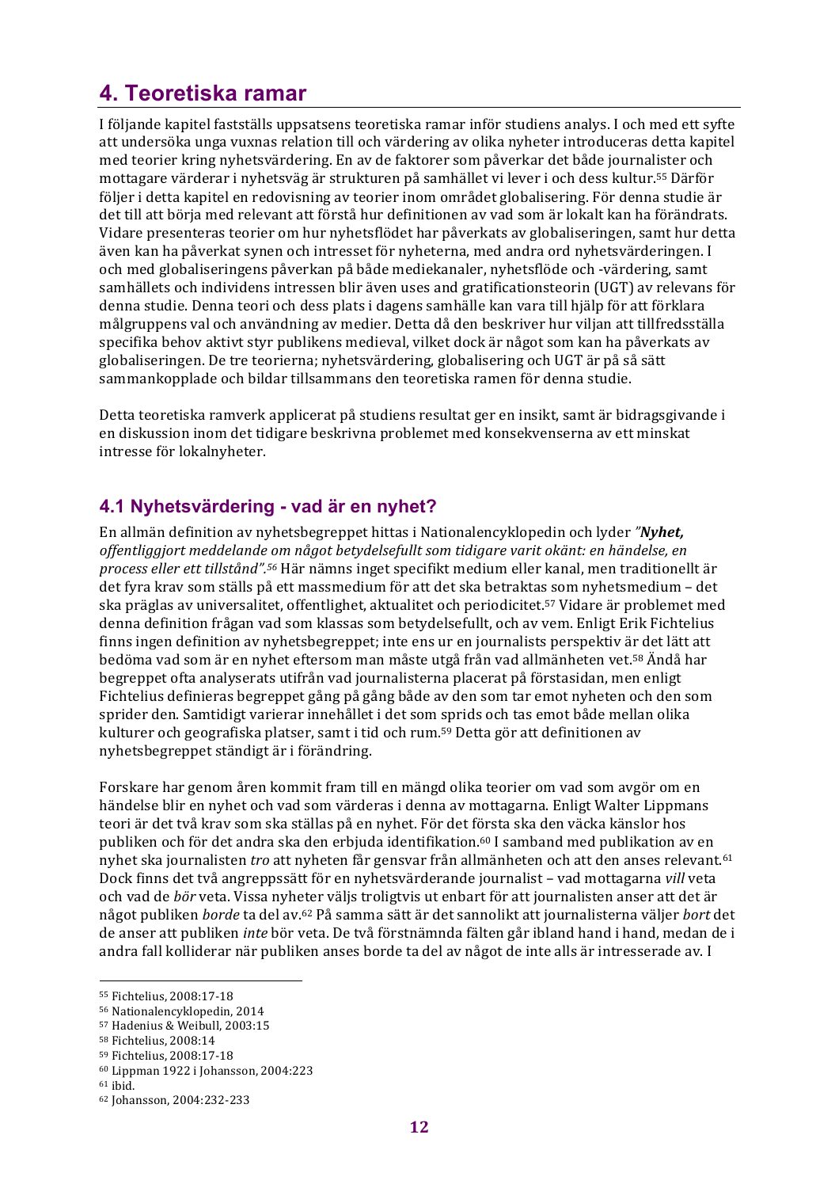# 4. Teoretiska ramar

I följande kapitel fastställs uppsatsens teoretiska ramar inför studiens analys. I och med ett syfte att undersöka unga vuxnas relation till och värdering av olika nyheter introduceras detta kapitel med teorier kring nyhetsvärdering. En av de faktorer som påverkar det både journalister och mottagare värderar i nyhetsväg är strukturen på samhället vi lever i och dess kultur.[55] Därför följer i detta kapitel en redovisning av teorier inom området globalisering. För denna studie är det till att börja med relevant att förstå hur definitionen av vad som är lokalt kan ha förändrats. Vidare presenteras teorier om hur nyhetsflödet har påverkats av globaliseringen, samt hur detta även kan ha påverkat synen och intresset för nyheterna, med andra ord nyhetsvärderingen. I och med globaliseringens påverkan på både mediekanaler, nyhetsflöde och -värdering, samt samhällets och individens intressen blir även uses and gratificationsteorin (UGT) av relevans för denna studie. Denna teori och dess plats i dagens samhälle kan vara till hjälp för att förklara målgruppens val och användning av medier. Detta då den beskriver hur viljan att tillfredsställa specifika behov aktivt styr publikens medieval, vilket dock är något som kan ha påverkats av globaliseringen. De tre teorierna; nyhetsvärdering, globalisering och UGT är på så sätt sammankopplade och bildar tillsammans den teoretiska ramen för denna studie.

Detta teoretiska ramverk applicerat på studiens resultat ger en insikt, samt är bidragsgivande i en diskussion inom det tidigare beskrivna problemet med konsekvenserna av ett minskat intresse för lokalnyheter.

## 4.1 Nyhetsvärdering - vad är en nyhet?

En allmän definition av nyhetsbegreppet hittas i Nationalencyklopedin och lyder *"**Nyhet,** offentliggjort meddelande om något betydelsefullt som tidigare varit okänt: en händelse, en process eller ett tillstånd".[56]* Här nämns inget specifikt medium eller kanal, men traditionellt är det fyra krav som ställs på ett massmedium för att det ska betraktas som nyhetsmedium – det ska präglas av universalitet, offentlighet, aktualitet och periodicitet.[57] Vidare är problemet med denna definition frågan vad som klassas som betydelsefullt, och av vem. Enligt Erik Fichtelius finns ingen definition av nyhetsbegreppet; inte ens ur en journalists perspektiv är det lätt att bedöma vad som är en nyhet eftersom man måste utgå från vad allmänheten vet.[58] Ändå har begreppet ofta analyserats utifrån vad journalisterna placerat på förstasidan, men enligt Fichtelius definieras begreppet gång på gång både av den som tar emot nyheten och den som sprider den. Samtidigt varierar innehållet i det som sprids och tas emot både mellan olika kulturer och geografiska platser, samt i tid och rum.[59] Detta gör att definitionen av nyhetsbegreppet ständigt är i förändring.

Forskare har genom åren kommit fram till en mängd olika teorier om vad som avgör om en händelse blir en nyhet och vad som värderas i denna av mottagarna. Enligt Walter Lippmans teori är det två krav som ska ställas på en nyhet. För det första ska den väcka känslor hos publiken och för det andra ska den erbjuda identifikation.[60] I samband med publikation av en nyhet ska journalisten *tro* att nyheten får gensvar från allmänheten och att den anses relevant.[61] Dock finns det två angreppssätt för en nyhetsvärderande journalist – vad mottagarna *vill* veta och vad de *bör* veta. Vissa nyheter väljs troligtvis ut enbart för att journalisten anser att det är något publiken *borde* ta del av.[62] På samma sätt är det sannolikt att journalisterna väljer *bort* det de anser att publiken *inte* bör veta. De två förstnämnda fälten går ibland hand i hand, medan de i andra fall kolliderar när publiken anses borde ta del av något de inte alls är intresserade av. I

---

[55] Fichtelius, 2008:17-18
[56] Nationalencyklopedin, 2014
[57] Hadenius & Weibull, 2003:15
[58] Fichtelius, 2008:14
[59] Fichtelius, 2008:17-18
[60] Lippman 1922 i Johansson, 2004:223
[61] ibid.
[62] Johansson, 2004:232-233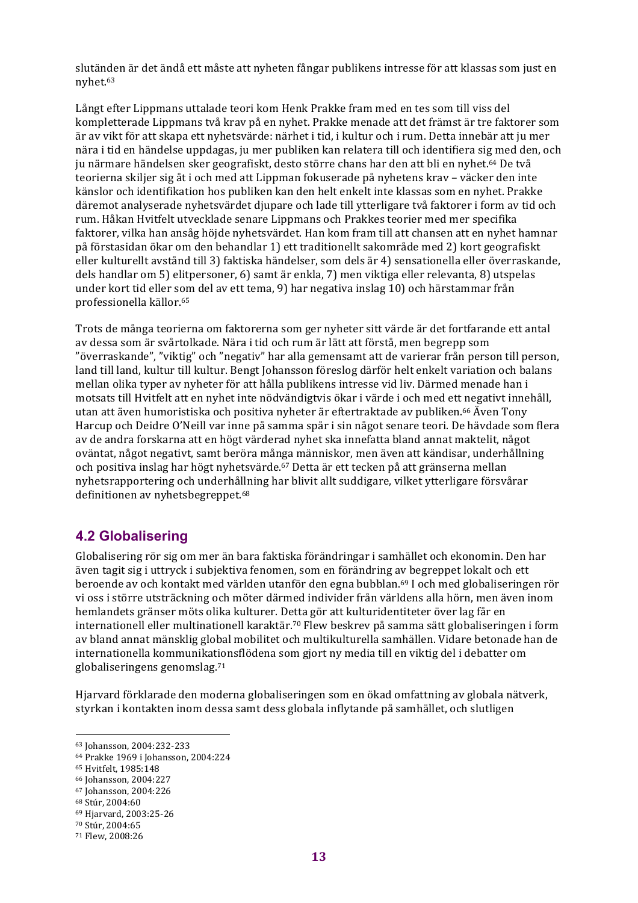slutänden är det ändå ett måste att nyheten fångar publikens intresse för att klassas som just en nyhet.[63]

Långt efter Lippmans uttalade teori kom Henk Prakke fram med en tes som till viss del kompletterade Lippmans två krav på en nyhet. Prakke menade att det främst är tre faktorer som är av vikt för att skapa ett nyhetsvärde: närhet i tid, i kultur och i rum. Detta innebär att ju mer nära i tid en händelse uppdagas, ju mer publiken kan relatera till och identifiera sig med den, och ju närmare händelsen sker geografiskt, desto större chans har den att bli en nyhet.[64] De två teorierna skiljer sig åt i och med att Lippman fokuserade på nyhetens krav – väcker den inte känslor och identifikation hos publiken kan den helt enkelt inte klassas som en nyhet. Prakke däremot analyserade nyhetsvärdet djupare och lade till ytterligare två faktorer i form av tid och rum. Håkan Hvitfelt utvecklade senare Lippmans och Prakkes teorier med mer specifika faktorer, vilka han ansåg höjde nyhetsvärdet. Han kom fram till att chansen att en nyhet hamnar på förstasidan ökar om den behandlar 1) ett traditionellt sakområde med 2) kort geografiskt eller kulturellt avstånd till 3) faktiska händelser, som dels är 4) sensationella eller överraskande, dels handlar om 5) elitpersoner, 6) samt är enkla, 7) men viktiga eller relevanta, 8) utspelas under kort tid eller som del av ett tema, 9) har negativa inslag 10) och härstammar från professionella källor.[65]

Trots de många teorierna om faktorerna som ger nyheter sitt värde är det fortfarande ett antal av dessa som är svårtolkade. Nära i tid och rum är lätt att förstå, men begrepp som "överraskande", "viktig" och "negativ" har alla gemensamt att de varierar från person till person, land till land, kultur till kultur. Bengt Johansson föreslog därför helt enkelt variation och balans mellan olika typer av nyheter för att hålla publikens intresse vid liv. Därmed menade han i motsats till Hvitfelt att en nyhet inte nödvändigtvis ökar i värde i och med ett negativt innehåll, utan att även humoristiska och positiva nyheter är eftertraktade av publiken.[66] Även Tony Harcup och Deidre O'Neill var inne på samma spår i sin något senare teori. De hävdade som flera av de andra forskarna att en högt värderad nyhet ska innefatta bland annat maktelit, något oväntat, något negativt, samt beröra många människor, men även att kändisar, underhållning och positiva inslag har högt nyhetsvärde.[67] Detta är ett tecken på att gränserna mellan nyhetsrapportering och underhållning har blivit allt suddigare, vilket ytterligare försvårar definitionen av nyhetsbegreppet.[68]

## 4.2 Globalisering

Globalisering rör sig om mer än bara faktiska förändringar i samhället och ekonomin. Den har även tagit sig i uttryck i subjektiva fenomen, som en förändring av begreppet lokalt och ett beroende av och kontakt med världen utanför den egna bubblan.[69] I och med globaliseringen rör vi oss i större utsträckning och möter därmed individer från världens alla hörn, men även inom hemlandets gränser möts olika kulturer. Detta gör att kulturidentiteter över lag får en internationell eller multinationell karaktär.[70] Flew beskrev på samma sätt globaliseringen i form av bland annat mänsklig global mobilitet och multikulturella samhällen. Vidare betonade han de internationella kommunikationsflödena som gjort ny media till en viktig del i debatter om globaliseringens genomslag.[71]

Hjarvard förklarade den moderna globaliseringen som en ökad omfattning av globala nätverk, styrkan i kontakten inom dessa samt dess globala inflytande på samhället, och slutligen

---

[63] Johansson, 2004:232-233
[64] Prakke 1969 i Johansson, 2004:224
[65] Hvitfelt, 1985:148
[66] Johansson, 2004:227
[67] Johansson, 2004:226
[68] Stúr, 2004:60
[69] Hjarvard, 2003:25-26
[70] Stúr, 2004:65
[71] Flew, 2008:26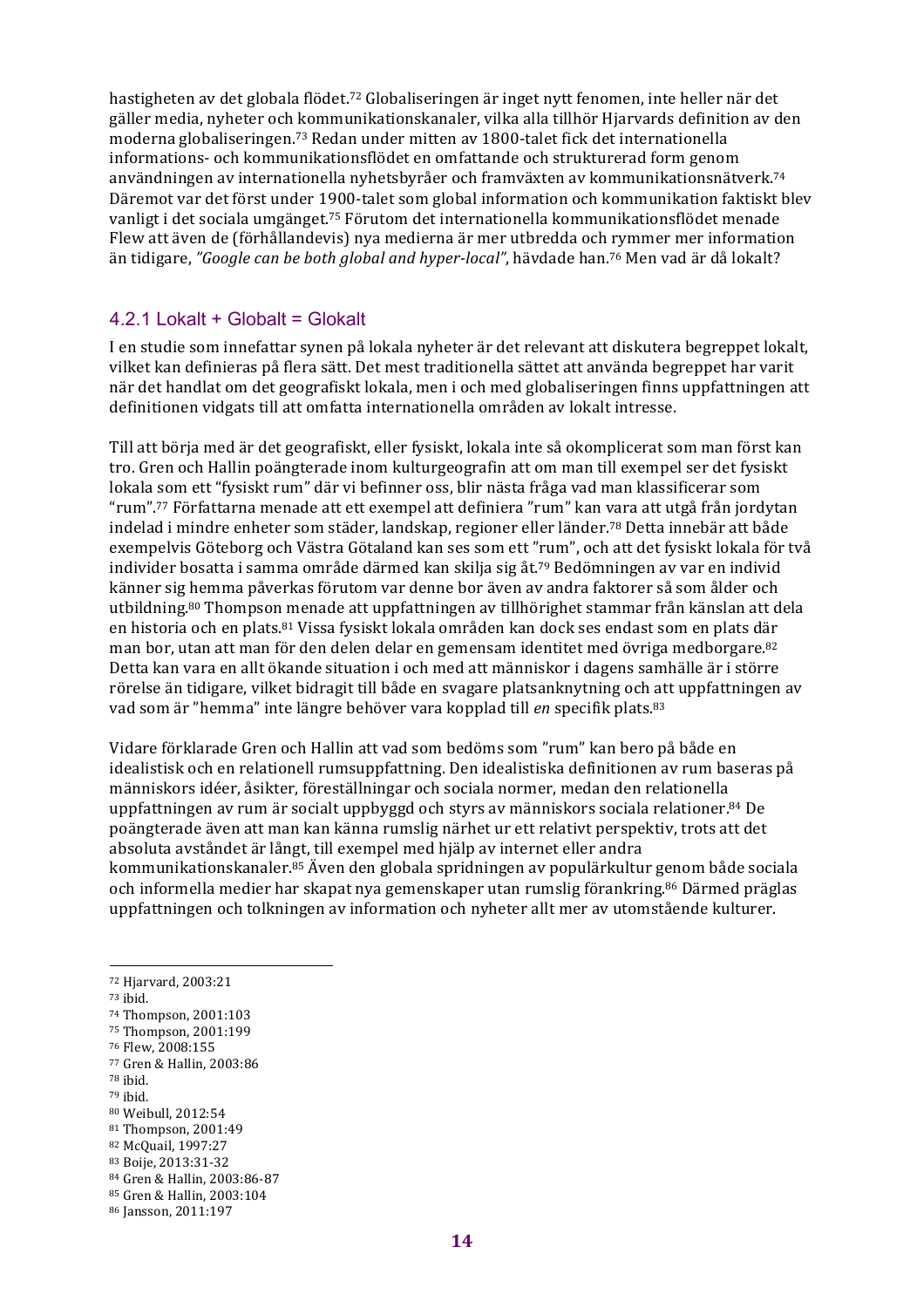hastigheten av det globala flödet.[72] Globaliseringen är inget nytt fenomen, inte heller när det gäller media, nyheter och kommunikationskanaler, vilka alla tillhör Hjarvards definition av den moderna globaliseringen.[73] Redan under mitten av 1800-talet fick det internationella informations- och kommunikationsflödet en omfattande och strukturerad form genom användningen av internationella nyhetsbyråer och framväxten av kommunikationsnätverk.[74] Däremot var det först under 1900-talet som global information och kommunikation faktiskt blev vanligt i det sociala umgänget.[75] Förutom det internationella kommunikationsflödet menade Flew att även de (förhållandevis) nya medierna är mer utbredda och rymmer mer information än tidigare, *"Google can be both global and hyper-local"*, hävdade han.[76] Men vad är då lokalt?

### 4.2.1 Lokalt + Globalt = Glokalt

I en studie som innefattar synen på lokala nyheter är det relevant att diskutera begreppet lokalt, vilket kan definieras på flera sätt. Det mest traditionella sättet att använda begreppet har varit när det handlat om det geografiskt lokala, men i och med globaliseringen finns uppfattningen att definitionen vidgats till att omfatta internationella områden av lokalt intresse.

Till att börja med är det geografiskt, eller fysiskt, lokala inte så okomplicerat som man först kan tro. Gren och Hallin poängterade inom kulturgeografin att om man till exempel ser det fysiskt lokala som ett "fysiskt rum" där vi befinner oss, blir nästa fråga vad man klassificerar som "rum".[77] Författarna menade att ett exempel att definiera "rum" kan vara att utgå från jordytan indelad i mindre enheter som städer, landskap, regioner eller länder.[78] Detta innebär att både exempelvis Göteborg och Västra Götaland kan ses som ett "rum", och att det fysiskt lokala för två individer bosatta i samma område därmed kan skilja sig åt.[79] Bedömningen av var en individ känner sig hemma påverkas förutom var denne bor även av andra faktorer så som ålder och utbildning.[80] Thompson menade att uppfattningen av tillhörighet stammar från känslan att dela en historia och en plats.[81] Vissa fysiskt lokala områden kan dock ses endast som en plats där man bor, utan att man för den delen delar en gemensam identitet med övriga medborgare.[82] Detta kan vara en allt ökande situation i och med att människor i dagens samhälle är i större rörelse än tidigare, vilket bidragit till både en svagare platsanknytning och att uppfattningen av vad som är "hemma" inte längre behöver vara kopplad till *en* specifik plats.[83]

Vidare förklarade Gren och Hallin att vad som bedöms som "rum" kan bero på både en idealistisk och en relationell rumsuppfattning. Den idealistiska definitionen av rum baseras på människors idéer, åsikter, föreställningar och sociala normer, medan den relationella uppfattningen av rum är socialt uppbyggd och styrs av människors sociala relationer.[84] De poängterade även att man kan känna rumslig närhet ur ett relativt perspektiv, trots att det absoluta avståndet är långt, till exempel med hjälp av internet eller andra kommunikationskanaler.[85] Även den globala spridningen av populärkultur genom både sociala och informella medier har skapat nya gemenskaper utan rumslig förankring.[86] Därmed präglas uppfattningen och tolkningen av information och nyheter allt mer av utomstående kulturer.

---

[72] Hjarvard, 2003:21
[73] ibid.
[74] Thompson, 2001:103
[75] Thompson, 2001:199
[76] Flew, 2008:155
[77] Gren & Hallin, 2003:86
[78] ibid.
[79] ibid.
[80] Weibull, 2012:54
[81] Thompson, 2001:49
[82] McQuail, 1997:27
[83] Boije, 2013:31-32
[84] Gren & Hallin, 2003:86-87
[85] Gren & Hallin, 2003:104
[86] Jansson, 2011:197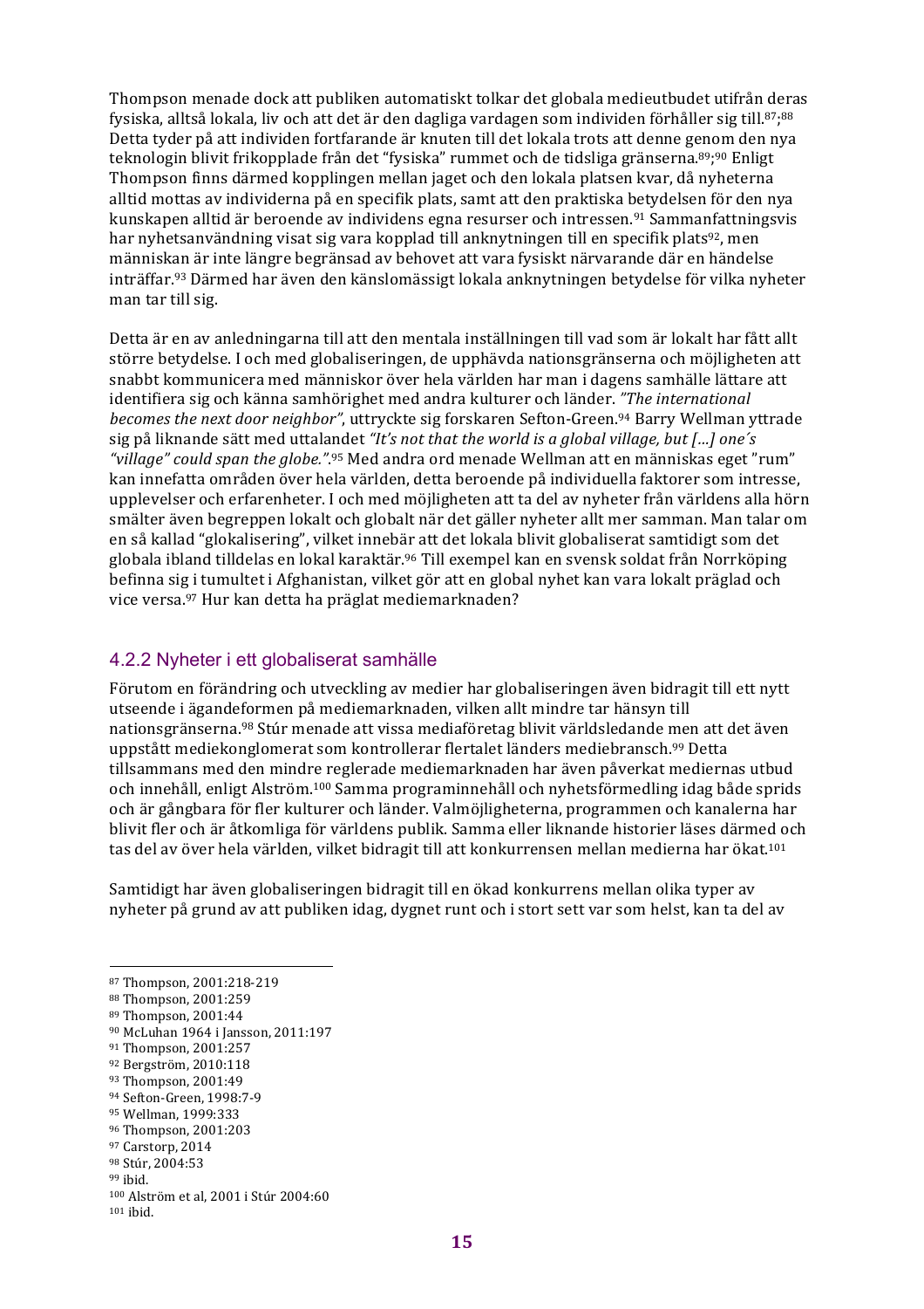Thompson menade dock att publiken automatiskt tolkar det globala medieutbudet utifrån deras fysiska, alltså lokala, liv och att det är den dagliga vardagen som individen förhåller sig till.[87];[88] Detta tyder på att individen fortfarande är knuten till det lokala trots att denne genom den nya teknologin blivit frikopplade från det "fysiska" rummet och de tidsliga gränserna.[89];[90] Enligt Thompson finns därmed kopplingen mellan jaget och den lokala platsen kvar, då nyheterna alltid mottas av individerna på en specifik plats, samt att den praktiska betydelsen för den nya kunskapen alltid är beroende av individens egna resurser och intressen.[91] Sammanfattningsvis har nyhetsanvändning visat sig vara kopplad till anknytningen till en specifik plats[92], men människan är inte längre begränsad av behovet att vara fysiskt närvarande där en händelse inträffar.[93] Därmed har även den känslomässigt lokala anknytningen betydelse för vilka nyheter man tar till sig.

Detta är en av anledningarna till att den mentala inställningen till vad som är lokalt har fått allt större betydelse. I och med globaliseringen, de upphävda nationsgränserna och möjligheten att snabbt kommunicera med människor över hela världen har man i dagens samhälle lättare att identifiera sig och känna samhörighet med andra kulturer och länder. *"The international becomes the next door neighbor"*, uttryckte sig forskaren Sefton-Green.[94] Barry Wellman yttrade sig på liknande sätt med uttalandet *"It's not that the world is a global village, but [...] one´s "village" could span the globe."*.[95] Med andra ord menade Wellman att en människas eget "rum" kan innefatta områden över hela världen, detta beroende på individuella faktorer som intresse, upplevelser och erfarenheter. I och med möjligheten att ta del av nyheter från världens alla hörn smälter även begreppen lokalt och globalt när det gäller nyheter allt mer samman. Man talar om en så kallad "glokalisering", vilket innebär att det lokala blivit globaliserat samtidigt som det globala ibland tilldelas en lokal karaktär.[96] Till exempel kan en svensk soldat från Norrköping befinna sig i tumultet i Afghanistan, vilket gör att en global nyhet kan vara lokalt präglad och vice versa.[97] Hur kan detta ha präglat mediemarknaden?

### 4.2.2 Nyheter i ett globaliserat samhälle

Förutom en förändring och utveckling av medier har globaliseringen även bidragit till ett nytt utseende i ägandeformen på mediemarknaden, vilken allt mindre tar hänsyn till nationsgränserna.[98] Stúr menade att vissa mediaföretag blivit världsledande men att det även uppstått mediekonglomerat som kontrollerar flertalet länders mediebransch.[99] Detta tillsammans med den mindre reglerade mediemarknaden har även påverkat mediernas utbud och innehåll, enligt Alström.[100] Samma programinnehåll och nyhetsförmedling idag både sprids och är gångbara för fler kulturer och länder. Valmöjligheterna, programmen och kanalerna har blivit fler och är åtkomliga för världens publik. Samma eller liknande historier läses därmed och tas del av över hela världen, vilket bidragit till att konkurrensen mellan medierna har ökat.[101]

Samtidigt har även globaliseringen bidragit till en ökad konkurrens mellan olika typer av nyheter på grund av att publiken idag, dygnet runt och i stort sett var som helst, kan ta del av

---

[87] Thompson, 2001:218-219
[88] Thompson, 2001:259
[89] Thompson, 2001:44
[90] McLuhan 1964 i Jansson, 2011:197
[91] Thompson, 2001:257
[92] Bergström, 2010:118
[93] Thompson, 2001:49
[94] Sefton-Green, 1998:7-9
[95] Wellman, 1999:333
[96] Thompson, 2001:203
[97] Carstorp, 2014
[98] Stúr, 2004:53
[99] ibid.
[100] Alström et al, 2001 i Stúr 2004:60
[101] ibid.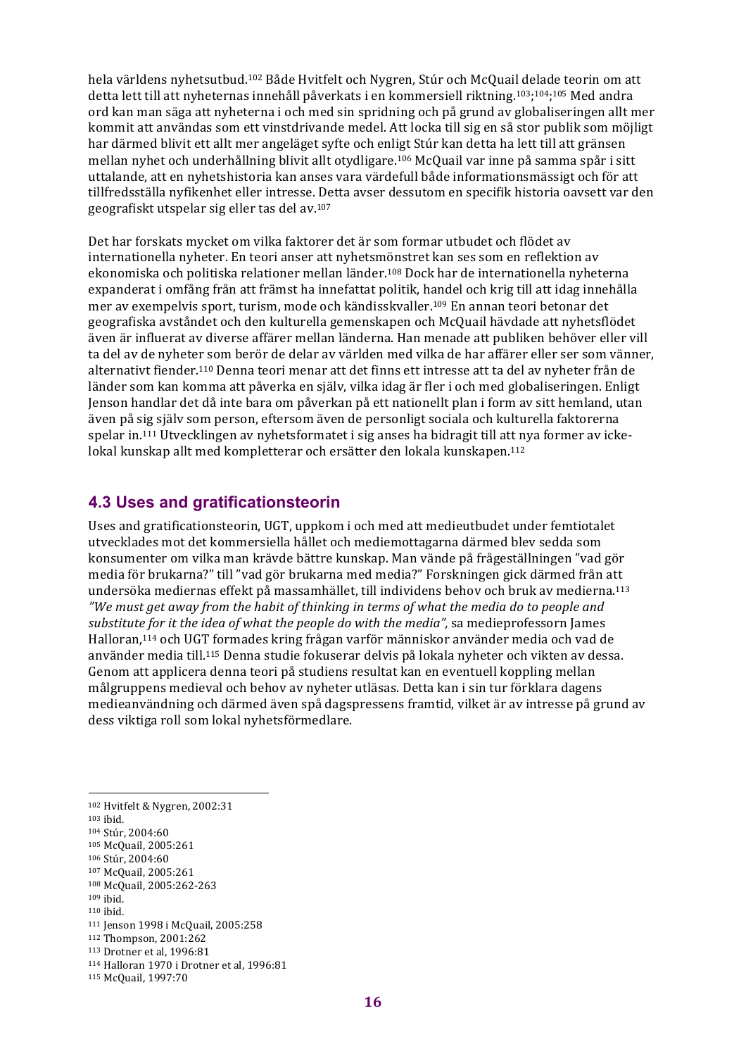hela världens nyhetsutbud.[102] Både Hvitfelt och Nygren, Stúr och McQuail delade teorin om att detta lett till att nyheternas innehåll påverkats i en kommersiell riktning.[103;104;105] Med andra ord kan man säga att nyheterna i och med sin spridning och på grund av globaliseringen allt mer kommit att användas som ett vinstdrivande medel. Att locka till sig en så stor publik som möjligt har därmed blivit ett allt mer angeläget syfte och enligt Stúr kan detta ha lett till att gränsen mellan nyhet och underhållning blivit allt otydligare.[106] McQuail var inne på samma spår i sitt uttalande, att en nyhetshistoria kan anses vara värdefull både informationsmässigt och för att tillfredsställa nyfikenhet eller intresse. Detta avser dessutom en specifik historia oavsett var den geografiskt utspelar sig eller tas del av.[107]

Det har forskats mycket om vilka faktorer det är som formar utbudet och flödet av internationella nyheter. En teori anser att nyhetsmönstret kan ses som en reflektion av ekonomiska och politiska relationer mellan länder.[108] Dock har de internationella nyheterna expanderat i omfång från att främst ha innefattat politik, handel och krig till att idag innehålla mer av exempelvis sport, turism, mode och kändisskvaller.[109] En annan teori betonar det geografiska avståndet och den kulturella gemenskapen och McQuail hävdade att nyhetsflödet även är influerat av diverse affärer mellan länderna. Han menade att publiken behöver eller vill ta del av de nyheter som berör de delar av världen med vilka de har affärer eller ser som vänner, alternativt fiender.[110] Denna teori menar att det finns ett intresse att ta del av nyheter från de länder som kan komma att påverka en själv, vilka idag är fler i och med globaliseringen. Enligt Jenson handlar det då inte bara om påverkan på ett nationellt plan i form av sitt hemland, utan även på sig själv som person, eftersom även de personligt sociala och kulturella faktorerna spelar in.[111] Utvecklingen av nyhetsformatet i sig anses ha bidragit till att nya former av icke-lokal kunskap allt med kompletterar och ersätter den lokala kunskapen.[112]

## 4.3 Uses and gratificationsteorin

Uses and gratificationsteorin, UGT, uppkom i och med att medieutbudet under femtiotalet utvecklades mot det kommersiella hållet och mediemottagarna därmed blev sedda som konsumenter om vilka man krävde bättre kunskap. Man vände på frågeställningen ”vad gör media för brukarna?” till ”vad gör brukarna med media?” Forskningen gick därmed från att undersöka mediernas effekt på massamhället, till individens behov och bruk av medierna.[113] *”We must get away from the habit of thinking in terms of what the media do to people and substitute for it the idea of what the people do with the media”,* sa medieprofessorn James Halloran,[114] och UGT formades kring frågan varför människor använder media och vad de använder media till.[115] Denna studie fokuserar delvis på lokala nyheter och vikten av dessa. Genom att applicera denna teori på studiens resultat kan en eventuell koppling mellan målgruppens medieval och behov av nyheter utläsas. Detta kan i sin tur förklara dagens medieanvändning och därmed även spå dagspressens framtid, vilket är av intresse på grund av dess viktiga roll som lokal nyhetsförmedlare.

---

[102] Hvitfelt & Nygren, 2002:31
[103] ibid.
[104] Stúr, 2004:60
[105] McQuail, 2005:261
[106] Stúr, 2004:60
[107] McQuail, 2005:261
[108] McQuail, 2005:262-263
[109] ibid.
[110] ibid.
[111] Jenson 1998 i McQuail, 2005:258
[112] Thompson, 2001:262
[113] Drotner et al, 1996:81
[114] Halloran 1970 i Drotner et al, 1996:81
[115] McQuail, 1997:70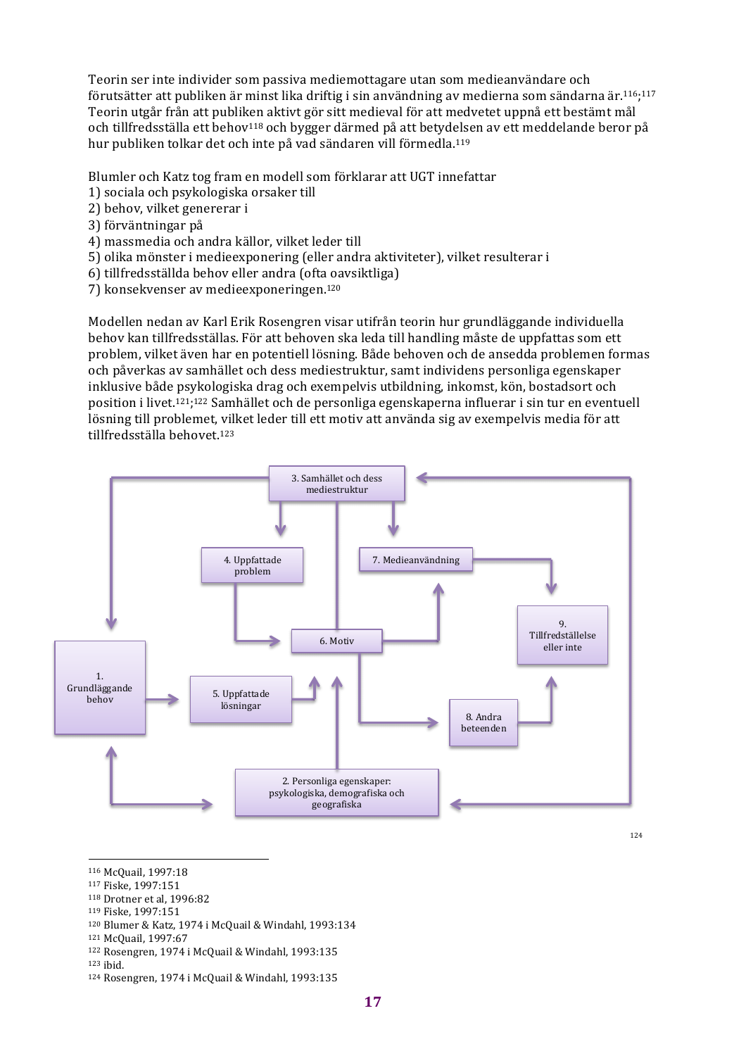Teorin ser inte individer som passiva mediemottagare utan som medieanvändare och förutsätter att publiken är minst lika driftig i sin användning av medierna som sändarna är.[116;117] Teorin utgår från att publiken aktivt gör sitt medieval för att medvetet uppnå ett bestämt mål och tillfredsställa ett behov[118] och bygger därmed på att betydelsen av ett meddelande beror på hur publiken tolkar det och inte på vad sändaren vill förmedla.[119]

Blumler och Katz tog fram en modell som förklarar att UGT innefattar
1) sociala och psykologiska orsaker till
2) behov, vilket genererar i
3) förväntningar på
4) massmedia och andra källor, vilket leder till
5) olika mönster i medieexponering (eller andra aktiviteter), vilket resulterar i
6) tillfredsställda behov eller andra (ofta oavsiktliga)
7) konsekvenser av medieexponeringen.[120]

Modellen nedan av Karl Erik Rosengren visar utifrån teorin hur grundläggande individuella behov kan tillfredsställas. För att behoven ska leda till handling måste de uppfattas som ett problem, vilket även har en potentiell lösning. Både behoven och de ansedda problemen formas och påverkas av samhället och dess mediestruktur, samt individens personliga egenskaper inklusive både psykologiska drag och exempelvis utbildning, inkomst, kön, bostadsort och position i livet.[121;122] Samhället och de personliga egenskaperna influerar i sin tur en eventuell lösning till problemet, vilket leder till ett motiv att använda sig av exempelvis media för att tillfredsställa behovet.[123]

[124]

---

116 McQuail, 1997:18
117 Fiske, 1997:151
118 Drotner et al, 1996:82
119 Fiske, 1997:151
120 Blumer & Katz, 1974 i McQuail & Windahl, 1993:134
121 McQuail, 1997:67
122 Rosengren, 1974 i McQuail & Windahl, 1993:135
123 ibid.
124 Rosengren, 1974 i McQuail & Windahl, 1993:135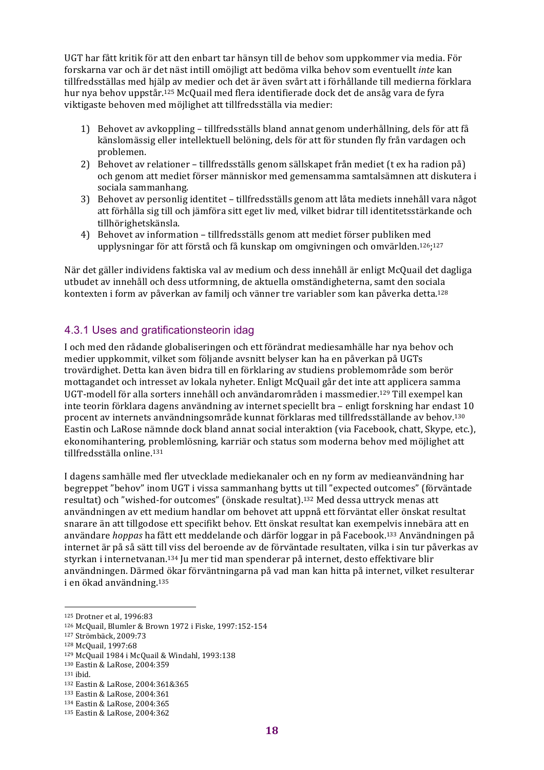UGT har fått kritik för att den enbart tar hänsyn till de behov som uppkommer via media. För forskarna var och är det näst intill omöjligt att bedöma vilka behov som eventuellt *inte* kan tillfredsställas med hjälp av medier och det är även svårt att i förhållande till medierna förklara hur nya behov uppstår.[125] McQuail med flera identifierade dock det de ansåg vara de fyra viktigaste behoven med möjlighet att tillfredsställa via medier:

1) Behovet av avkoppling – tillfredsställs bland annat genom underhållning, dels för att få känslomässig eller intellektuell belöning, dels för att för stunden fly från vardagen och problemen.
2) Behovet av relationer – tillfredsställs genom sällskapet från mediet (t ex ha radion på) och genom att mediet förser människor med gemensamma samtalsämnen att diskutera i sociala sammanhang.
3) Behovet av personlig identitet – tillfredsställs genom att låta mediets innehåll vara något att förhålla sig till och jämföra sitt eget liv med, vilket bidrar till identitetsstärkande och tillhörighetskänsla.
4) Behovet av information – tillfredsställs genom att mediet förser publiken med upplysningar för att förstå och få kunskap om omgivningen och omvärlden.[126;127]

När det gäller individens faktiska val av medium och dess innehåll är enligt McQuail det dagliga utbudet av innehåll och dess utformning, de aktuella omständigheterna, samt den sociala kontexten i form av påverkan av familj och vänner tre variabler som kan påverka detta.[128]

### 4.3.1 Uses and gratificationsteorin idag

I och med den rådande globaliseringen och ett förändrat mediesamhälle har nya behov och medier uppkommit, vilket som följande avsnitt belyser kan ha en påverkan på UGTs trovärdighet. Detta kan även bidra till en förklaring av studiens problemområde som berör mottagandet och intresset av lokala nyheter. Enligt McQuail går det inte att applicera samma UGT-modell för alla sorters innehåll och användarområden i massmedier.[129] Till exempel kan inte teorin förklara dagens användning av internet speciellt bra – enligt forskning har endast 10 procent av internets användningsområde kunnat förklaras med tillfredsställande av behov.[130] Eastin och LaRose nämnde dock bland annat social interaktion (via Facebook, chatt, Skype, etc.), ekonomihantering, problemlösning, karriär och status som moderna behov med möjlighet att tillfredsställa online.[131]

I dagens samhälle med fler utvecklade mediekanaler och en ny form av medieanvändning har begreppet ”behov” inom UGT i vissa sammanhang bytts ut till ”expected outcomes” (förväntade resultat) och ”wished-for outcomes” (önskade resultat).[132] Med dessa uttryck menas att användningen av ett medium handlar om behovet att uppnå ett förväntat eller önskat resultat snarare än att tillgodose ett specifikt behov. Ett önskat resultat kan exempelvis innebära att en användare *hoppas* ha fått ett meddelande och därför loggar in på Facebook.[133] Användningen på internet är på så sätt till viss del beroende av de förväntade resultaten, vilka i sin tur påverkas av styrkan i internetvanan.[134] Ju mer tid man spenderar på internet, desto effektivare blir användningen. Därmed ökar förväntningarna på vad man kan hitta på internet, vilket resulterar i en ökad användning.[135]

---

[125] Drotner et al, 1996:83
[126] McQuail, Blumler & Brown 1972 i Fiske, 1997:152-154
[127] Strömbäck, 2009:73
[128] McQuail, 1997:68
[129] McQuail 1984 i McQuail & Windahl, 1993:138
[130] Eastin & LaRose, 2004:359
[131] ibid.
[132] Eastin & LaRose, 2004:361&365
[133] Eastin & LaRose, 2004:361
[134] Eastin & LaRose, 2004:365
[135] Eastin & LaRose, 2004:362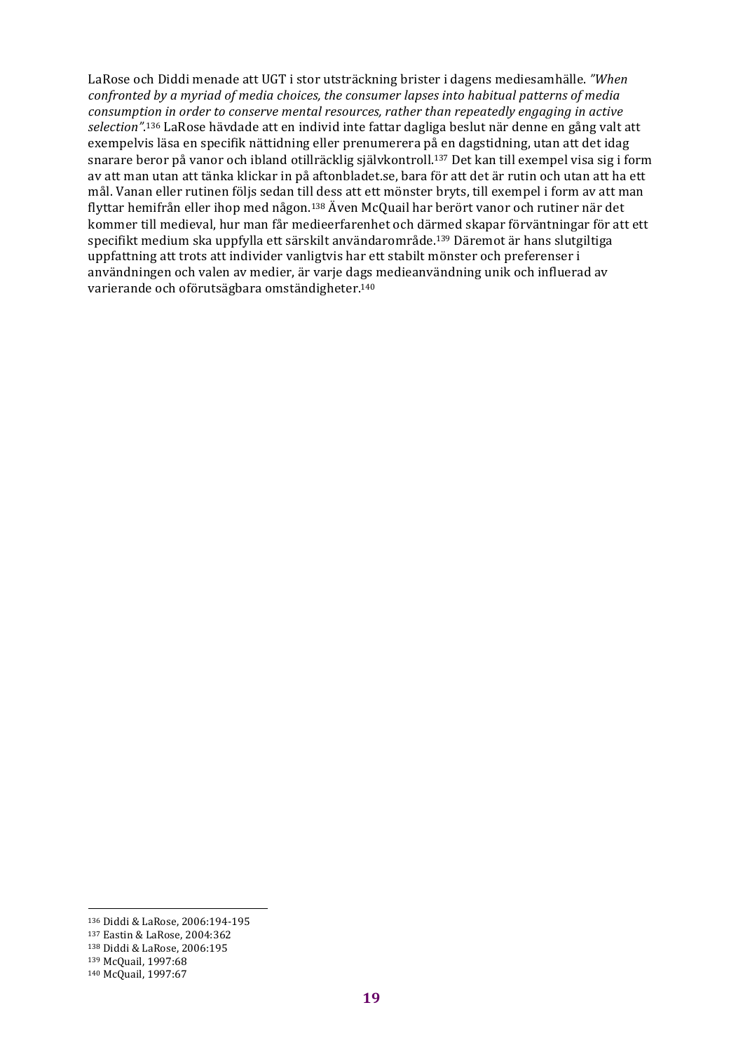LaRose och Diddi menade att UGT i stor utsträckning brister i dagens mediesamhälle. *"When confronted by a myriad of media choices, the consumer lapses into habitual patterns of media consumption in order to conserve mental resources, rather than repeatedly engaging in active selection"*.[136] LaRose hävdade att en individ inte fattar dagliga beslut när denne en gång valt att exempelvis läsa en specifik nättidning eller prenumerera på en dagstidning, utan att det idag snarare beror på vanor och ibland otillräcklig självkontroll.[137] Det kan till exempel visa sig i form av att man utan att tänka klickar in på aftonbladet.se, bara för att det är rutin och utan att ha ett mål. Vanan eller rutinen följs sedan till dess att ett mönster bryts, till exempel i form av att man flyttar hemifrån eller ihop med någon.[138] Även McQuail har berört vanor och rutiner när det kommer till medieval, hur man får medieerfarenhet och därmed skapar förväntningar för att ett specifikt medium ska uppfylla ett särskilt användarområde.[139] Däremot är hans slutgiltiga uppfattning att trots att individer vanligtvis har ett stabilt mönster och preferenser i användningen och valen av medier, är varje dags medieanvändning unik och influerad av varierande och oförutsägbara omständigheter.[140]

---

[136] Diddi & LaRose, 2006:194-195
[137] Eastin & LaRose, 2004:362
[138] Diddi & LaRose, 2006:195
[139] McQuail, 1997:68
[140] McQuail, 1997:67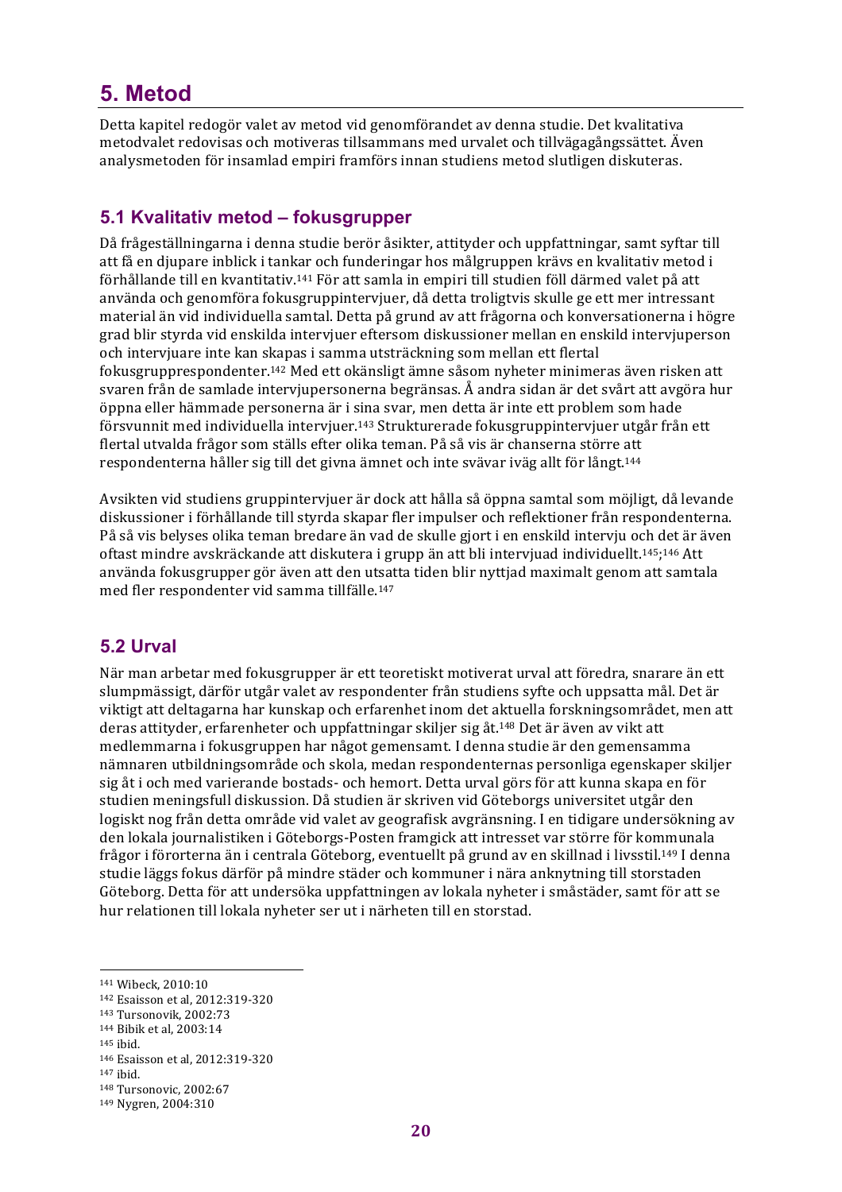# 5. Metod

Detta kapitel redogör valet av metod vid genomförandet av denna studie. Det kvalitativa metodvalet redovisas och motiveras tillsammans med urvalet och tillvägagångssättet. Även analysmetoden för insamlad empiri framförs innan studiens metod slutligen diskuteras.

## 5.1 Kvalitativ metod – fokusgrupper

Då frågeställningarna i denna studie berör åsikter, attityder och uppfattningar, samt syftar till att få en djupare inblick i tankar och funderingar hos målgruppen krävs en kvalitativ metod i förhållande till en kvantitativ.[141] För att samla in empiri till studien föll därmed valet på att använda och genomföra fokusgruppintervjuer, då detta troligtvis skulle ge ett mer intressant material än vid individuella samtal. Detta på grund av att frågorna och konversationerna i högre grad blir styrda vid enskilda intervjuer eftersom diskussioner mellan en enskild intervjuperson och intervjuare inte kan skapas i samma utsträckning som mellan ett flertal fokusgrupprespondenter.[142] Med ett okänsligt ämne såsom nyheter minimeras även risken att svaren från de samlade intervjupersonerna begränsas. Å andra sidan är det svårt att avgöra hur öppna eller hämmade personerna är i sina svar, men detta är inte ett problem som hade försvunnit med individuella intervjuer.[143] Strukturerade fokusgruppintervjuer utgår från ett flertal utvalda frågor som ställs efter olika teman. På så vis är chanserna större att respondenterna håller sig till det givna ämnet och inte svävar iväg allt för långt.[144]

Avsikten vid studiens gruppintervjuer är dock att hålla så öppna samtal som möjligt, då levande diskussioner i förhållande till styrda skapar fler impulser och reflektioner från respondenterna. På så vis belyses olika teman bredare än vad de skulle gjort i en enskild intervju och det är även oftast mindre avskräckande att diskutera i grupp än att bli intervjuad individuellt.[145];[146] Att använda fokusgrupper gör även att den utsatta tiden blir nyttjad maximalt genom att samtala med fler respondenter vid samma tillfälle.[147]

## 5.2 Urval

När man arbetar med fokusgrupper är ett teoretiskt motiverat urval att föredra, snarare än ett slumpmässigt, därför utgår valet av respondenter från studiens syfte och uppsatta mål. Det är viktigt att deltagarna har kunskap och erfarenhet inom det aktuella forskningsområdet, men att deras attityder, erfarenheter och uppfattningar skiljer sig åt.[148] Det är även av vikt att medlemmarna i fokusgruppen har något gemensamt. I denna studie är den gemensamma nämnaren utbildningsområde och skola, medan respondenternas personliga egenskaper skiljer sig åt i och med varierande bostads- och hemort. Detta urval görs för att kunna skapa en för studien meningsfull diskussion. Då studien är skriven vid Göteborgs universitet utgår den logiskt nog från detta område vid valet av geografisk avgränsning. I en tidigare undersökning av den lokala journalistiken i Göteborgs-Posten framgick att intresset var större för kommunala frågor i förorterna än i centrala Göteborg, eventuellt på grund av en skillnad i livsstil.[149] I denna studie läggs fokus därför på mindre städer och kommuner i nära anknytning till storstaden Göteborg. Detta för att undersöka uppfattningen av lokala nyheter i småstäder, samt för att se hur relationen till lokala nyheter ser ut i närheten till en storstad.

---

[141] Wibeck, 2010:10
[142] Esaisson et al, 2012:319-320
[143] Tursonovik, 2002:73
[144] Bibik et al, 2003:14
[145] ibid.
[146] Esaisson et al, 2012:319-320
[147] ibid.
[148] Tursonovic, 2002:67
[149] Nygren, 2004:310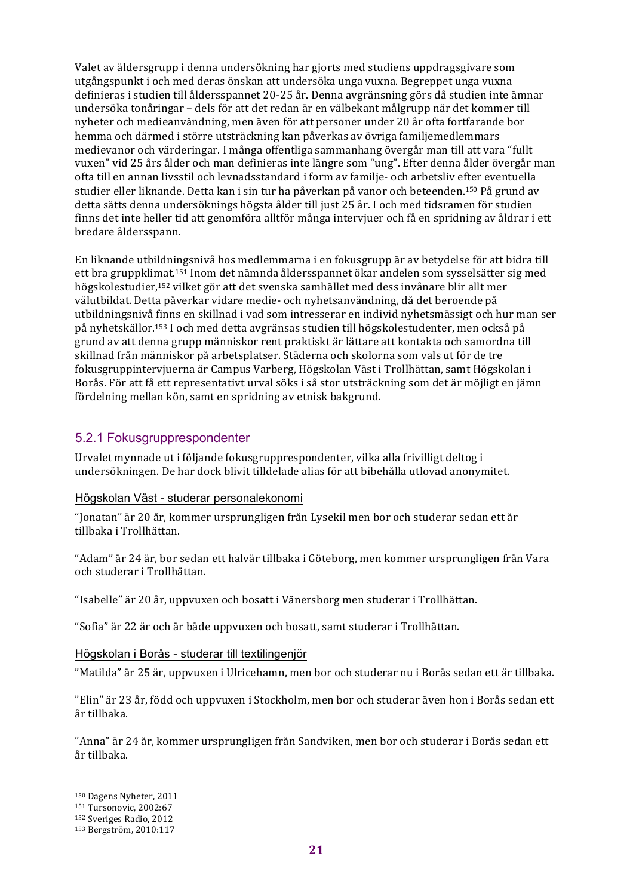Valet av åldersgrupp i denna undersökning har gjorts med studiens uppdragsgivare som utgångspunkt i och med deras önskan att undersöka unga vuxna. Begreppet unga vuxna definieras i studien till åldersspannet 20-25 år. Denna avgränsning görs då studien inte ämnar undersöka tonåringar – dels för att det redan är en välbekant målgrupp när det kommer till nyheter och medieanvändning, men även för att personer under 20 år ofta fortfarande bor hemma och därmed i större utsträckning kan påverkas av övriga familjemedlemmars medievanor och värderingar. I många offentliga sammanhang övergår man till att vara "fullt vuxen" vid 25 års ålder och man definieras inte längre som "ung". Efter denna ålder övergår man ofta till en annan livsstil och levnadsstandard i form av familje- och arbetsliv efter eventuella studier eller liknande. Detta kan i sin tur ha påverkan på vanor och beteenden.[150] På grund av detta sätts denna undersöknings högsta ålder till just 25 år. I och med tidsramen för studien finns det inte heller tid att genomföra alltför många intervjuer och få en spridning av åldrar i ett bredare åldersspann.

En liknande utbildningsnivå hos medlemmarna i en fokusgrupp är av betydelse för att bidra till ett bra gruppklimat.[151] Inom det nämnda åldersspannet ökar andelen som sysselsätter sig med högskolestudier,[152] vilket gör att det svenska samhället med dess invånare blir allt mer välutbildat. Detta påverkar vidare medie- och nyhetsanvändning, då det beroende på utbildningsnivå finns en skillnad i vad som intresserar en individ nyhetsmässigt och hur man ser på nyhetskällor.[153] I och med detta avgränsas studien till högskolestudenter, men också på grund av att denna grupp människor rent praktiskt är lättare att kontakta och samordna till skillnad från människor på arbetsplatser. Städerna och skolorna som vals ut för de tre fokusgruppintervjuerna är Campus Varberg, Högskolan Väst i Trollhättan, samt Högskolan i Borås. För att få ett representativt urval söks i så stor utsträckning som det är möjligt en jämn fördelning mellan kön, samt en spridning av etnisk bakgrund.

### 5.2.1 Fokusgrupprespondenter

Urvalet mynnade ut i följande fokusgrupprespondenter, vilka alla frivilligt deltog i undersökningen. De har dock blivit tilldelade alias för att bibehålla utlovad anonymitet.

#### Högskolan Väst - studerar personalekonomi

"Jonatan" är 20 år, kommer ursprungligen från Lysekil men bor och studerar sedan ett år tillbaka i Trollhättan.

"Adam" är 24 år, bor sedan ett halvår tillbaka i Göteborg, men kommer ursprungligen från Vara och studerar i Trollhättan.

"Isabelle" är 20 år, uppvuxen och bosatt i Vänersborg men studerar i Trollhättan.

"Sofia" är 22 år och är både uppvuxen och bosatt, samt studerar i Trollhättan.

#### Högskolan i Borås - studerar till textilingenjör

"Matilda" är 25 år, uppvuxen i Ulricehamn, men bor och studerar nu i Borås sedan ett år tillbaka.

"Elin" är 23 år, född och uppvuxen i Stockholm, men bor och studerar även hon i Borås sedan ett år tillbaka.

"Anna" är 24 år, kommer ursprungligen från Sandviken, men bor och studerar i Borås sedan ett år tillbaka.

---

[150] Dagens Nyheter, 2011
[151] Tursonovic, 2002:67
[152] Sveriges Radio, 2012
[153] Bergström, 2010:117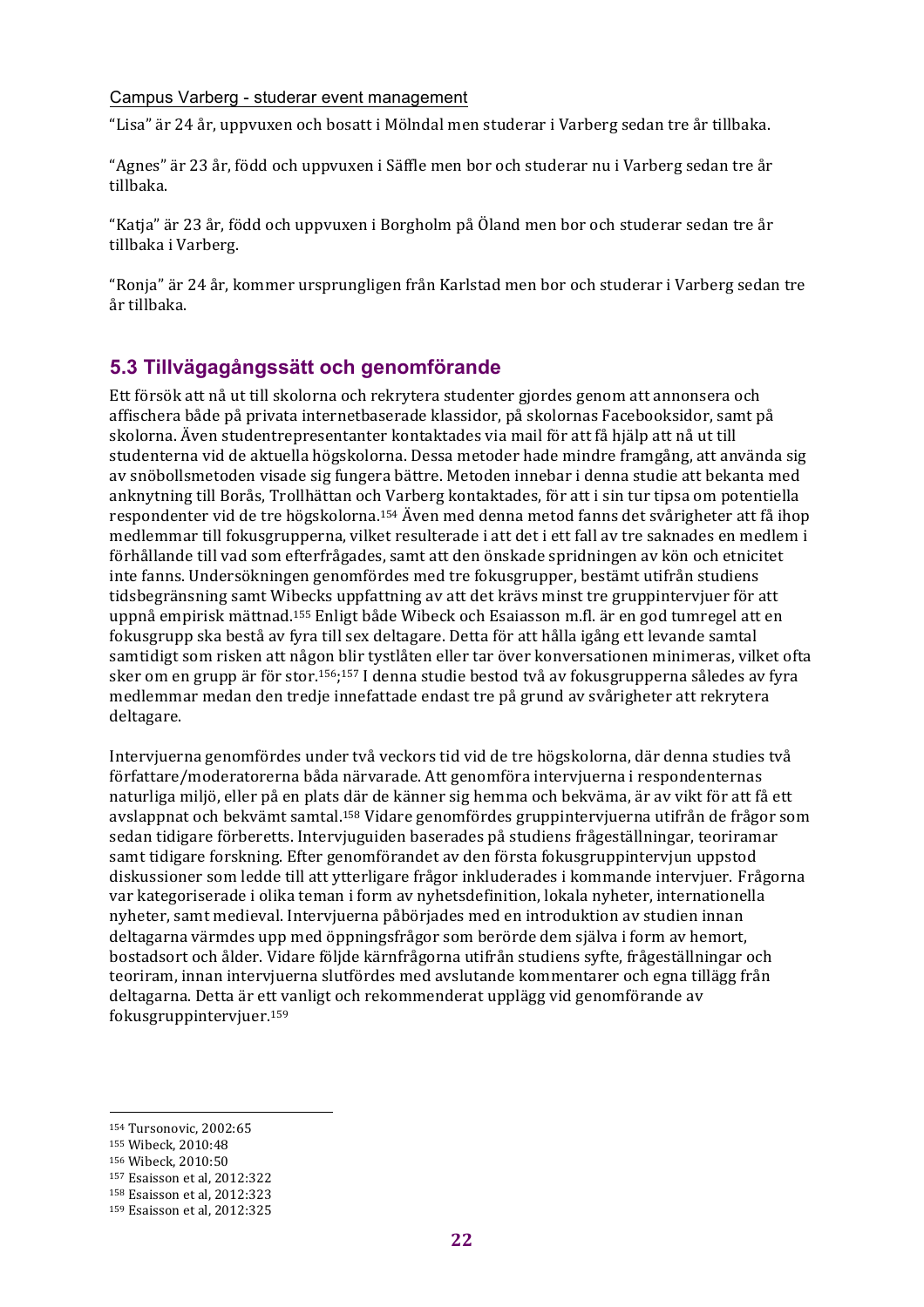Campus Varberg - studerar event management

"Lisa" är 24 år, uppvuxen och bosatt i Mölndal men studerar i Varberg sedan tre år tillbaka.

"Agnes" är 23 år, född och uppvuxen i Säffle men bor och studerar nu i Varberg sedan tre år tillbaka.

"Katja" är 23 år, född och uppvuxen i Borgholm på Öland men bor och studerar sedan tre år tillbaka i Varberg.

"Ronja" är 24 år, kommer ursprungligen från Karlstad men bor och studerar i Varberg sedan tre år tillbaka.

## 5.3 Tillvägagångssätt och genomförande

Ett försök att nå ut till skolorna och rekrytera studenter gjordes genom att annonsera och affischera både på privata internetbaserade klassidor, på skolornas Facebooksidor, samt på skolorna. Även studentrepresentanter kontaktades via mail för att få hjälp att nå ut till studenterna vid de aktuella högskolorna. Dessa metoder hade mindre framgång, att använda sig av snöbollsmetoden visade sig fungera bättre. Metoden innebar i denna studie att bekanta med anknytning till Borås, Trollhättan och Varberg kontaktades, för att i sin tur tipsa om potentiella respondenter vid de tre högskolorna.[154] Även med denna metod fanns det svårigheter att få ihop medlemmar till fokusgrupperna, vilket resulterade i att det i ett fall av tre saknades en medlem i förhållande till vad som efterfrågades, samt att den önskade spridningen av kön och etnicitet inte fanns. Undersökningen genomfördes med tre fokusgrupper, bestämt utifrån studiens tidsbegränsning samt Wibecks uppfattning av att det krävs minst tre gruppintervjuer för att uppnå empirisk mättnad.[155] Enligt både Wibeck och Esaiasson m.fl. är en god tumregel att en fokusgrupp ska bestå av fyra till sex deltagare. Detta för att hålla igång ett levande samtal samtidigt som risken att någon blir tystlåten eller tar över konversationen minimeras, vilket ofta sker om en grupp är för stor.[156;157] I denna studie bestod två av fokusgrupperna således av fyra medlemmar medan den tredje innefattade endast tre på grund av svårigheter att rekrytera deltagare.

Intervjuerna genomfördes under två veckors tid vid de tre högskolorna, där denna studies två författare/moderatorerna båda närvarade. Att genomföra intervjuerna i respondenternas naturliga miljö, eller på en plats där de känner sig hemma och bekväma, är av vikt för att få ett avslappnat och bekvämt samtal.[158] Vidare genomfördes gruppintervjuerna utifrån de frågor som sedan tidigare förberetts. Intervjuguiden baserades på studiens frågeställningar, teoriramar samt tidigare forskning. Efter genomförandet av den första fokusgruppintervjun uppstod diskussioner som ledde till att ytterligare frågor inkluderades i kommande intervjuer. Frågorna var kategoriserade i olika teman i form av nyhetsdefinition, lokala nyheter, internationella nyheter, samt medieval. Intervjuerna påbörjades med en introduktion av studien innan deltagarna värmdes upp med öppningsfrågor som berörde dem själva i form av hemort, bostadsort och ålder. Vidare följde kärnfrågorna utifrån studiens syfte, frågeställningar och teoriram, innan intervjuerna slutfördes med avslutande kommentarer och egna tillägg från deltagarna. Detta är ett vanligt och rekommenderat upplägg vid genomförande av fokusgruppintervjuer.[159]

---

[154] Tursonovic, 2002:65

[155] Wibeck, 2010:48

[156] Wibeck, 2010:50

[157] Esaisson et al, 2012:322

[158] Esaisson et al, 2012:323

[159] Esaisson et al, 2012:325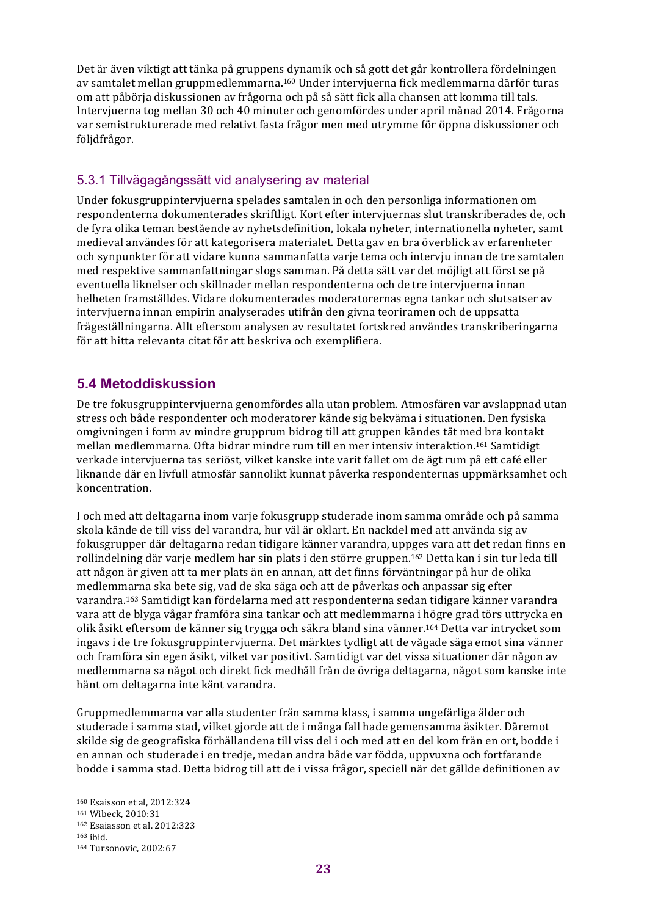Det är även viktigt att tänka på gruppens dynamik och så gott det går kontrollera fördelningen av samtalet mellan gruppmedlemmarna.[160] Under intervjuerna fick medlemmarna därför turas om att påbörja diskussionen av frågorna och på så sätt fick alla chansen att komma till tals. Intervjuerna tog mellan 30 och 40 minuter och genomfördes under april månad 2014. Frågorna var semistrukturerade med relativt fasta frågor men med utrymme för öppna diskussioner och följdfrågor.

### 5.3.1 Tillvägagångssätt vid analysering av material

Under fokusgruppintervjuerna spelades samtalen in och den personliga informationen om respondenterna dokumenterades skriftligt. Kort efter intervjuernas slut transkriberades de, och de fyra olika teman bestående av nyhetsdefinition, lokala nyheter, internationella nyheter, samt medieval användes för att kategorisera materialet. Detta gav en bra överblick av erfarenheter och synpunkter för att vidare kunna sammanfatta varje tema och intervju innan de tre samtalen med respektive sammanfattningar slogs samman. På detta sätt var det möjligt att först se på eventuella liknelser och skillnader mellan respondenterna och de tre intervjuerna innan helheten framställdes. Vidare dokumenterades moderatorernas egna tankar och slutsatser av intervjuerna innan empirin analyserades utifrån den givna teoriramen och de uppsatta frågeställningarna. Allt eftersom analysen av resultatet fortskred användes transkriberingarna för att hitta relevanta citat för att beskriva och exemplifiera.

## 5.4 Metoddiskussion

De tre fokusgruppintervjuerna genomfördes alla utan problem. Atmosfären var avslappnad utan stress och både respondenter och moderatorer kände sig bekväma i situationen. Den fysiska omgivningen i form av mindre grupprum bidrog till att gruppen kändes tät med bra kontakt mellan medlemmarna. Ofta bidrar mindre rum till en mer intensiv interaktion.[161] Samtidigt verkade intervjuerna tas seriöst, vilket kanske inte varit fallet om de ägt rum på ett café eller liknande där en livfull atmosfär sannolikt kunnat påverka respondenternas uppmärksamhet och koncentration.

I och med att deltagarna inom varje fokusgrupp studerade inom samma område och på samma skola kände de till viss del varandra, hur väl är oklart. En nackdel med att använda sig av fokusgrupper där deltagarna redan tidigare känner varandra, uppges vara att det redan finns en rollindelning där varje medlem har sin plats i den större gruppen.[162] Detta kan i sin tur leda till att någon är given att ta mer plats än en annan, att det finns förväntningar på hur de olika medlemmarna ska bete sig, vad de ska säga och att de påverkas och anpassar sig efter varandra.[163] Samtidigt kan fördelarna med att respondenterna sedan tidigare känner varandra vara att de blyga vågar framföra sina tankar och att medlemmarna i högre grad törs uttrycka en olik åsikt eftersom de känner sig trygga och säkra bland sina vänner.[164] Detta var intrycket som ingavs i de tre fokusgruppintervjuerna. Det märktes tydligt att de vågade säga emot sina vänner och framföra sin egen åsikt, vilket var positivt. Samtidigt var det vissa situationer där någon av medlemmarna sa något och direkt fick medhåll från de övriga deltagarna, något som kanske inte hänt om deltagarna inte känt varandra.

Gruppmedlemmarna var alla studenter från samma klass, i samma ungefärliga ålder och studerade i samma stad, vilket gjorde att de i många fall hade gemensamma åsikter. Däremot skilde sig de geografiska förhållandena till viss del i och med att en del kom från en ort, bodde i en annan och studerade i en tredje, medan andra både var födda, uppvuxna och fortfarande bodde i samma stad. Detta bidrog till att de i vissa frågor, speciell när det gällde definitionen av

---

[160] Esaisson et al, 2012:324
[161] Wibeck, 2010:31
[162] Esaiasson et al. 2012:323
[163] ibid.
[164] Tursonovic, 2002:67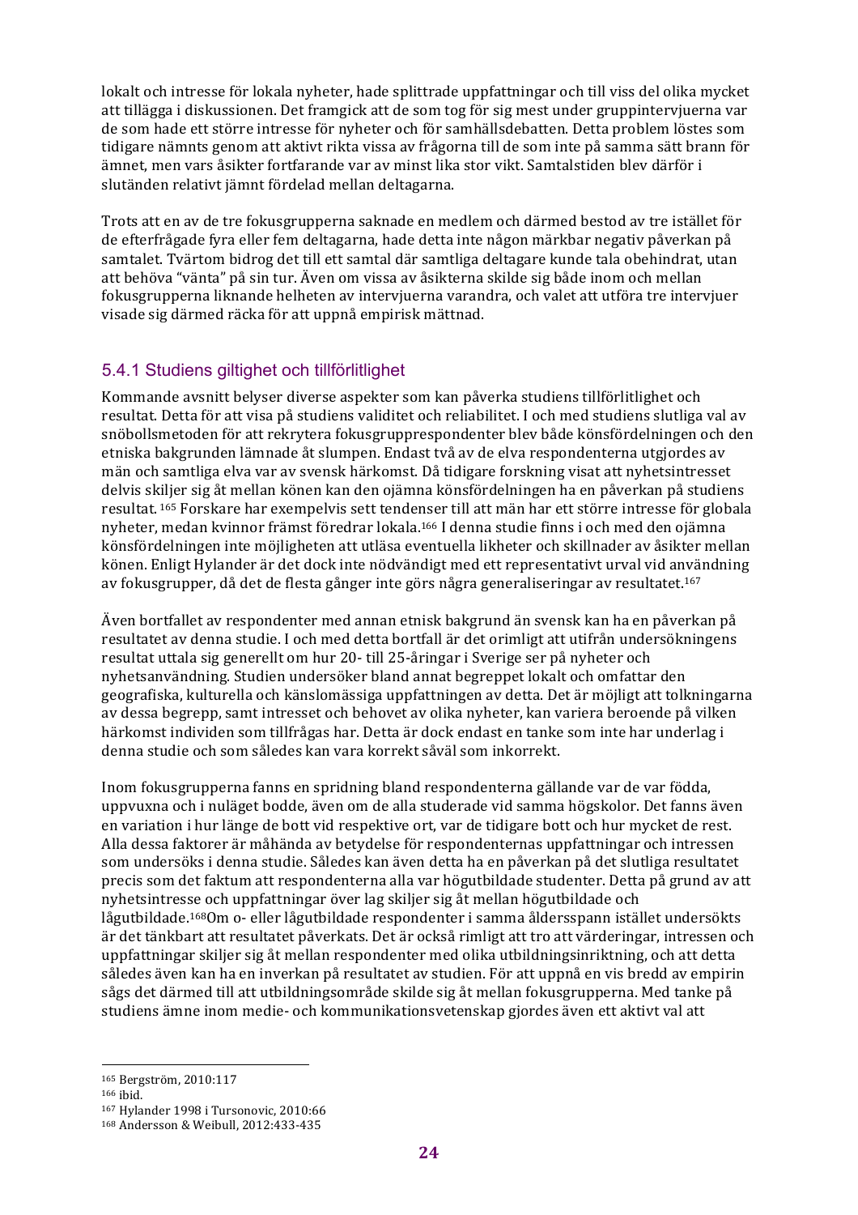lokalt och intresse för lokala nyheter, hade splittrade uppfattningar och till viss del olika mycket att tillägga i diskussionen. Det framgick att de som tog för sig mest under gruppintervjuerna var de som hade ett större intresse för nyheter och för samhällsdebatten. Detta problem löstes som tidigare nämnts genom att aktivt rikta vissa av frågorna till de som inte på samma sätt brann för ämnet, men vars åsikter fortfarande var av minst lika stor vikt. Samtalstiden blev därför i slutänden relativt jämnt fördelad mellan deltagarna.

Trots att en av de tre fokusgrupperna saknade en medlem och därmed bestod av tre istället för de efterfrågade fyra eller fem deltagarna, hade detta inte någon märkbar negativ påverkan på samtalet. Tvärtom bidrog det till ett samtal där samtliga deltagare kunde tala obehindrat, utan att behöva "vänta" på sin tur. Även om vissa av åsikterna skilde sig både inom och mellan fokusgrupperna liknande helheten av intervjuerna varandra, och valet att utföra tre intervjuer visade sig därmed räcka för att uppnå empirisk mättnad.

### 5.4.1 Studiens giltighet och tillförlitlighet

Kommande avsnitt belyser diverse aspekter som kan påverka studiens tillförlitlighet och resultat. Detta för att visa på studiens validitet och reliabilitet. I och med studiens slutliga val av snöbollsmetoden för att rekrytera fokusgrupprespondenter blev både könsfördelningen och den etniska bakgrunden lämnade åt slumpen. Endast två av de elva respondenterna utgjordes av män och samtliga elva var av svensk härkomst. Då tidigare forskning visat att nyhetsintresset delvis skiljer sig åt mellan könen kan den ojämna könsfördelningen ha en påverkan på studiens resultat.[165] Forskare har exempelvis sett tendenser till att män har ett större intresse för globala nyheter, medan kvinnor främst föredrar lokala.[166] I denna studie finns i och med den ojämna könsfördelningen inte möjligheten att utläsa eventuella likheter och skillnader av åsikter mellan könen. Enligt Hylander är det dock inte nödvändigt med ett representativt urval vid användning av fokusgrupper, då det de flesta gånger inte görs några generaliseringar av resultatet.[167]

Även bortfallet av respondenter med annan etnisk bakgrund än svensk kan ha en påverkan på resultatet av denna studie. I och med detta bortfall är det orimligt att utifrån undersökningens resultat uttala sig generellt om hur 20- till 25-åringar i Sverige ser på nyheter och nyhetsanvändning. Studien undersöker bland annat begreppet lokalt och omfattar den geografiska, kulturella och känslomässiga uppfattningen av detta. Det är möjligt att tolkningarna av dessa begrepp, samt intresset och behovet av olika nyheter, kan variera beroende på vilken härkomst individen som tillfrågas har. Detta är dock endast en tanke som inte har underlag i denna studie och som således kan vara korrekt såväl som inkorrekt.

Inom fokusgrupperna fanns en spridning bland respondenterna gällande var de var födda, uppvuxna och i nuläget bodde, även om de alla studerade vid samma högskolor. Det fanns även en variation i hur länge de bott vid respektive ort, var de tidigare bott och hur mycket de rest. Alla dessa faktorer är måhända av betydelse för respondenternas uppfattningar och intressen som undersöks i denna studie. Således kan även detta ha en påverkan på det slutliga resultatet precis som det faktum att respondenterna alla var högutbildade studenter. Detta på grund av att nyhetsintresse och uppfattningar över lag skiljer sig åt mellan högutbildade och lågutbildade.[168]Om o- eller lågutbildade respondenter i samma åldersspann istället undersökts är det tänkbart att resultatet påverkats. Det är också rimligt att tro att värderingar, intressen och uppfattningar skiljer sig åt mellan respondenter med olika utbildningsinriktning, och att detta således även kan ha en inverkan på resultatet av studien. För att uppnå en vis bredd av empirin sågs det därmed till att utbildningsområde skilde sig åt mellan fokusgrupperna. Med tanke på studiens ämne inom medie- och kommunikationsvetenskap gjordes även ett aktivt val att

---

[165] Bergström, 2010:117
[166] ibid.
[167] Hylander 1998 i Tursonovic, 2010:66
[168] Andersson & Weibull, 2012:433-435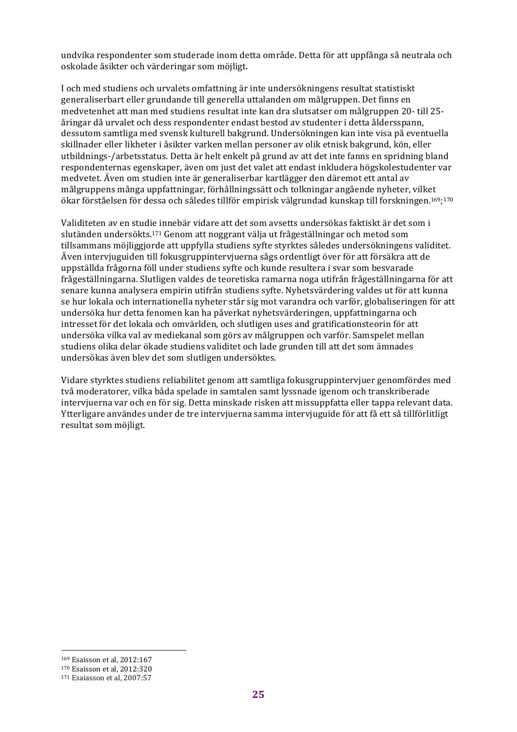undvika respondenter som studerade inom detta område. Detta för att uppfånga så neutrala och oskolade åsikter och värderingar som möjligt.

I och med studiens och urvalets omfattning är inte undersökningens resultat statistiskt generaliserbart eller grundande till generella uttalanden om målgruppen. Det finns en medvetenhet att man med studiens resultat inte kan dra slutsatser om målgruppen 20- till 25-åringar då urvalet och dess respondenter endast bestod av studenter i detta åldersspann, dessutom samtliga med svensk kulturell bakgrund. Undersökningen kan inte visa på eventuella skillnader eller likheter i åsikter varken mellan personer av olik etnisk bakgrund, kön, eller utbildnings-/arbetsstatus. Detta är helt enkelt på grund av att det inte fanns en spridning bland respondenternas egenskaper, även om just det valet att endast inkludera högskolestudenter var medvetet. Även om studien inte är generaliserbar kartlägger den däremot ett antal av målgruppens många uppfattningar, förhållningssätt och tolkningar angående nyheter, vilket ökar förståelsen för dessa och således tillför empirisk välgrundad kunskap till forskningen.[169;170]

Validiteten av en studie innebär vidare att det som avsetts undersökas faktiskt är det som i slutänden undersökts.[171] Genom att noggrant välja ut frågeställningar och metod som tillsammans möjliggjorde att uppfylla studiens syfte styrktes således undersökningens validitet. Även intervjuguiden till fokusgruppintervjuerna sågs ordentligt över för att försäkra att de uppställda frågorna föll under studiens syfte och kunde resultera i svar som besvarade frågeställningarna. Slutligen valdes de teoretiska ramarna noga utifrån frågeställningarna för att senare kunna analysera empirin utifrån studiens syfte. Nyhetsvärdering valdes ut för att kunna se hur lokala och internationella nyheter står sig mot varandra och varför, globaliseringen för att undersöka hur detta fenomen kan ha påverkat nyhetsvärderingen, uppfattningarna och intresset för det lokala och omvärlden, och slutligen uses and gratificationsteorin för att undersöka vilka val av mediekanal som görs av målgruppen och varför. Samspelet mellan studiens olika delar ökade studiens validitet och lade grunden till att det som ämnades undersökas även blev det som slutligen undersöktes.

Vidare styrktes studiens reliabilitet genom att samtliga fokusgruppintervjuer genomfördes med två moderatorer, vilka båda spelade in samtalen samt lyssnade igenom och transkriberade intervjuerna var och en för sig. Detta minskade risken att missuppfatta eller tappa relevant data. Ytterligare användes under de tre intervjuerna samma intervjuguide för att få ett så tillförlitligt resultat som möjligt.

---

[169] Esaisson et al, 2012:167

[170] Esaisson et al, 2012:320

[171] Esaiasson et al, 2007:57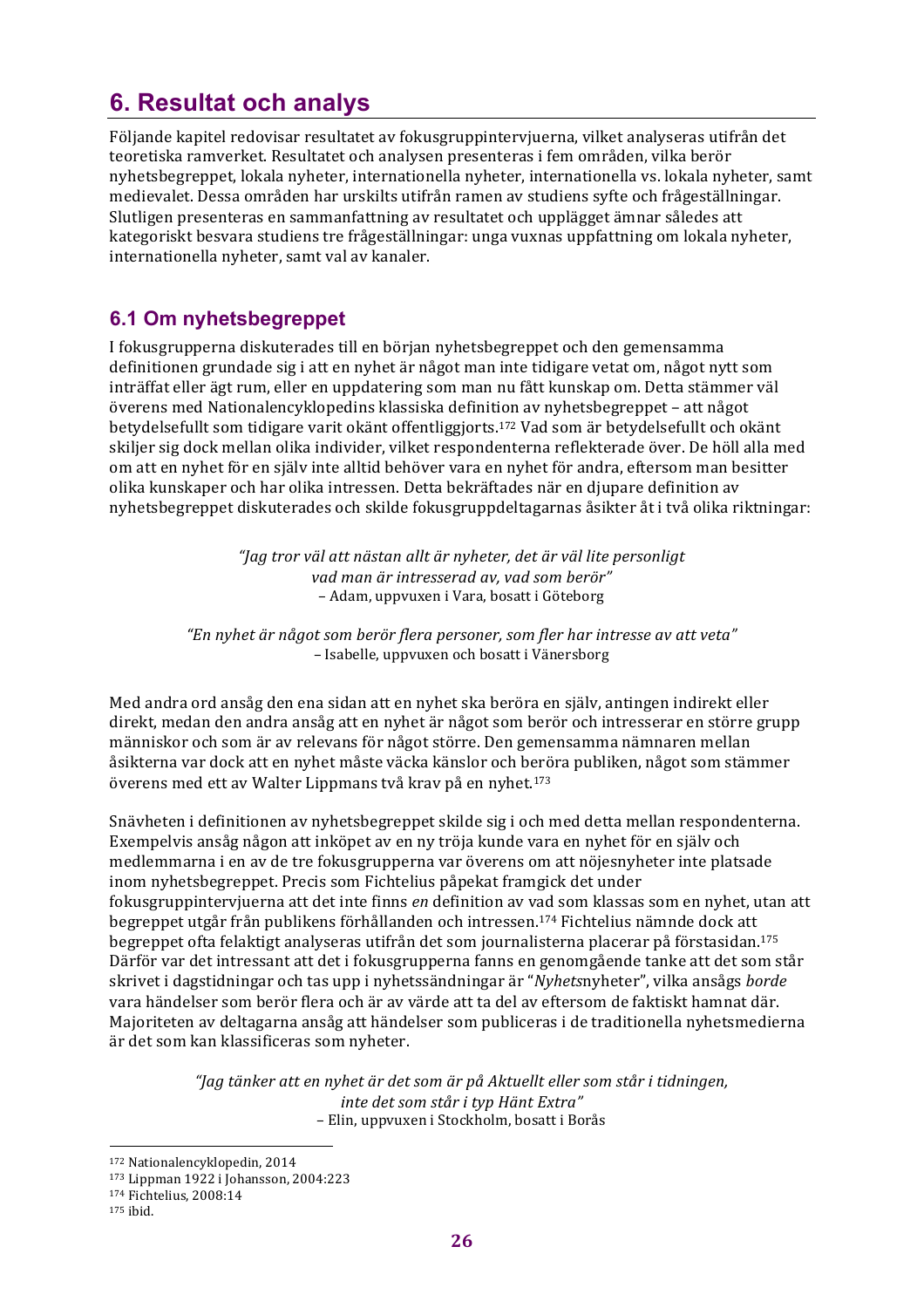# 6. Resultat och analys

Följande kapitel redovisar resultatet av fokusgruppintervjuerna, vilket analyseras utifrån det teoretiska ramverket. Resultatet och analysen presenteras i fem områden, vilka berör nyhetsbegreppet, lokala nyheter, internationella nyheter, internationella vs. lokala nyheter, samt medievalet. Dessa områden har urskilts utifrån ramen av studiens syfte och frågeställningar. Slutligen presenteras en sammanfattning av resultatet och upplägget ämnar således att kategoriskt besvara studiens tre frågeställningar: unga vuxnas uppfattning om lokala nyheter, internationella nyheter, samt val av kanaler.

## 6.1 Om nyhetsbegreppet

I fokusgrupperna diskuterades till en början nyhetsbegreppet och den gemensamma definitionen grundade sig i att en nyhet är något man inte tidigare vetat om, något nytt som inträffat eller ägt rum, eller en uppdatering som man nu fått kunskap om. Detta stämmer väl överens med Nationalencyklopedins klassiska definition av nyhetsbegreppet – att något betydelsefullt som tidigare varit okänt offentliggjorts.[172] Vad som är betydelsefullt och okänt skiljer sig dock mellan olika individer, vilket respondenterna reflekterade över. De höll alla med om att en nyhet för en själv inte alltid behöver vara en nyhet för andra, eftersom man besitter olika kunskaper och har olika intressen. Detta bekräftades när en djupare definition av nyhetsbegreppet diskuterades och skilde fokusgruppdeltagarnas åsikter åt i två olika riktningar:

*"Jag tror väl att nästan allt är nyheter, det är väl lite personligt vad man är intresserad av, vad som berör"*
– Adam, uppvuxen i Vara, bosatt i Göteborg

*"En nyhet är något som berör flera personer, som fler har intresse av att veta"*
– Isabelle, uppvuxen och bosatt i Vänersborg

Med andra ord ansåg den ena sidan att en nyhet ska beröra en själv, antingen indirekt eller direkt, medan den andra ansåg att en nyhet är något som berör och intresserar en större grupp människor och som är av relevans för något större. Den gemensamma nämnaren mellan åsikterna var dock att en nyhet måste väcka känslor och beröra publiken, något som stämmer överens med ett av Walter Lippmans två krav på en nyhet.[173]

Snävheten i definitionen av nyhetsbegreppet skilde sig i och med detta mellan respondenterna. Exempelvis ansåg någon att inköpet av en ny tröja kunde vara en nyhet för en själv och medlemmarna i en av de tre fokusgrupperna var överens om att nöjesnyheter inte platsade inom nyhetsbegreppet. Precis som Fichtelius påpekat framgick det under fokusgruppintervjuerna att det inte finns *en* definition av vad som klassas som en nyhet, utan att begreppet utgår från publikens förhållanden och intressen.[174] Fichtelius nämnde dock att begreppet ofta felaktigt analyseras utifrån det som journalisterna placerar på förstasidan.[175] Därför var det intressant att det i fokusgrupperna fanns en genomgående tanke att det som står skrivet i dagstidningar och tas upp i nyhetssändningar är "*Nyhets*nyheter", vilka ansågs *borde* vara händelser som berör flera och är av värde att ta del av eftersom de faktiskt hamnat där. Majoriteten av deltagarna ansåg att händelser som publiceras i de traditionella nyhetsmedierna är det som kan klassificeras som nyheter.

*"Jag tänker att en nyhet är det som är på Aktuellt eller som står i tidningen, inte det som står i typ Hänt Extra"*
– Elin, uppvuxen i Stockholm, bosatt i Borås

---

[172] Nationalencyklopedin, 2014
[173] Lippman 1922 i Johansson, 2004:223
[174] Fichtelius, 2008:14
[175] ibid.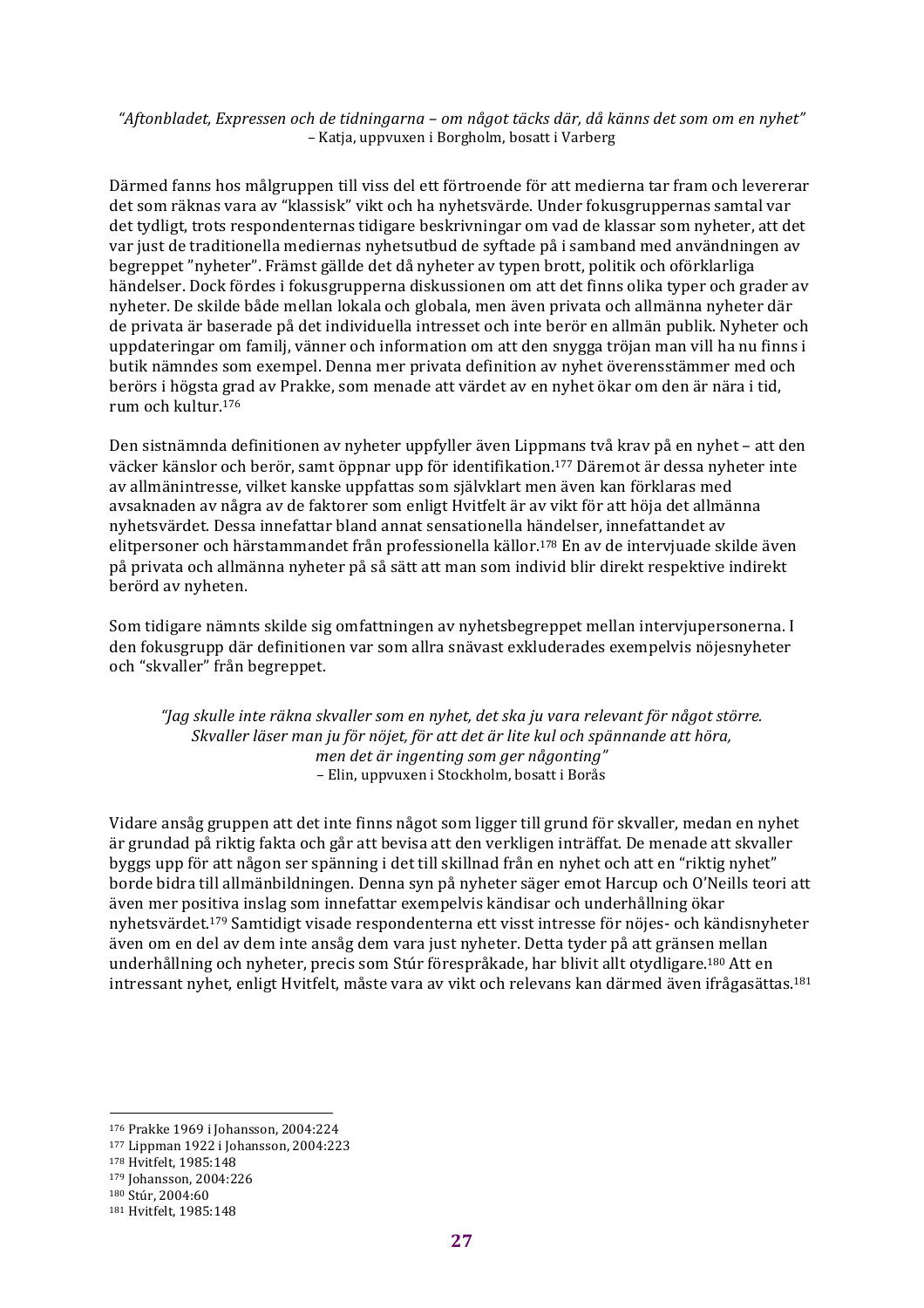*"Aftonbladet, Expressen och de tidningarna – om något täcks där, då känns det som om en nyhet"*
– Katja, uppvuxen i Borgholm, bosatt i Varberg

Därmed fanns hos målgruppen till viss del ett förtroende för att medierna tar fram och levererar det som räknas vara av "klassisk" vikt och ha nyhetsvärde. Under fokusgruppernas samtal var det tydligt, trots respondenternas tidigare beskrivningar om vad de klassar som nyheter, att det var just de traditionella mediernas nyhetsutbud de syftade på i samband med användningen av begreppet "nyheter". Främst gällde det då nyheter av typen brott, politik och oförklarliga händelser. Dock fördes i fokusgrupperna diskussionen om att det finns olika typer och grader av nyheter. De skilde både mellan lokala och globala, men även privata och allmänna nyheter där de privata är baserade på det individuella intresset och inte berör en allmän publik. Nyheter och uppdateringar om familj, vänner och information om att den snygga tröjan man vill ha nu finns i butik nämndes som exempel. Denna mer privata definition av nyhet överensstämmer med och berörs i högsta grad av Prakke, som menade att värdet av en nyhet ökar om den är nära i tid, rum och kultur.[176]

Den sistnämnda definitionen av nyheter uppfyller även Lippmans två krav på en nyhet – att den väcker känslor och berör, samt öppnar upp för identifikation.[177] Däremot är dessa nyheter inte av allmänintresse, vilket kanske uppfattas som självklart men även kan förklaras med avsaknaden av några av de faktorer som enligt Hvitfelt är av vikt för att höja det allmänna nyhetsvärdet. Dessa innefattar bland annat sensationella händelser, innefattandet av elitpersoner och härstammandet från professionella källor.[178] En av de intervjuade skilde även på privata och allmänna nyheter på så sätt att man som individ blir direkt respektive indirekt berörd av nyheten.

Som tidigare nämnts skilde sig omfattningen av nyhetsbegreppet mellan intervjupersonerna. I den fokusgrupp där definitionen var som allra snävast exkluderades exempelvis nöjesnyheter och "skvaller" från begreppet.

*"Jag skulle inte räkna skvaller som en nyhet, det ska ju vara relevant för något större. Skvaller läser man ju för nöjet, för att det är lite kul och spännande att höra, men det är ingenting som ger någonting"*
– Elin, uppvuxen i Stockholm, bosatt i Borås

Vidare ansåg gruppen att det inte finns något som ligger till grund för skvaller, medan en nyhet är grundad på riktig fakta och går att bevisa att den verkligen inträffat. De menade att skvaller byggs upp för att någon ser spänning i det till skillnad från en nyhet och att en "riktig nyhet" borde bidra till allmänbildningen. Denna syn på nyheter säger emot Harcup och O'Neills teori att även mer positiva inslag som innefattar exempelvis kändisar och underhållning ökar nyhetsvärdet.[179] Samtidigt visade respondenterna ett visst intresse för nöjes- och kändisnyheter även om en del av dem inte ansåg dem vara just nyheter. Detta tyder på att gränsen mellan underhållning och nyheter, precis som Stúr förespråkade, har blivit allt otydligare.[180] Att en intressant nyhet, enligt Hvitfelt, måste vara av vikt och relevans kan därmed även ifrågasättas.[181]

---

[176] Prakke 1969 i Johansson, 2004:224
[177] Lippman 1922 i Johansson, 2004:223
[178] Hvitfelt, 1985:148
[179] Johansson, 2004:226
[180] Stúr, 2004:60
[181] Hvitfelt, 1985:148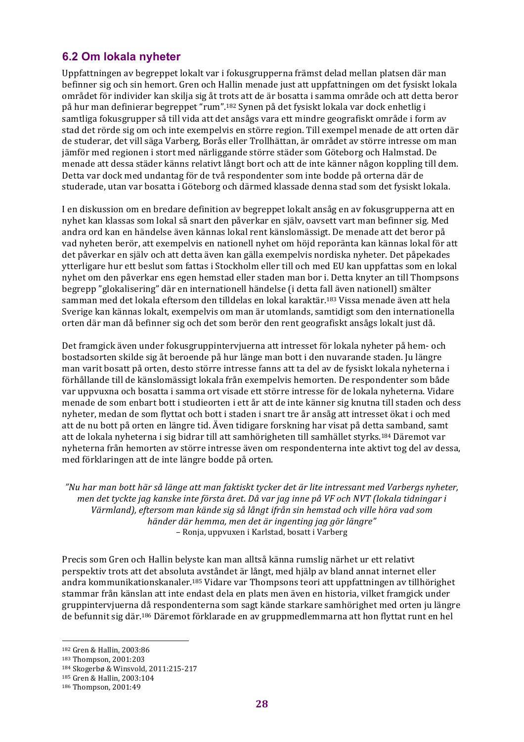## 6.2 Om lokala nyheter

Uppfattningen av begreppet lokalt var i fokusgrupperna främst delad mellan platsen där man befinner sig och sin hemort. Gren och Hallin menade just att uppfattningen om det fysiskt lokala området för individer kan skilja sig åt trots att de är bosatta i samma område och att detta beror på hur man definierar begreppet "rum".[182] Synen på det fysiskt lokala var dock enhetlig i samtliga fokusgrupper så till vida att det ansågs vara ett mindre geografiskt område i form av stad det rörde sig om och inte exempelvis en större region. Till exempel menade de att orten där de studerar, det vill säga Varberg, Borås eller Trollhättan, är området av större intresse om man jämför med regionen i stort med närliggande större städer som Göteborg och Halmstad. De menade att dessa städer känns relativt långt bort och att de inte känner någon koppling till dem. Detta var dock med undantag för de två respondenter som inte bodde på orterna där de studerade, utan var bosatta i Göteborg och därmed klassade denna stad som det fysiskt lokala.

I en diskussion om en bredare definition av begreppet lokalt ansåg en av fokusgrupperna att en nyhet kan klassas som lokal så snart den påverkar en själv, oavsett vart man befinner sig. Med andra ord kan en händelse även kännas lokal rent känslomässigt. De menade att det beror på vad nyheten berör, att exempelvis en nationell nyhet om höjd reporänta kan kännas lokal för att det påverkar en själv och att detta även kan gälla exempelvis nordiska nyheter. Det påpekades ytterligare hur ett beslut som fattas i Stockholm eller till och med EU kan uppfattas som en lokal nyhet om den påverkar ens egen hemstad eller staden man bor i. Detta knyter an till Thompsons begrepp "glokalisering" där en internationell händelse (i detta fall även nationell) smälter samman med det lokala eftersom den tilldelas en lokal karaktär.[183] Vissa menade även att hela Sverige kan kännas lokalt, exempelvis om man är utomlands, samtidigt som den internationella orten där man då befinner sig och det som berör den rent geografiskt ansågs lokalt just då.

Det framgick även under fokusgruppintervjuerna att intresset för lokala nyheter på hem- och bostadsorten skilde sig åt beroende på hur länge man bott i den nuvarande staden. Ju längre man varit bosatt på orten, desto större intresse fanns att ta del av de fysiskt lokala nyheterna i förhållande till de känslomässigt lokala från exempelvis hemorten. De respondenter som både var uppvuxna och bosatta i samma ort visade ett större intresse för de lokala nyheterna. Vidare menade de som enbart bott i studieorten i ett år att de inte känner sig knutna till staden och dess nyheter, medan de som flyttat och bott i staden i snart tre år ansåg att intresset ökat i och med att de nu bott på orten en längre tid. Även tidigare forskning har visat på detta samband, samt att de lokala nyheterna i sig bidrar till att samhörigheten till samhället styrks.[184] Däremot var nyheterna från hemorten av större intresse även om respondenterna inte aktivt tog del av dessa, med förklaringen att de inte längre bodde på orten.

*"Nu har man bott här så länge att man faktiskt tycker det är lite intressant med Varbergs nyheter, men det tyckte jag kanske inte första året. Då var jag inne på VF och NVT (lokala tidningar i Värmland), eftersom man kände sig så långt ifrån sin hemstad och ville höra vad som händer där hemma, men det är ingenting jag gör längre"*
– Ronja, uppvuxen i Karlstad, bosatt i Varberg

Precis som Gren och Hallin belyste kan man alltså känna rumslig närhet ur ett relativt perspektiv trots att det absoluta avståndet är långt, med hjälp av bland annat internet eller andra kommunikationskanaler.[185] Vidare var Thompsons teori att uppfattningen av tillhörighet stammar från känslan att inte endast dela en plats men även en historia, vilket framgick under gruppintervjuerna då respondenterna som sagt kände starkare samhörighet med orten ju längre de befunnit sig där.[186] Däremot förklarade en av gruppmedlemmarna att hon flyttat runt en hel

---

[182] Gren & Hallin, 2003:86
[183] Thompson, 2001:203
[184] Skogerbø & Winsvold, 2011:215-217
[185] Gren & Hallin, 2003:104
[186] Thompson, 2001:49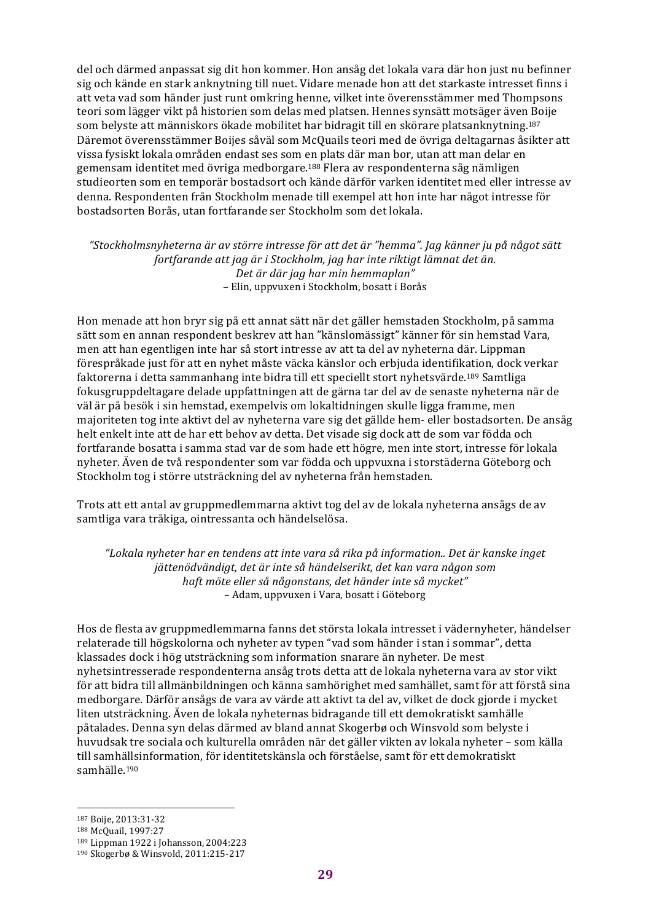del och därmed anpassat sig dit hon kommer. Hon ansåg det lokala vara där hon just nu befinner sig och kände en stark anknytning till nuet. Vidare menade hon att det starkaste intresset finns i att veta vad som händer just runt omkring henne, vilket inte överensstämmer med Thompsons teori som lägger vikt på historien som delas med platsen. Hennes synsätt motsäger även Boije som belyste att människors ökade mobilitet har bidragit till en skörare platsanknytning.[187] Däremot överensstämmer Boijes såväl som McQuails teori med de övriga deltagarnas åsikter att vissa fysiskt lokala områden endast ses som en plats där man bor, utan att man delar en gemensam identitet med övriga medborgare.[188] Flera av respondenterna såg nämligen studieorten som en temporär bostadsort och kände därför varken identitet med eller intresse av denna. Respondenten från Stockholm menade till exempel att hon inte har något intresse för bostadsorten Borås, utan fortfarande ser Stockholm som det lokala.

> *"Stockholmsnyheterna är av större intresse för att det är "hemma". Jag känner ju på något sätt fortfarande att jag är i Stockholm, jag har inte riktigt lämnat det än. Det är där jag har min hemmaplan"*
> – Elin, uppvuxen i Stockholm, bosatt i Borås

Hon menade att hon bryr sig på ett annat sätt när det gäller hemstaden Stockholm, på samma sätt som en annan respondent beskrev att han "känslomässigt" känner för sin hemstad Vara, men att han egentligen inte har så stort intresse av att ta del av nyheterna där. Lippman förespråkade just för att en nyhet måste väcka känslor och erbjuda identifikation, dock verkar faktorerna i detta sammanhang inte bidra till ett speciellt stort nyhetsvärde.[189] Samtliga fokusgruppdeltagare delade uppfattningen att de gärna tar del av de senaste nyheterna när de väl är på besök i sin hemstad, exempelvis om lokaltidningen skulle ligga framme, men majoriteten tog inte aktivt del av nyheterna vare sig det gällde hem- eller bostadsorten. De ansåg helt enkelt inte att de har ett behov av detta. Det visade sig dock att de som var födda och fortfarande bosatta i samma stad var de som hade ett högre, men inte stort, intresse för lokala nyheter. Även de två respondenter som var födda och uppvuxna i storstäderna Göteborg och Stockholm tog i större utsträckning del av nyheterna från hemstaden.

Trots att ett antal av gruppmedlemmarna aktivt tog del av de lokala nyheterna ansågs de av samtliga vara tråkiga, ointressanta och händelselösa.

> *"Lokala nyheter har en tendens att inte vara så rika på information.. Det är kanske inget jättenödvändigt, det är inte så händelserikt, det kan vara någon som haft möte eller så någonstans, det händer inte så mycket"*
> – Adam, uppvuxen i Vara, bosatt i Göteborg

Hos de flesta av gruppmedlemmarna fanns det största lokala intresset i vädernyheter, händelser relaterade till högskolorna och nyheter av typen "vad som händer i stan i sommar", detta klassades dock i hög utsträckning som information snarare än nyheter. De mest nyhetsintresserade respondenterna ansåg trots detta att de lokala nyheterna vara av stor vikt för att bidra till allmänbildningen och känna samhörighet med samhället, samt för att förstå sina medborgare. Därför ansågs de vara av värde att aktivt ta del av, vilket de dock gjorde i mycket liten utsträckning. Även de lokala nyheternas bidragande till ett demokratiskt samhälle påtalades. Denna syn delas därmed av bland annat Skogerbø och Winsvold som belyste i huvudsak tre sociala och kulturella områden när det gäller vikten av lokala nyheter – som källa till samhällsinformation, för identitetskänsla och förståelse, samt för ett demokratiskt samhälle.[190]

---

[187] Boije, 2013:31-32
[188] McQuail, 1997:27
[189] Lippman 1922 i Johansson, 2004:223
[190] Skogerbø & Winsvold, 2011:215-217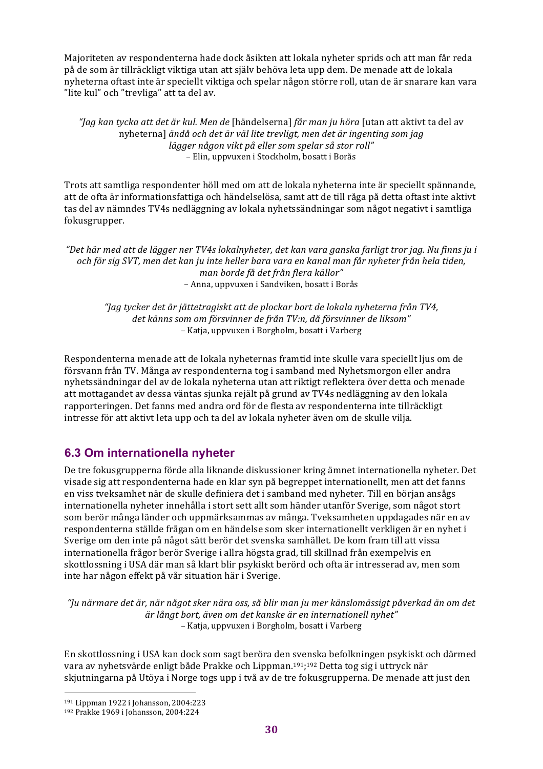Majoriteten av respondenterna hade dock åsikten att lokala nyheter sprids och att man får reda på de som är tillräckligt viktiga utan att själv behöva leta upp dem. De menade att de lokala nyheterna oftast inte är speciellt viktiga och spelar någon större roll, utan de är snarare kan vara ”lite kul” och ”trevliga” att ta del av.

> *”Jag kan tycka att det är kul. Men de* [händelserna] *får man ju höra* [utan att aktivt ta del av nyheterna] *ändå och det är väl lite trevligt, men det är ingenting som jag lägger någon vikt på eller som spelar så stor roll”*
> – Elin, uppvuxen i Stockholm, bosatt i Borås

Trots att samtliga respondenter höll med om att de lokala nyheterna inte är speciellt spännande, att de ofta är informationsfattiga och händelselösa, samt att de till råga på detta oftast inte aktivt tas del av nämndes TV4s nedläggning av lokala nyhetssändningar som något negativt i samtliga fokusgrupper.

> *”Det här med att de lägger ner TV4s lokalnyheter, det kan vara ganska farligt tror jag. Nu finns ju i och för sig SVT, men det kan ju inte heller bara vara en kanal man får nyheter från hela tiden, man borde få det från flera källor”*
> – Anna, uppvuxen i Sandviken, bosatt i Borås

> *”Jag tycker det är jättetragiskt att de plockar bort de lokala nyheterna från TV4, det känns som om försvinner de från TV:n, då försvinner de liksom”*
> – Katja, uppvuxen i Borgholm, bosatt i Varberg

Respondenterna menade att de lokala nyheternas framtid inte skulle vara speciellt ljus om de försvann från TV. Många av respondenterna tog i samband med Nyhetsmorgon eller andra nyhetssändningar del av de lokala nyheterna utan att riktigt reflektera över detta och menade att mottagandet av dessa väntas sjunka rejält på grund av TV4s nedläggning av den lokala rapporteringen. Det fanns med andra ord för de flesta av respondenterna inte tillräckligt intresse för att aktivt leta upp och ta del av lokala nyheter även om de skulle vilja.

## 6.3 Om internationella nyheter

De tre fokusgrupperna förde alla liknande diskussioner kring ämnet internationella nyheter. Det visade sig att respondenterna hade en klar syn på begreppet internationellt, men att det fanns en viss tveksamhet när de skulle definiera det i samband med nyheter. Till en början ansågs internationella nyheter innehålla i stort sett allt som händer utanför Sverige, som något stort som berör många länder och uppmärksammas av många. Tveksamheten uppdagades när en av respondenterna ställde frågan om en händelse som sker internationellt verkligen är en nyhet i Sverige om den inte på något sätt berör det svenska samhället. De kom fram till att vissa internationella frågor berör Sverige i allra högsta grad, till skillnad från exempelvis en skottlossning i USA där man så klart blir psykiskt berörd och ofta är intresserad av, men som inte har någon effekt på vår situation här i Sverige.

> *”Ju närmare det är, när något sker nära oss, så blir man ju mer känslomässigt påverkad än om det är långt bort, även om det kanske är en internationell nyhet”*
> – Katja, uppvuxen i Borgholm, bosatt i Varberg

En skottlossning i USA kan dock som sagt beröra den svenska befolkningen psykiskt och därmed vara av nyhetsvärde enligt både Prakke och Lippman.[191;192] Detta tog sig i uttryck när skjutningarna på Utöya i Norge togs upp i två av de tre fokusgrupperna. De menade att just den

[191] Lippman 1922 i Johansson, 2004:223
[192] Prakke 1969 i Johansson, 2004:224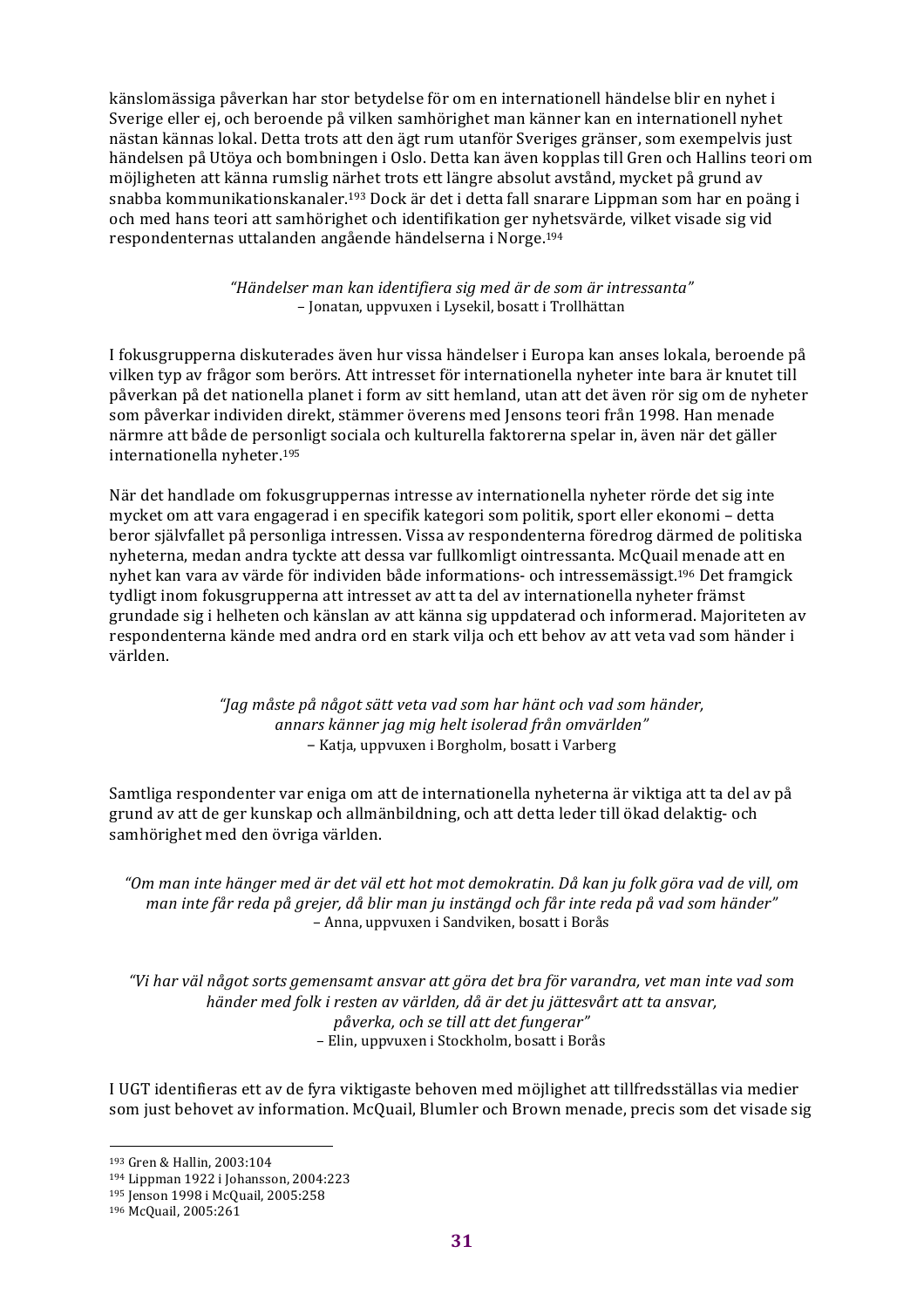känslomässiga påverkan har stor betydelse för om en internationell händelse blir en nyhet i Sverige eller ej, och beroende på vilken samhörighet man känner kan en internationell nyhet nästan kännas lokal. Detta trots att den ägt rum utanför Sveriges gränser, som exempelvis just händelsen på Utöya och bombningen i Oslo. Detta kan även kopplas till Gren och Hallins teori om möjligheten att känna rumslig närhet trots ett längre absolut avstånd, mycket på grund av snabba kommunikationskanaler.[193] Dock är det i detta fall snarare Lippman som har en poäng i och med hans teori att samhörighet och identifikation ger nyhetsvärde, vilket visade sig vid respondenternas uttalanden angående händelserna i Norge.[194]

> *"Händelser man kan identifiera sig med är de som är intressanta"*
> – Jonatan, uppvuxen i Lysekil, bosatt i Trollhättan

I fokusgrupperna diskuterades även hur vissa händelser i Europa kan anses lokala, beroende på vilken typ av frågor som berörs. Att intresset för internationella nyheter inte bara är knutet till påverkan på det nationella planet i form av sitt hemland, utan att det även rör sig om de nyheter som påverkar individen direkt, stämmer överens med Jensons teori från 1998. Han menade närmre att både de personligt sociala och kulturella faktorerna spelar in, även när det gäller internationella nyheter.[195]

När det handlade om fokusgruppernas intresse av internationella nyheter rörde det sig inte mycket om att vara engagerad i en specifik kategori som politik, sport eller ekonomi – detta beror självfallet på personliga intressen. Vissa av respondenterna föredrog därmed de politiska nyheterna, medan andra tyckte att dessa var fullkomligt ointressanta. McQuail menade att en nyhet kan vara av värde för individen både informations- och intressemässigt.[196] Det framgick tydligt inom fokusgrupperna att intresset av att ta del av internationella nyheter främst grundade sig i helheten och känslan av att känna sig uppdaterad och informerad. Majoriteten av respondenterna kände med andra ord en stark vilja och ett behov av att veta vad som händer i världen.

> *"Jag måste på något sätt veta vad som har hänt och vad som händer, annars känner jag mig helt isolerad från omvärlden"*
> – Katja, uppvuxen i Borgholm, bosatt i Varberg

Samtliga respondenter var eniga om att de internationella nyheterna är viktiga att ta del av på grund av att de ger kunskap och allmänbildning, och att detta leder till ökad delaktig- och samhörighet med den övriga världen.

> *"Om man inte hänger med är det väl ett hot mot demokratin. Då kan ju folk göra vad de vill, om man inte får reda på grejer, då blir man ju instängd och får inte reda på vad som händer"*
> – Anna, uppvuxen i Sandviken, bosatt i Borås

> *"Vi har väl något sorts gemensamt ansvar att göra det bra för varandra, vet man inte vad som händer med folk i resten av världen, då är det ju jättesvårt att ta ansvar, påverka, och se till att det fungerar"*
> – Elin, uppvuxen i Stockholm, bosatt i Borås

I UGT identifieras ett av de fyra viktigaste behoven med möjlighet att tillfredsställas via medier som just behovet av information. McQuail, Blumler och Brown menade, precis som det visade sig

---

[193] Gren & Hallin, 2003:104
[194] Lippman 1922 i Johansson, 2004:223
[195] Jenson 1998 i McQuail, 2005:258
[196] McQuail, 2005:261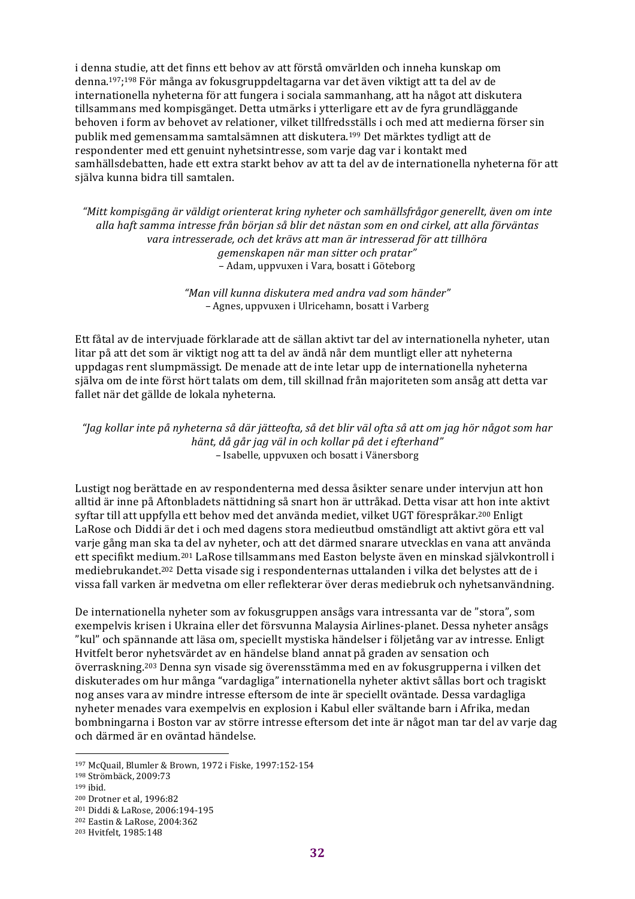i denna studie, att det finns ett behov av att förstå omvärlden och inneha kunskap om denna.[197];[198] För många av fokusgruppdeltagarna var det även viktigt att ta del av de internationella nyheterna för att fungera i sociala sammanhang, att ha något att diskutera tillsammans med kompisgänget. Detta utmärks i ytterligare ett av de fyra grundläggande behoven i form av behovet av relationer, vilket tillfredsställs i och med att medierna förser sin publik med gemensamma samtalsämnen att diskutera.[199] Det märktes tydligt att de respondenter med ett genuint nyhetsintresse, som varje dag var i kontakt med samhällsdebatten, hade ett extra starkt behov av att ta del av de internationella nyheterna för att själva kunna bidra till samtalen.

> *"Mitt kompisgäng är väldigt orienterat kring nyheter och samhällsfrågor generellt, även om inte alla haft samma intresse från början så blir det nästan som en ond cirkel, att alla förväntas vara intresserade, och det krävs att man är intresserad för att tillhöra gemenskapen när man sitter och pratar"*
> – Adam, uppvuxen i Vara, bosatt i Göteborg

> *"Man vill kunna diskutera med andra vad som händer"*
> – Agnes, uppvuxen i Ulricehamn, bosatt i Varberg

Ett fåtal av de intervjuade förklarade att de sällan aktivt tar del av internationella nyheter, utan litar på att det som är viktigt nog att ta del av ändå når dem muntligt eller att nyheterna uppdagas rent slumpmässigt. De menade att de inte letar upp de internationella nyheterna själva om de inte först hört talats om dem, till skillnad från majoriteten som ansåg att detta var fallet när det gällde de lokala nyheterna.

> *"Jag kollar inte på nyheterna så där jätteofta, så det blir väl ofta så att om jag hör något som har hänt, då går jag väl in och kollar på det i efterhand"*
> – Isabelle, uppvuxen och bosatt i Vänersborg

Lustigt nog berättade en av respondenterna med dessa åsikter senare under intervjun att hon alltid är inne på Aftonbladets nättidning så snart hon är uttråkad. Detta visar att hon inte aktivt syftar till att uppfylla ett behov med det använda mediet, vilket UGT förespråkar.[200] Enligt LaRose och Diddi är det i och med dagens stora medieutbud omständligt att aktivt göra ett val varje gång man ska ta del av nyheter, och att det därmed snarare utvecklas en vana att använda ett specifikt medium.[201] LaRose tillsammans med Easton belyste även en minskad självkontroll i mediebrukandet.[202] Detta visade sig i respondenternas uttalanden i vilka det belystes att de i vissa fall varken är medvetna om eller reflekterar över deras mediebruk och nyhetsanvändning.

De internationella nyheter som av fokusgruppen ansågs vara intressanta var de "stora", som exempelvis krisen i Ukraina eller det försvunna Malaysia Airlines-planet. Dessa nyheter ansågs "kul" och spännande att läsa om, speciellt mystiska händelser i följetång var av intresse. Enligt Hvitfelt beror nyhetsvärdet av en händelse bland annat på graden av sensation och överraskning.[203] Denna syn visade sig överensstämma med en av fokusgrupperna i vilken det diskuterades om hur många "vardagliga" internationella nyheter aktivt sållas bort och tragiskt nog anses vara av mindre intresse eftersom de inte är speciellt oväntade. Dessa vardagliga nyheter menades vara exempelvis en explosion i Kabul eller svältande barn i Afrika, medan bombningarna i Boston var av större intresse eftersom det inte är något man tar del av varje dag och därmed är en oväntad händelse.

---

[197] McQuail, Blumler & Brown, 1972 i Fiske, 1997:152-154
[198] Strömbäck, 2009:73
[199] ibid.
[200] Drotner et al, 1996:82
[201] Diddi & LaRose, 2006:194-195
[202] Eastin & LaRose, 2004:362
[203] Hvitfelt, 1985:148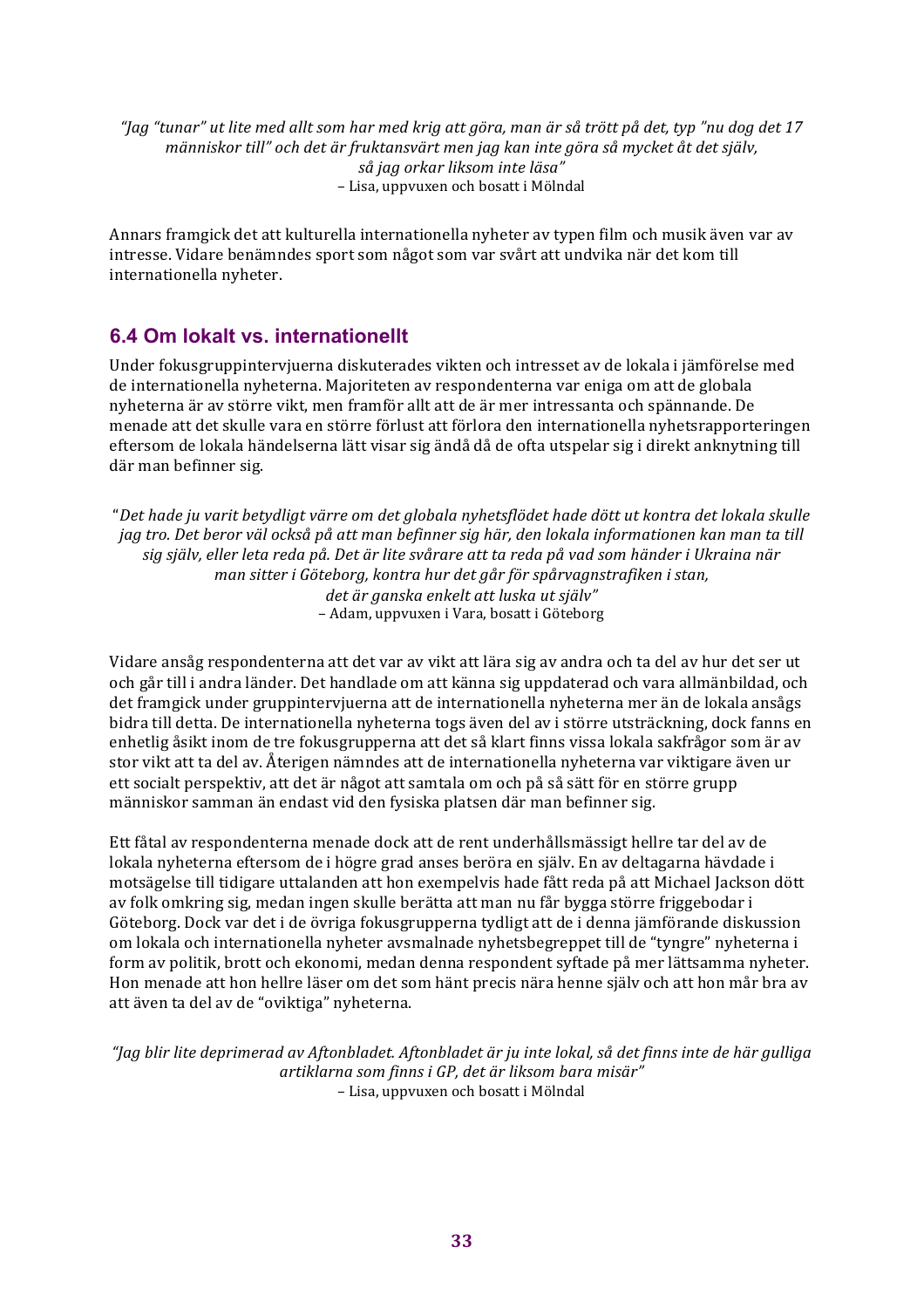*"Jag "tunar" ut lite med allt som har med krig att göra, man är så trött på det, typ "nu dog det 17 människor till" och det är fruktansvärt men jag kan inte göra så mycket åt det själv, så jag orkar liksom inte läsa"*
– Lisa, uppvuxen och bosatt i Mölndal

Annars framgick det att kulturella internationella nyheter av typen film och musik även var av intresse. Vidare benämndes sport som något som var svårt att undvika när det kom till internationella nyheter.

## 6.4 Om lokalt vs. internationellt

Under fokusgruppintervjuerna diskuterades vikten och intresset av de lokala i jämförelse med de internationella nyheterna. Majoriteten av respondenterna var eniga om att de globala nyheterna är av större vikt, men framför allt att de är mer intressanta och spännande. De menade att det skulle vara en större förlust att förlora den internationella nyhetsrapporteringen eftersom de lokala händelserna lätt visar sig ändå då de ofta utspelar sig i direkt anknytning till där man befinner sig.

*"Det hade ju varit betydligt värre om det globala nyhetsflödet hade dött ut kontra det lokala skulle jag tro. Det beror väl också på att man befinner sig här, den lokala informationen kan man ta till sig själv, eller leta reda på. Det är lite svårare att ta reda på vad som händer i Ukraina när man sitter i Göteborg, kontra hur det går för spårvagnstrafiken i stan, det är ganska enkelt att luska ut själv"*
– Adam, uppvuxen i Vara, bosatt i Göteborg

Vidare ansåg respondenterna att det var av vikt att lära sig av andra och ta del av hur det ser ut och går till i andra länder. Det handlade om att känna sig uppdaterad och vara allmänbildad, och det framgick under gruppintervjuerna att de internationella nyheterna mer än de lokala ansågs bidra till detta. De internationella nyheterna togs även del av i större utsträckning, dock fanns en enhetlig åsikt inom de tre fokusgrupperna att det så klart finns vissa lokala sakfrågor som är av stor vikt att ta del av. Återigen nämndes att de internationella nyheterna var viktigare även ur ett socialt perspektiv, att det är något att samtala om och på så sätt för en större grupp människor samman än endast vid den fysiska platsen där man befinner sig.

Ett fåtal av respondenterna menade dock att de rent underhållsmässigt hellre tar del av de lokala nyheterna eftersom de i högre grad anses beröra en själv. En av deltagarna hävdade i motsägelse till tidigare uttalanden att hon exempelvis hade fått reda på att Michael Jackson dött av folk omkring sig, medan ingen skulle berätta att man nu får bygga större friggebodar i Göteborg. Dock var det i de övriga fokusgrupperna tydligt att de i denna jämförande diskussion om lokala och internationella nyheter avsmalnade nyhetsbegreppet till de "tyngre" nyheterna i form av politik, brott och ekonomi, medan denna respondent syftade på mer lättsamma nyheter. Hon menade att hon hellre läser om det som hänt precis nära henne själv och att hon mår bra av att även ta del av de "oviktiga" nyheterna.

*"Jag blir lite deprimerad av Aftonbladet. Aftonbladet är ju inte lokal, så det finns inte de här gulliga artiklarna som finns i GP, det är liksom bara misär"*
– Lisa, uppvuxen och bosatt i Mölndal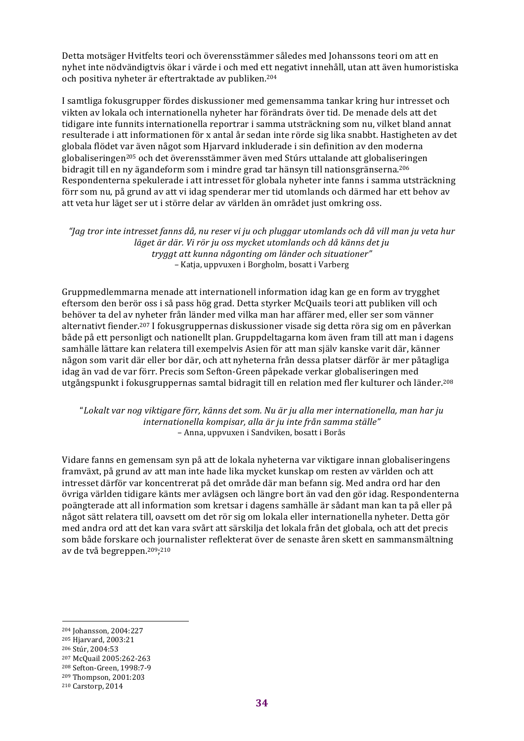Detta motsäger Hvitfelts teori och överensstämmer således med Johanssons teori om att en nyhet inte nödvändigtvis ökar i värde i och med ett negativt innehåll, utan att även humoristiska och positiva nyheter är eftertraktade av publiken.[204]

I samtliga fokusgrupper fördes diskussioner med gemensamma tankar kring hur intresset och vikten av lokala och internationella nyheter har förändrats över tid. De menade dels att det tidigare inte funnits internationella reportrar i samma utsträckning som nu, vilket bland annat resulterade i att informationen för x antal år sedan inte rörde sig lika snabbt. Hastigheten av det globala flödet var även något som Hjarvard inkluderade i sin definition av den moderna globaliseringen[205] och det överensstämmer även med Stúrs uttalande att globaliseringen bidragit till en ny ägandeform som i mindre grad tar hänsyn till nationsgränserna.[206] Respondenterna spekulerade i att intresset för globala nyheter inte fanns i samma utsträckning förr som nu, på grund av att vi idag spenderar mer tid utomlands och därmed har ett behov av att veta hur läget ser ut i större delar av världen än området just omkring oss.

*"Jag tror inte intresset fanns då, nu reser vi ju och pluggar utomlands och då vill man ju veta hur läget är där. Vi rör ju oss mycket utomlands och då känns det ju tryggt att kunna någonting om länder och situationer"*
– Katja, uppvuxen i Borgholm, bosatt i Varberg

Gruppmedlemmarna menade att internationell information idag kan ge en form av trygghet eftersom den berör oss i så pass hög grad. Detta styrker McQuails teori att publiken vill och behöver ta del av nyheter från länder med vilka man har affärer med, eller ser som vänner alternativt fiender.[207] I fokusgruppernas diskussioner visade sig detta röra sig om en påverkan både på ett personligt och nationellt plan. Gruppdeltagarna kom även fram till att man i dagens samhälle lättare kan relatera till exempelvis Asien för att man själv kanske varit där, känner någon som varit där eller bor där, och att nyheterna från dessa platser därför är mer påtagliga idag än vad de var förr. Precis som Sefton-Green påpekade verkar globaliseringen med utgångspunkt i fokusgruppernas samtal bidragit till en relation med fler kulturer och länder.[208]

"*Lokalt var nog viktigare förr, känns det som. Nu är ju alla mer internationella, man har ju internationella kompisar, alla är ju inte från samma ställe"*
– Anna, uppvuxen i Sandviken, bosatt i Borås

Vidare fanns en gemensam syn på att de lokala nyheterna var viktigare innan globaliseringens framväxt, på grund av att man inte hade lika mycket kunskap om resten av världen och att intresset därför var koncentrerat på det område där man befann sig. Med andra ord har den övriga världen tidigare känts mer avlägsen och längre bort än vad den gör idag. Respondenterna poängterade att all information som kretsar i dagens samhälle är sådant man kan ta på eller på något sätt relatera till, oavsett om det rör sig om lokala eller internationella nyheter. Detta gör med andra ord att det kan vara svårt att särskilja det lokala från det globala, och att det precis som både forskare och journalister reflekterat över de senaste åren skett en sammansmältning av de två begreppen.[209;210]

---

[204] Johansson, 2004:227
[205] Hjarvard, 2003:21
[206] Stúr, 2004:53
[207] McQuail 2005:262-263
[208] Sefton-Green, 1998:7-9
[209] Thompson, 2001:203
[210] Carstorp, 2014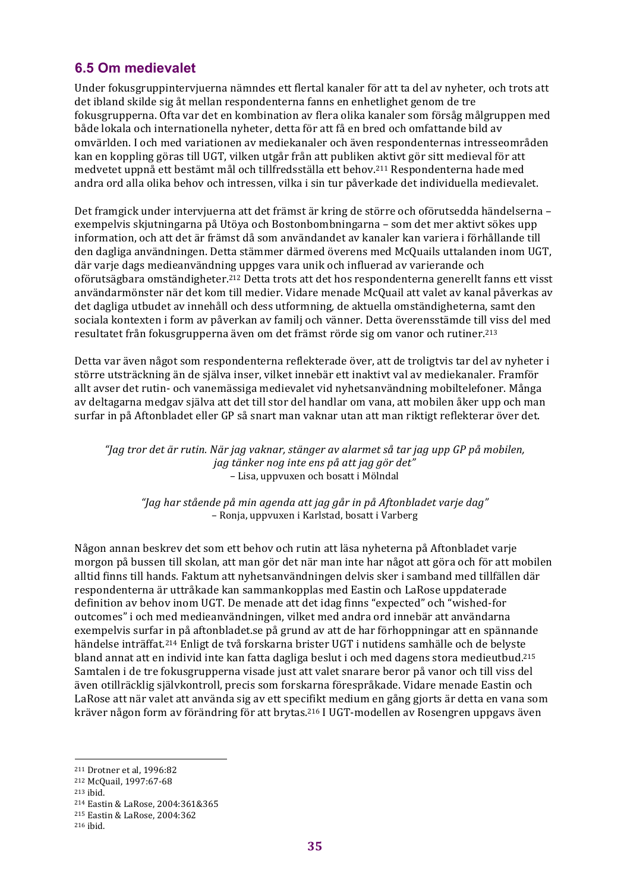## 6.5 Om medievalet

Under fokusgruppintervjuerna nämndes ett flertal kanaler för att ta del av nyheter, och trots att det ibland skilde sig åt mellan respondenterna fanns en enhetlighet genom de tre fokusgrupperna. Ofta var det en kombination av flera olika kanaler som försåg målgruppen med både lokala och internationella nyheter, detta för att få en bred och omfattande bild av omvärlden. I och med variationen av mediekanaler och även respondenternas intresseområden kan en koppling göras till UGT, vilken utgår från att publiken aktivt gör sitt medieval för att medvetet uppnå ett bestämt mål och tillfredsställa ett behov.[211] Respondenterna hade med andra ord alla olika behov och intressen, vilka i sin tur påverkade det individuella medievalet.

Det framgick under intervjuerna att det främst är kring de större och oförutsedda händelserna – exempelvis skjutningarna på Utöya och Bostonbombningarna – som det mer aktivt sökes upp information, och att det är främst då som användandet av kanaler kan variera i förhållande till den dagliga användningen. Detta stämmer därmed överens med McQuails uttalanden inom UGT, där varje dags medieanvändning uppges vara unik och influerad av varierande och oförutsägbara omständigheter.[212] Detta trots att det hos respondenterna generellt fanns ett visst användarmönster när det kom till medier. Vidare menade McQuail att valet av kanal påverkas av det dagliga utbudet av innehåll och dess utformning, de aktuella omständigheterna, samt den sociala kontexten i form av påverkan av familj och vänner. Detta överensstämde till viss del med resultatet från fokusgrupperna även om det främst rörde sig om vanor och rutiner.[213]

Detta var även något som respondenterna reflekterade över, att de troligtvis tar del av nyheter i större utsträckning än de själva inser, vilket innebär ett inaktivt val av mediekanaler. Framför allt avser det rutin- och vanemässiga medievalet vid nyhetsanvändning mobiltelefoner. Många av deltagarna medgav själva att det till stor del handlar om vana, att mobilen åker upp och man surfar in på Aftonbladet eller GP så snart man vaknar utan att man riktigt reflekterar över det.

> *"Jag tror det är rutin. När jag vaknar, stänger av alarmet så tar jag upp GP på mobilen, jag tänker nog inte ens på att jag gör det"*
> – Lisa, uppvuxen och bosatt i Mölndal

> *"Jag har stående på min agenda att jag går in på Aftonbladet varje dag"*
> – Ronja, uppvuxen i Karlstad, bosatt i Varberg

Någon annan beskrev det som ett behov och rutin att läsa nyheterna på Aftonbladet varje morgon på bussen till skolan, att man gör det när man inte har något att göra och för att mobilen alltid finns till hands. Faktum att nyhetsanvändningen delvis sker i samband med tillfällen där respondenterna är uttråkade kan sammankopplas med Eastin och LaRose uppdaterade definition av behov inom UGT. De menade att det idag finns "expected" och "wished-for outcomes" i och med medieanvändningen, vilket med andra ord innebär att användarna exempelvis surfar in på aftonbladet.se på grund av att de har förhoppningar att en spännande händelse inträffat.[214] Enligt de två forskarna brister UGT i nutidens samhälle och de belyste bland annat att en individ inte kan fatta dagliga beslut i och med dagens stora medieutbud.[215] Samtalen i de tre fokusgrupperna visade just att valet snarare beror på vanor och till viss del även otillräcklig självkontroll, precis som forskarna förespråkade. Vidare menade Eastin och LaRose att när valet att använda sig av ett specifikt medium en gång gjorts är detta en vana som kräver någon form av förändring för att brytas.[216] I UGT-modellen av Rosengren uppgavs även

---

[211] Drotner et al, 1996:82
[212] McQuail, 1997:67-68
[213] ibid.
[214] Eastin & LaRose, 2004:361&365
[215] Eastin & LaRose, 2004:362
[216] ibid.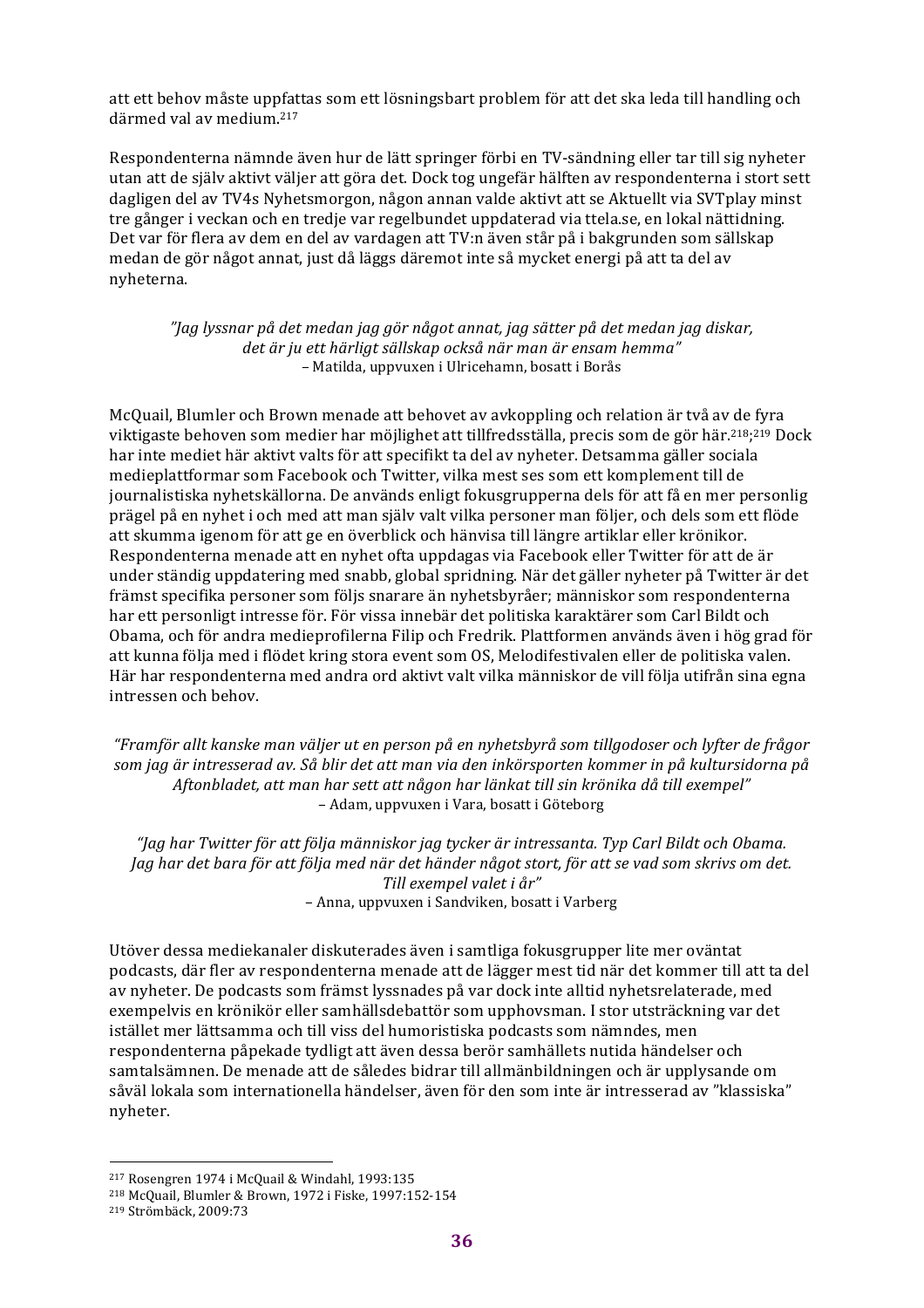att ett behov måste uppfattas som ett lösningsbart problem för att det ska leda till handling och därmed val av medium.[217]

Respondenterna nämnde även hur de lätt springer förbi en TV-sändning eller tar till sig nyheter utan att de själv aktivt väljer att göra det. Dock tog ungefär hälften av respondenterna i stort sett dagligen del av TV4s Nyhetsmorgon, någon annan valde aktivt att se Aktuellt via SVTplay minst tre gånger i veckan och en tredje var regelbundet uppdaterad via ttela.se, en lokal nättidning. Det var för flera av dem en del av vardagen att TV:n även står på i bakgrunden som sällskap medan de gör något annat, just då läggs däremot inte så mycket energi på att ta del av nyheterna.

> *"Jag lyssnar på det medan jag gör något annat, jag sätter på det medan jag diskar, det är ju ett härligt sällskap också när man är ensam hemma"*
> – Matilda, uppvuxen i Ulricehamn, bosatt i Borås

McQuail, Blumler och Brown menade att behovet av avkoppling och relation är två av de fyra viktigaste behoven som medier har möjlighet att tillfredsställa, precis som de gör här.[218;219] Dock har inte mediet här aktivt valts för att specifikt ta del av nyheter. Detsamma gäller sociala medieplattformar som Facebook och Twitter, vilka mest ses som ett komplement till de journalistiska nyhetskällorna. De används enligt fokusgrupperna dels för att få en mer personlig prägel på en nyhet i och med att man själv valt vilka personer man följer, och dels som ett flöde att skumma igenom för att ge en överblick och hänvisa till längre artiklar eller krönikor. Respondenterna menade att en nyhet ofta uppdagas via Facebook eller Twitter för att de är under ständig uppdatering med snabb, global spridning. När det gäller nyheter på Twitter är det främst specifika personer som följs snarare än nyhetsbyråer; människor som respondenterna har ett personligt intresse för. För vissa innebär det politiska karaktärer som Carl Bildt och Obama, och för andra medieprofilerna Filip och Fredrik. Plattformen används även i hög grad för att kunna följa med i flödet kring stora event som OS, Melodifestivalen eller de politiska valen. Här har respondenterna med andra ord aktivt valt vilka människor de vill följa utifrån sina egna intressen och behov.

> *"Framför allt kanske man väljer ut en person på en nyhetsbyrå som tillgodoser och lyfter de frågor som jag är intresserad av. Så blir det att man via den inkörsporten kommer in på kultursidorna på Aftonbladet, att man har sett att någon har länkat till sin krönika då till exempel"*
> – Adam, uppvuxen i Vara, bosatt i Göteborg

> *"Jag har Twitter för att följa människor jag tycker är intressanta. Typ Carl Bildt och Obama. Jag har det bara för att följa med när det händer något stort, för att se vad som skrivs om det. Till exempel valet i år"*
> – Anna, uppvuxen i Sandviken, bosatt i Varberg

Utöver dessa mediekanaler diskuterades även i samtliga fokusgrupper lite mer oväntat podcasts, där fler av respondenterna menade att de lägger mest tid när det kommer till att ta del av nyheter. De podcasts som främst lyssnades på var dock inte alltid nyhetsrelaterade, med exempelvis en krönikör eller samhällsdebattör som upphovsman. I stor utsträckning var det istället mer lättsamma och till viss del humoristiska podcasts som nämndes, men respondenterna påpekade tydligt att även dessa berör samhällets nutida händelser och samtalsämnen. De menade att de således bidrar till allmänbildningen och är upplysande om såväl lokala som internationella händelser, även för den som inte är intresserad av "klassiska" nyheter.

---

[217] Rosengren 1974 i McQuail & Windahl, 1993:135
[218] McQuail, Blumler & Brown, 1972 i Fiske, 1997:152-154
[219] Strömbäck, 2009:73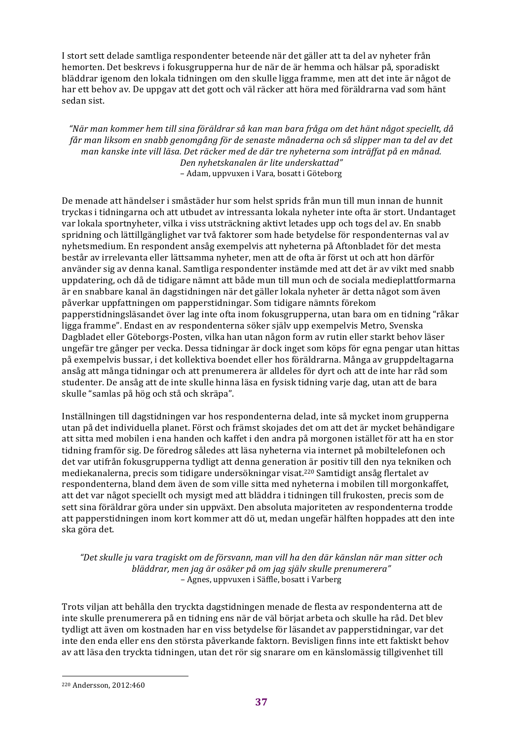I stort sett delade samtliga respondenter beteende när det gäller att ta del av nyheter från hemorten. Det beskrevs i fokusgrupperna hur de när de är hemma och hälsar på, sporadiskt bläddrar igenom den lokala tidningen om den skulle ligga framme, men att det inte är något de har ett behov av. De uppgav att det gott och väl räcker att höra med föräldrarna vad som hänt sedan sist.

> *"När man kommer hem till sina föräldrar så kan man bara fråga om det hänt något speciellt, då får man liksom en snabb genomgång för de senaste månaderna och så slipper man ta del av det man kanske inte vill läsa. Det räcker med de där tre nyheterna som inträffat på en månad. Den nyhetskanalen är lite underskattad"*
> – Adam, uppvuxen i Vara, bosatt i Göteborg

De menade att händelser i småstäder hur som helst sprids från mun till mun innan de hunnit tryckas i tidningarna och att utbudet av intressanta lokala nyheter inte ofta är stort. Undantaget var lokala sportnyheter, vilka i viss utsträckning aktivt letades upp och togs del av. En snabb spridning och lättillgänglighet var två faktorer som hade betydelse för respondenternas val av nyhetsmedium. En respondent ansåg exempelvis att nyheterna på Aftonbladet för det mesta består av irrelevanta eller lättsamma nyheter, men att de ofta är först ut och att hon därför använder sig av denna kanal. Samtliga respondenter instämde med att det är av vikt med snabb uppdatering, och då de tidigare nämnt att både mun till mun och de sociala medieplattformarna är en snabbare kanal än dagstidningen när det gäller lokala nyheter är detta något som även påverkar uppfattningen om papperstidningar. Som tidigare nämnts förekom papperstidningsläsandet över lag inte ofta inom fokusgrupperna, utan bara om en tidning "råkar ligga framme". Endast en av respondenterna söker själv upp exempelvis Metro, Svenska Dagbladet eller Göteborgs-Posten, vilka han utan någon form av rutin eller starkt behov läser ungefär tre gånger per vecka. Dessa tidningar är dock inget som köps för egna pengar utan hittas på exempelvis bussar, i det kollektiva boendet eller hos föräldrarna. Många av gruppdeltagarna ansåg att många tidningar och att prenumerera är alldeles för dyrt och att de inte har råd som studenter. De ansåg att de inte skulle hinna läsa en fysisk tidning varje dag, utan att de bara skulle "samlas på hög och stå och skräpa".

Inställningen till dagstidningen var hos respondenterna delad, inte så mycket inom grupperna utan på det individuella planet. Först och främst skojades det om att det är mycket behändigare att sitta med mobilen i ena handen och kaffet i den andra på morgonen istället för att ha en stor tidning framför sig. De föredrog således att läsa nyheterna via internet på mobiltelefonen och det var utifrån fokusgrupperna tydligt att denna generation är positiv till den nya tekniken och mediekanalerna, precis som tidigare undersökningar visat.[220] Samtidigt ansåg flertalet av respondenterna, bland dem även de som ville sitta med nyheterna i mobilen till morgonkaffet, att det var något speciellt och mysigt med att bläddra i tidningen till frukosten, precis som de sett sina föräldrar göra under sin uppväxt. Den absoluta majoriteten av respondenterna trodde att papperstidningen inom kort kommer att dö ut, medan ungefär hälften hoppades att den inte ska göra det.

> *"Det skulle ju vara tragiskt om de försvann, man vill ha den där känslan när man sitter och bläddrar, men jag är osäker på om jag själv skulle prenumerera"*
> – Agnes, uppvuxen i Säffle, bosatt i Varberg

Trots viljan att behålla den tryckta dagstidningen menade de flesta av respondenterna att de inte skulle prenumerera på en tidning ens när de väl börjat arbeta och skulle ha råd. Det blev tydligt att även om kostnaden har en viss betydelse för läsandet av papperstidningar, var det inte den enda eller ens den största påverkande faktorn. Bevisligen finns inte ett faktiskt behov av att läsa den tryckta tidningen, utan det rör sig snarare om en känslomässig tillgivenhet till

---

[220] Andersson, 2012:460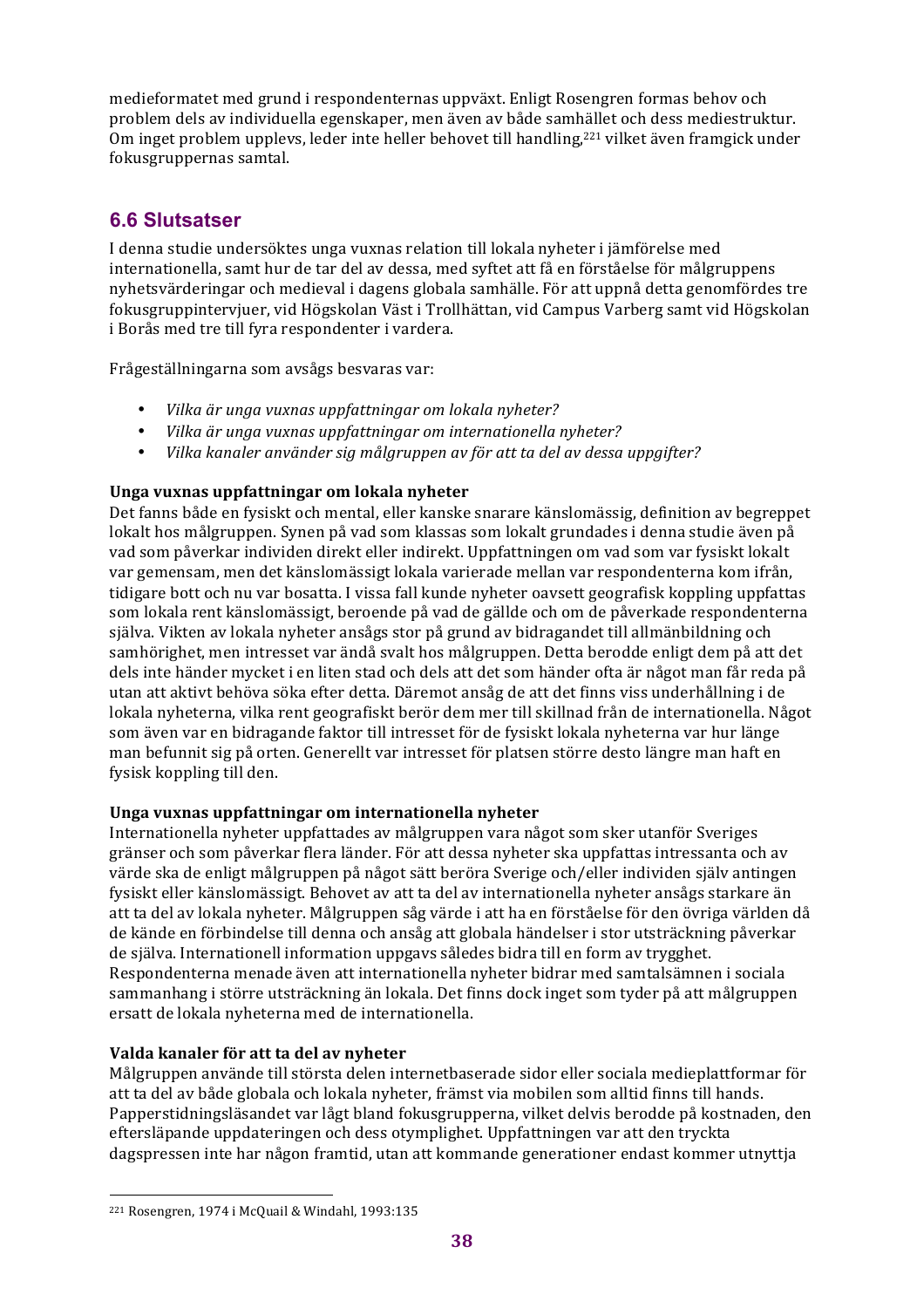medieformatet med grund i respondenternas uppväxt. Enligt Rosengren formas behov och problem dels av individuella egenskaper, men även av både samhället och dess mediestruktur. Om inget problem upplevs, leder inte heller behovet till handling,[221] vilket även framgick under fokusgruppernas samtal.

## 6.6 Slutsatser

I denna studie undersöktes unga vuxnas relation till lokala nyheter i jämförelse med internationella, samt hur de tar del av dessa, med syftet att få en förståelse för målgruppens nyhetsvärderingar och medieval i dagens globala samhälle. För att uppnå detta genomfördes tre fokusgruppintervjuer, vid Högskolan Väst i Trollhättan, vid Campus Varberg samt vid Högskolan i Borås med tre till fyra respondenter i vardera.

Frågeställningarna som avsågs besvaras var:

- *Vilka är unga vuxnas uppfattningar om lokala nyheter?*
- *Vilka är unga vuxnas uppfattningar om internationella nyheter?*
- *Vilka kanaler använder sig målgruppen av för att ta del av dessa uppgifter?*

**Unga vuxnas uppfattningar om lokala nyheter**

Det fanns både en fysiskt och mental, eller kanske snarare känslomässig, definition av begreppet lokalt hos målgruppen. Synen på vad som klassas som lokalt grundades i denna studie även på vad som påverkar individen direkt eller indirekt. Uppfattningen om vad som var fysiskt lokalt var gemensam, men det känslomässigt lokala varierade mellan var respondenterna kom ifrån, tidigare bott och nu var bosatta. I vissa fall kunde nyheter oavsett geografisk koppling uppfattas som lokala rent känslomässigt, beroende på vad de gällde och om de påverkade respondenterna själva. Vikten av lokala nyheter ansågs stor på grund av bidragandet till allmänbildning och samhörighet, men intresset var ändå svalt hos målgruppen. Detta berodde enligt dem på att det dels inte händer mycket i en liten stad och dels att det som händer ofta är något man får reda på utan att aktivt behöva söka efter detta. Däremot ansåg de att det finns viss underhållning i de lokala nyheterna, vilka rent geografiskt berör dem mer till skillnad från de internationella. Något som även var en bidragande faktor till intresset för de fysiskt lokala nyheterna var hur länge man befunnit sig på orten. Generellt var intresset för platsen större desto längre man haft en fysisk koppling till den.

**Unga vuxnas uppfattningar om internationella nyheter**

Internationella nyheter uppfattades av målgruppen vara något som sker utanför Sveriges gränser och som påverkar flera länder. För att dessa nyheter ska uppfattas intressanta och av värde ska de enligt målgruppen på något sätt beröra Sverige och/eller individen själv antingen fysiskt eller känslomässigt. Behovet av att ta del av internationella nyheter ansågs starkare än att ta del av lokala nyheter. Målgruppen såg värde i att ha en förståelse för den övriga världen då de kände en förbindelse till denna och ansåg att globala händelser i stor utsträckning påverkar de själva. Internationell information uppgavs således bidra till en form av trygghet. Respondenterna menade även att internationella nyheter bidrar med samtalsämnen i sociala sammanhang i större utsträckning än lokala. Det finns dock inget som tyder på att målgruppen ersatt de lokala nyheterna med de internationella.

**Valda kanaler för att ta del av nyheter**

Målgruppen använde till största delen internetbaserade sidor eller sociala medieplattformar för att ta del av både globala och lokala nyheter, främst via mobilen som alltid finns till hands. Papperstidningsläsandet var lågt bland fokusgrupperna, vilket delvis berodde på kostnaden, den eftersläpande uppdateringen och dess otymplighet. Uppfattningen var att den tryckta dagspressen inte har någon framtid, utan att kommande generationer endast kommer utnyttja

[221] Rosengren, 1974 i McQuail & Windahl, 1993:135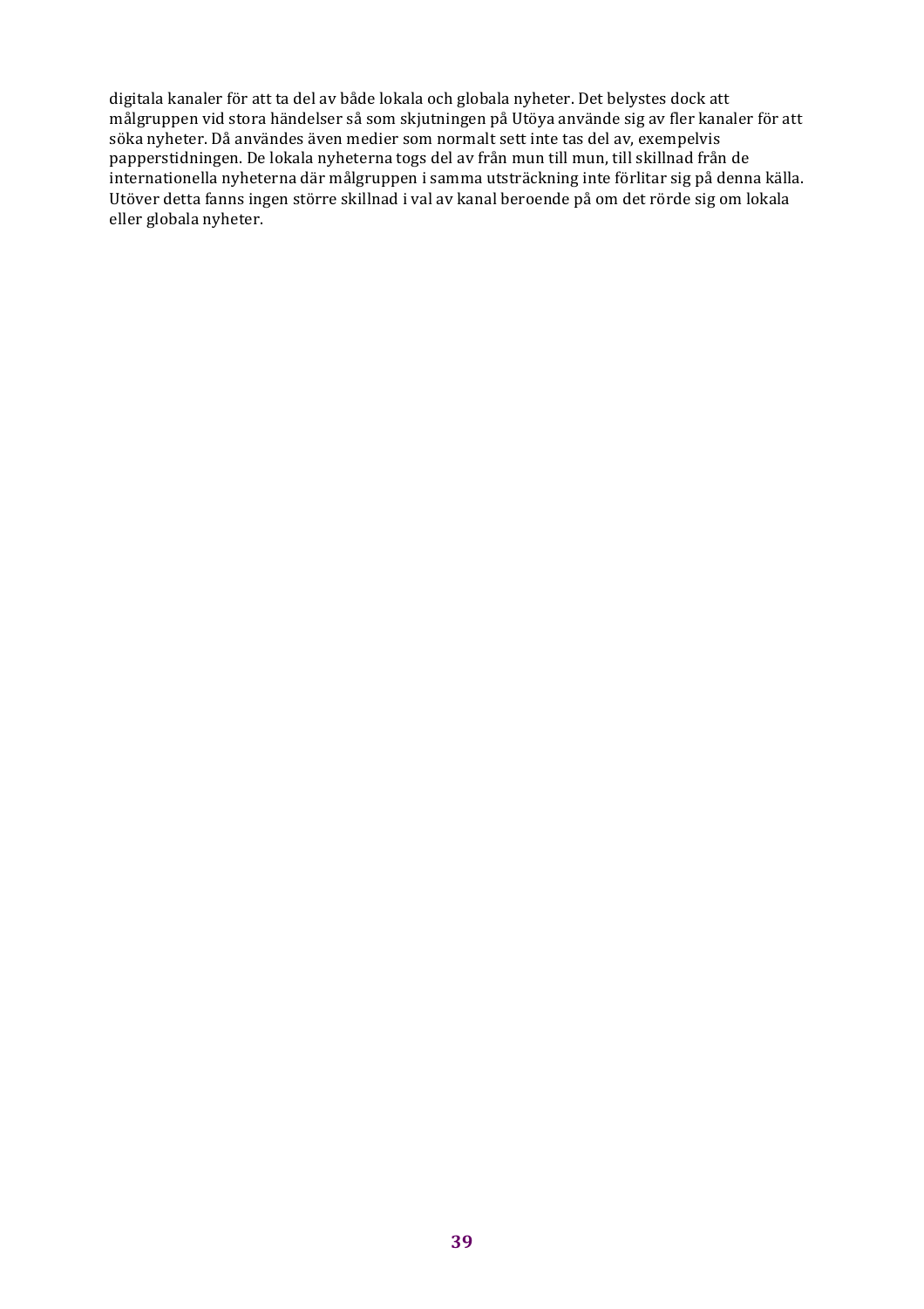digitala kanaler för att ta del av både lokala och globala nyheter. Det belystes dock att målgruppen vid stora händelser så som skjutningen på Utöya använde sig av fler kanaler för att söka nyheter. Då användes även medier som normalt sett inte tas del av, exempelvis papperstidningen. De lokala nyheterna togs del av från mun till mun, till skillnad från de internationella nyheterna där målgruppen i samma utsträckning inte förlitar sig på denna källa. Utöver detta fanns ingen större skillnad i val av kanal beroende på om det rörde sig om lokala eller globala nyheter.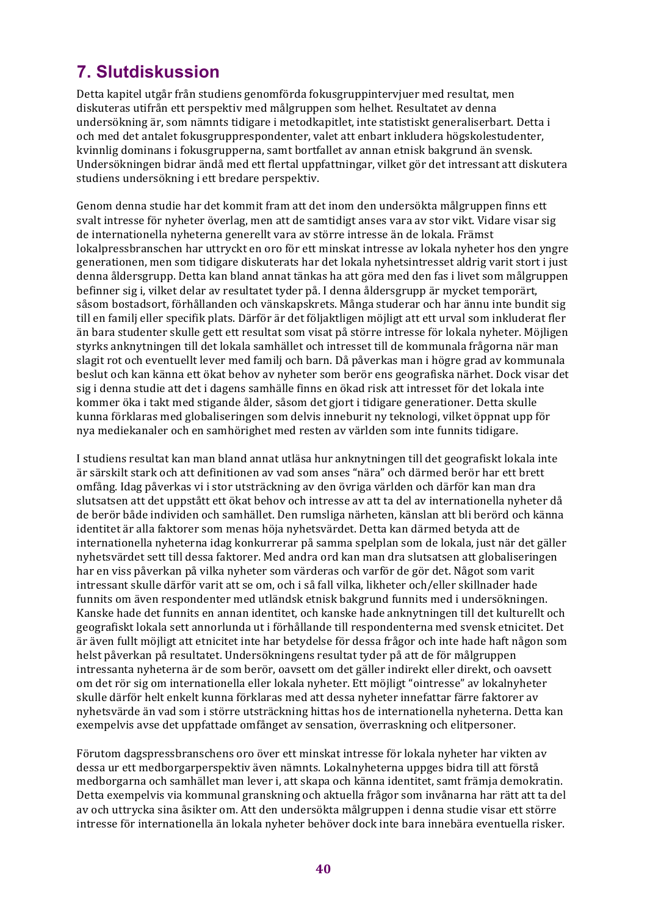# 7. Slutdiskussion

Detta kapitel utgår från studiens genomförda fokusgruppintervjuer med resultat, men diskuteras utifrån ett perspektiv med målgruppen som helhet. Resultatet av denna undersökning är, som nämnts tidigare i metodkapitlet, inte statistiskt generaliserbart. Detta i och med det antalet fokusgrupprespondenter, valet att enbart inkludera högskolestudenter, kvinnlig dominans i fokusgrupperna, samt bortfallet av annan etnisk bakgrund än svensk. Undersökningen bidrar ändå med ett flertal uppfattningar, vilket gör det intressant att diskutera studiens undersökning i ett bredare perspektiv.

Genom denna studie har det kommit fram att det inom den undersökta målgruppen finns ett svalt intresse för nyheter överlag, men att de samtidigt anses vara av stor vikt. Vidare visar sig de internationella nyheterna generellt vara av större intresse än de lokala. Främst lokalpressbranschen har uttryckt en oro för ett minskat intresse av lokala nyheter hos den yngre generationen, men som tidigare diskuterats har det lokala nyhetsintresset aldrig varit stort i just denna åldersgrupp. Detta kan bland annat tänkas ha att göra med den fas i livet som målgruppen befinner sig i, vilket delar av resultatet tyder på. I denna åldersgrupp är mycket temporärt, såsom bostadsort, förhållanden och vänskapskrets. Många studerar och har ännu inte bundit sig till en familj eller specifik plats. Därför är det följaktligen möjligt att ett urval som inkluderat fler än bara studenter skulle gett ett resultat som visat på större intresse för lokala nyheter. Möjligen styrks anknytningen till det lokala samhället och intresset till de kommunala frågorna när man slagit rot och eventuellt lever med familj och barn. Då påverkas man i högre grad av kommunala beslut och kan känna ett ökat behov av nyheter som berör ens geografiska närhet. Dock visar det sig i denna studie att det i dagens samhälle finns en ökad risk att intresset för det lokala inte kommer öka i takt med stigande ålder, såsom det gjort i tidigare generationer. Detta skulle kunna förklaras med globaliseringen som delvis inneburit ny teknologi, vilket öppnat upp för nya mediekanaler och en samhörighet med resten av världen som inte funnits tidigare.

I studiens resultat kan man bland annat utläsa hur anknytningen till det geografiskt lokala inte är särskilt stark och att definitionen av vad som anses "nära" och därmed berör har ett brett omfång. Idag påverkas vi i stor utsträckning av den övriga världen och därför kan man dra slutsatsen att det uppstått ett ökat behov och intresse av att ta del av internationella nyheter då de berör både individen och samhället. Den rumsliga närheten, känslan att bli berörd och känna identitet är alla faktorer som menas höja nyhetsvärdet. Detta kan därmed betyda att de internationella nyheterna idag konkurrerar på samma spelplan som de lokala, just när det gäller nyhetsvärdet sett till dessa faktorer. Med andra ord kan man dra slutsatsen att globaliseringen har en viss påverkan på vilka nyheter som värderas och varför de gör det. Något som varit intressant skulle därför varit att se om, och i så fall vilka, likheter och/eller skillnader hade funnits om även respondenter med utländsk etnisk bakgrund funnits med i undersökningen. Kanske hade det funnits en annan identitet, och kanske hade anknytningen till det kulturellt och geografiskt lokala sett annorlunda ut i förhållande till respondenterna med svensk etnicitet. Det är även fullt möjligt att etnicitet inte har betydelse för dessa frågor och inte hade haft någon som helst påverkan på resultatet. Undersökningens resultat tyder på att de för målgruppen intressanta nyheterna är de som berör, oavsett om det gäller indirekt eller direkt, och oavsett om det rör sig om internationella eller lokala nyheter. Ett möjligt "ointresse" av lokalnyheter skulle därför helt enkelt kunna förklaras med att dessa nyheter innefattar färre faktorer av nyhetsvärde än vad som i större utsträckning hittas hos de internationella nyheterna. Detta kan exempelvis avse det uppfattade omfånget av sensation, överraskning och elitpersoner.

Förutom dagspressbranschens oro över ett minskat intresse för lokala nyheter har vikten av dessa ur ett medborgarperspektiv även nämnts. Lokalnyheterna uppges bidra till att förstå medborgarna och samhället man lever i, att skapa och känna identitet, samt främja demokratin. Detta exempelvis via kommunal granskning och aktuella frågor som invånarna har rätt att ta del av och uttrycka sina åsikter om. Att den undersökta målgruppen i denna studie visar ett större intresse för internationella än lokala nyheter behöver dock inte bara innebära eventuella risker.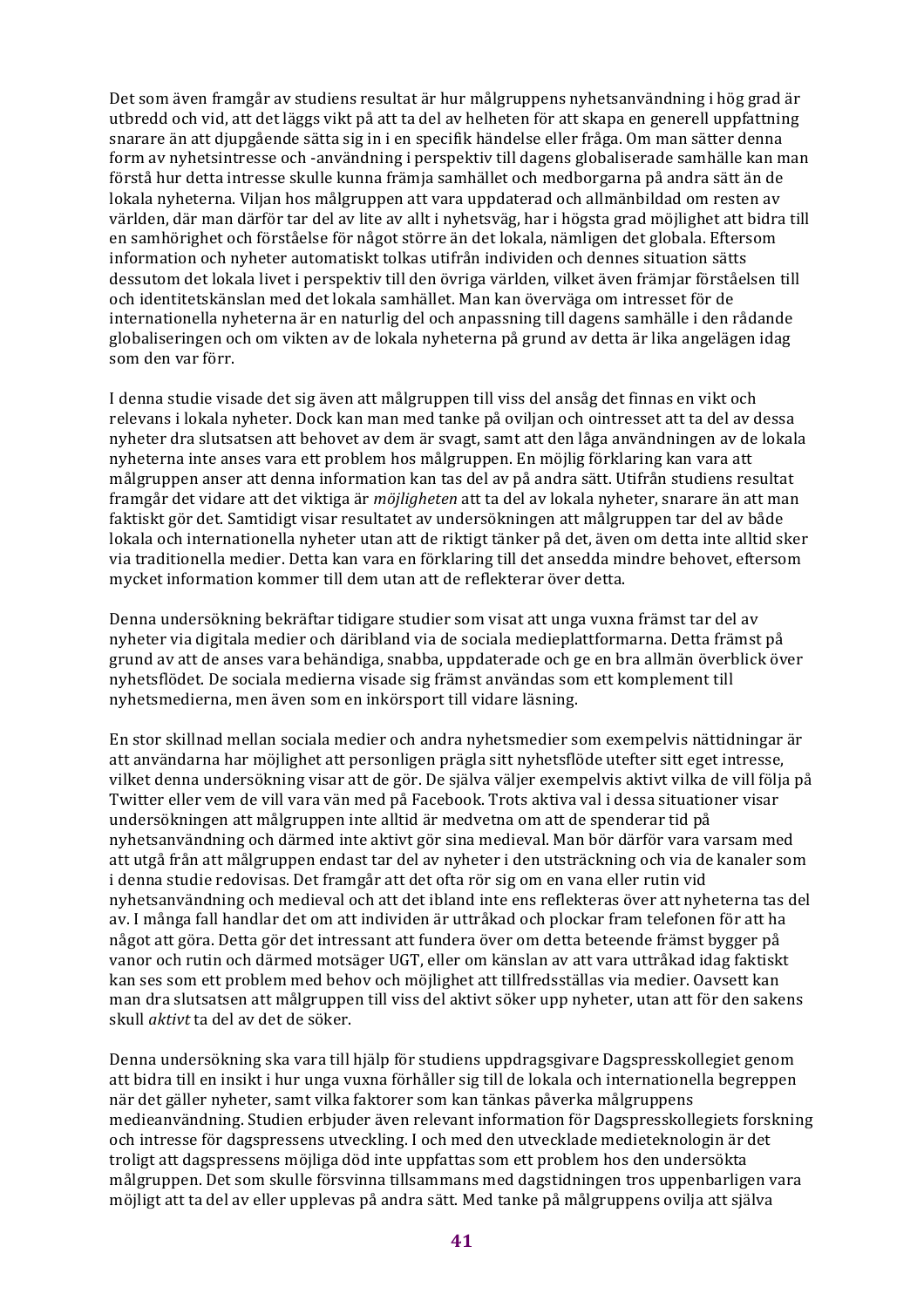Det som även framgår av studiens resultat är hur målgruppens nyhetsanvändning i hög grad är utbredd och vid, att det läggs vikt på att ta del av helheten för att skapa en generell uppfattning snarare än att djupgående sätta sig in i en specifik händelse eller fråga. Om man sätter denna form av nyhetsintresse och -användning i perspektiv till dagens globaliserade samhälle kan man förstå hur detta intresse skulle kunna främja samhället och medborgarna på andra sätt än de lokala nyheterna. Viljan hos målgruppen att vara uppdaterad och allmänbildad om resten av världen, där man därför tar del av lite av allt i nyhetsväg, har i högsta grad möjlighet att bidra till en samhörighet och förståelse för något större än det lokala, nämligen det globala. Eftersom information och nyheter automatiskt tolkas utifrån individen och dennes situation sätts dessutom det lokala livet i perspektiv till den övriga världen, vilket även främjar förståelsen till och identitetskänslan med det lokala samhället. Man kan överväga om intresset för de internationella nyheterna är en naturlig del och anpassning till dagens samhälle i den rådande globaliseringen och om vikten av de lokala nyheterna på grund av detta är lika angelägen idag som den var förr.

I denna studie visade det sig även att målgruppen till viss del ansåg det finnas en vikt och relevans i lokala nyheter. Dock kan man med tanke på oviljan och ointresset att ta del av dessa nyheter dra slutsatsen att behovet av dem är svagt, samt att den låga användningen av de lokala nyheterna inte anses vara ett problem hos målgruppen. En möjlig förklaring kan vara att målgruppen anser att denna information kan tas del av på andra sätt. Utifrån studiens resultat framgår det vidare att det viktiga är *möjligheten* att ta del av lokala nyheter, snarare än att man faktiskt gör det. Samtidigt visar resultatet av undersökningen att målgruppen tar del av både lokala och internationella nyheter utan att de riktigt tänker på det, även om detta inte alltid sker via traditionella medier. Detta kan vara en förklaring till det ansedda mindre behovet, eftersom mycket information kommer till dem utan att de reflekterar över detta.

Denna undersökning bekräftar tidigare studier som visat att unga vuxna främst tar del av nyheter via digitala medier och däribland via de sociala medieplattformarna. Detta främst på grund av att de anses vara behändiga, snabba, uppdaterade och ge en bra allmän överblick över nyhetsflödet. De sociala medierna visade sig främst användas som ett komplement till nyhetsmedierna, men även som en inkörsport till vidare läsning.

En stor skillnad mellan sociala medier och andra nyhetsmedier som exempelvis nättidningar är att användarna har möjlighet att personligen prägla sitt nyhetsflöde utefter sitt eget intresse, vilket denna undersökning visar att de gör. De själva väljer exempelvis aktivt vilka de vill följa på Twitter eller vem de vill vara vän med på Facebook. Trots aktiva val i dessa situationer visar undersökningen att målgruppen inte alltid är medvetna om att de spenderar tid på nyhetsanvändning och därmed inte aktivt gör sina medieval. Man bör därför vara varsam med att utgå från att målgruppen endast tar del av nyheter i den utsträckning och via de kanaler som i denna studie redovisas. Det framgår att det ofta rör sig om en vana eller rutin vid nyhetsanvändning och medieval och att det ibland inte ens reflekteras över att nyheterna tas del av. I många fall handlar det om att individen är uttråkad och plockar fram telefonen för att ha något att göra. Detta gör det intressant att fundera över om detta beteende främst bygger på vanor och rutin och därmed motsäger UGT, eller om känslan av att vara uttråkad idag faktiskt kan ses som ett problem med behov och möjlighet att tillfredsställas via medier. Oavsett kan man dra slutsatsen att målgruppen till viss del aktivt söker upp nyheter, utan att för den sakens skull *aktivt* ta del av det de söker.

Denna undersökning ska vara till hjälp för studiens uppdragsgivare Dagspresskollegiet genom att bidra till en insikt i hur unga vuxna förhåller sig till de lokala och internationella begreppen när det gäller nyheter, samt vilka faktorer som kan tänkas påverka målgruppens medieanvändning. Studien erbjuder även relevant information för Dagspresskollegiets forskning och intresse för dagspressens utveckling. I och med den utvecklade medieteknologin är det troligt att dagspressens möjliga död inte uppfattas som ett problem hos den undersökta målgruppen. Det som skulle försvinna tillsammans med dagstidningen tros uppenbarligen vara möjligt att ta del av eller upplevas på andra sätt. Med tanke på målgruppens ovilja att själva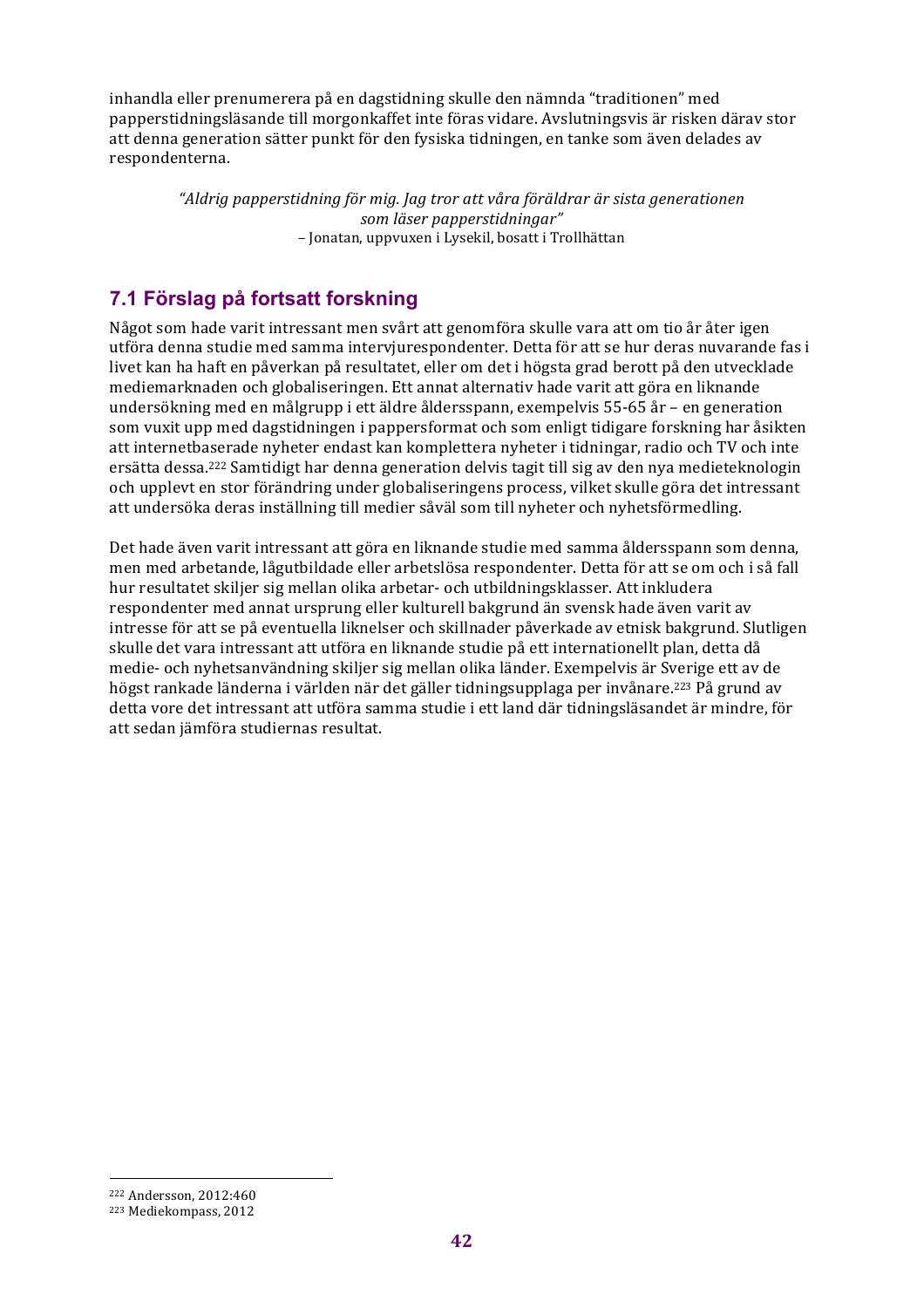inhandla eller prenumerera på en dagstidning skulle den nämnda "traditionen" med papperstidningsläsande till morgonkaffet inte föras vidare. Avslutningsvis är risken därav stor att denna generation sätter punkt för den fysiska tidningen, en tanke som även delades av respondenterna.

> *"Aldrig papperstidning för mig. Jag tror att våra föräldrar är sista generationen som läser papperstidningar"*
> – Jonatan, uppvuxen i Lysekil, bosatt i Trollhättan

## 7.1 Förslag på fortsatt forskning

Något som hade varit intressant men svårt att genomföra skulle vara att om tio år åter igen utföra denna studie med samma intervjurespondenter. Detta för att se hur deras nuvarande fas i livet kan ha haft en påverkan på resultatet, eller om det i högsta grad berott på den utvecklade mediemarknaden och globaliseringen. Ett annat alternativ hade varit att göra en liknande undersökning med en målgrupp i ett äldre åldersspann, exempelvis 55-65 år – en generation som vuxit upp med dagstidningen i pappersformat och som enligt tidigare forskning har åsikten att internetbaserade nyheter endast kan komplettera nyheter i tidningar, radio och TV och inte ersätta dessa.[222] Samtidigt har denna generation delvis tagit till sig av den nya medieteknologin och upplevt en stor förändring under globaliseringens process, vilket skulle göra det intressant att undersöka deras inställning till medier såväl som till nyheter och nyhetsförmedling.

Det hade även varit intressant att göra en liknande studie med samma åldersspann som denna, men med arbetande, lågutbildade eller arbetslösa respondenter. Detta för att se om och i så fall hur resultatet skiljer sig mellan olika arbetar- och utbildningsklasser. Att inkludera respondenter med annat ursprung eller kulturell bakgrund än svensk hade även varit av intresse för att se på eventuella liknelser och skillnader påverkade av etnisk bakgrund. Slutligen skulle det vara intressant att utföra en liknande studie på ett internationellt plan, detta då medie- och nyhetsanvändning skiljer sig mellan olika länder. Exempelvis är Sverige ett av de högst rankade länderna i världen när det gäller tidningsupplaga per invånare.[223] På grund av detta vore det intressant att utföra samma studie i ett land där tidningsläsandet är mindre, för att sedan jämföra studiernas resultat.

---

[222] Andersson, 2012:460
[223] Mediekompass, 2012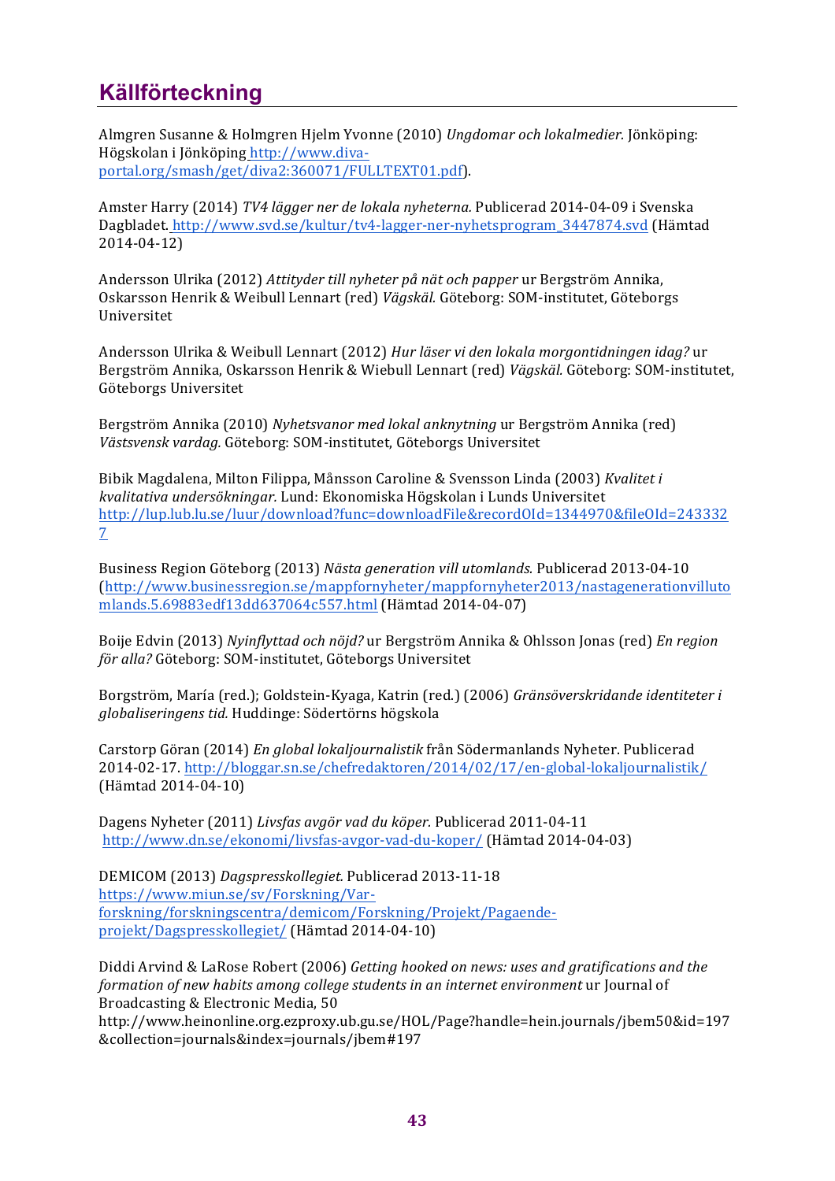# Källförteckning

Almgren Susanne & Holmgren Hjelm Yvonne (2010) *Ungdomar och lokalmedier.* Jönköping: Högskolan i Jönköping http://www.diva-portal.org/smash/get/diva2:360071/FULLTEXT01.pdf).

Amster Harry (2014) *TV4 lägger ner de lokala nyheterna.* Publicerad 2014-04-09 i Svenska Dagbladet. http://www.svd.se/kultur/tv4-lagger-ner-nyhetsprogram_3447874.svd (Hämtad 2014-04-12)

Andersson Ulrika (2012) *Attityder till nyheter på nät och papper* ur Bergström Annika, Oskarsson Henrik & Weibull Lennart (red) *Vägskäl.* Göteborg: SOM-institutet, Göteborgs Universitet

Andersson Ulrika & Weibull Lennart (2012) *Hur läser vi den lokala morgontidningen idag?* ur Bergström Annika, Oskarsson Henrik & Wiebull Lennart (red) *Vägskäl.* Göteborg: SOM-institutet, Göteborgs Universitet

Bergström Annika (2010) *Nyhetsvanor med lokal anknytning* ur Bergström Annika (red) *Västsvensk vardag.* Göteborg: SOM-institutet, Göteborgs Universitet

Bibik Magdalena, Milton Filippa, Månsson Caroline & Svensson Linda (2003) *Kvalitet i kvalitativa undersökningar.* Lund: Ekonomiska Högskolan i Lunds Universitet http://lup.lub.lu.se/luur/download?func=downloadFile&recordOId=1344970&fileOId=2433327

Business Region Göteborg (2013) *Nästa generation vill utomlands.* Publicerad 2013-04-10 (http://www.businessregion.se/mappfornyheter/mappfornyheter2013/nastagenerationvillutomlands.5.69883edf13dd637064c557.html (Hämtad 2014-04-07)

Boije Edvin (2013) *Nyinflyttad och nöjd?* ur Bergström Annika & Ohlsson Jonas (red) *En region för alla?* Göteborg: SOM-institutet, Göteborgs Universitet

Borgström, María (red.); Goldstein-Kyaga, Katrin (red.) (2006) *Gränsöverskridande identiteter i globaliseringens tid.* Huddinge: Södertörns högskola

Carstorp Göran (2014) *En global lokaljournalistik* från Södermanlands Nyheter. Publicerad 2014-02-17. http://bloggar.sn.se/chefredaktoren/2014/02/17/en-global-lokaljournalistik/ (Hämtad 2014-04-10)

Dagens Nyheter (2011) *Livsfas avgör vad du köper.* Publicerad 2011-04-11 http://www.dn.se/ekonomi/livsfas-avgor-vad-du-koper/ (Hämtad 2014-04-03)

DEMICOM (2013) *Dagspresskollegiet.* Publicerad 2013-11-18 https://www.miun.se/sv/Forskning/Var-forskning/forskningscentra/demicom/Forskning/Projekt/Pagaende-projekt/Dagspresskollegiet/ (Hämtad 2014-04-10)

Diddi Arvind & LaRose Robert (2006) *Getting hooked on news: uses and gratifications and the formation of new habits among college students in an internet environment* ur Journal of Broadcasting & Electronic Media, 50
http://www.heinonline.org.ezproxy.ub.gu.se/HOL/Page?handle=hein.journals/jbem50&id=197&collection=journals&index=journals/jbem#197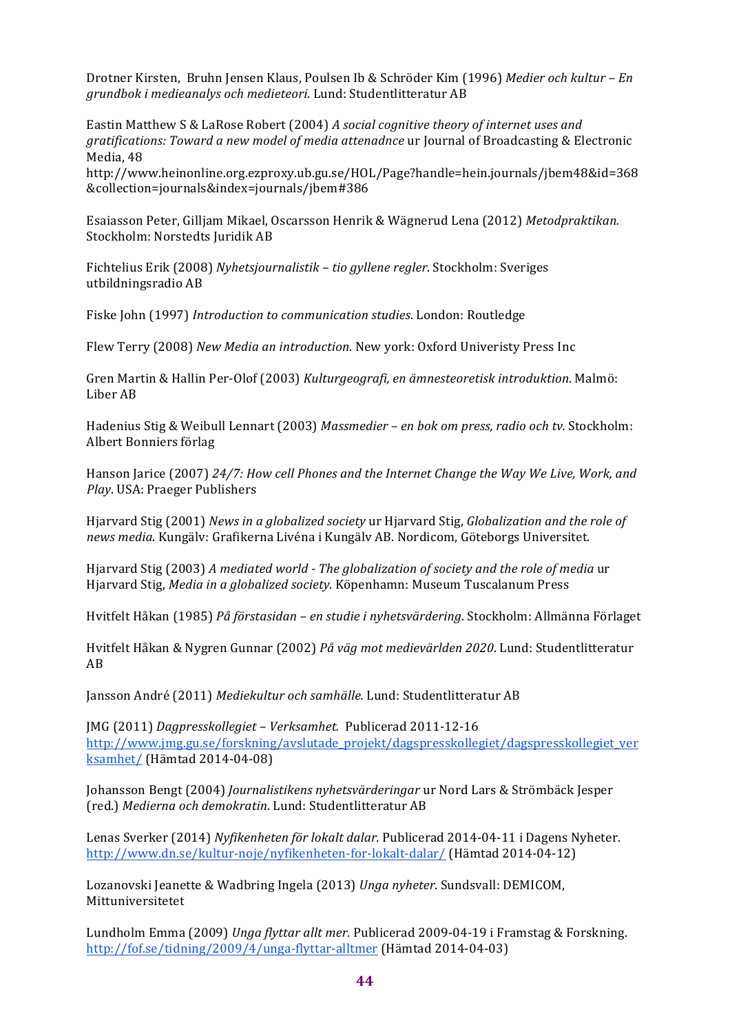Drotner Kirsten, Bruhn Jensen Klaus, Poulsen Ib & Schröder Kim (1996) *Medier och kultur – En grundbok i medieanalys och medieteori*. Lund: Studentlitteratur AB

Eastin Matthew S & LaRose Robert (2004) *A social cognitive theory of internet uses and gratifications: Toward a new model of media attenadnce* ur Journal of Broadcasting & Electronic Media, 48
http://www.heinonline.org.ezproxy.ub.gu.se/HOL/Page?handle=hein.journals/jbem48&id=368&collection=journals&index=journals/jbem#386

Esaiasson Peter, Gilljam Mikael, Oscarsson Henrik & Wägnerud Lena (2012) *Metodpraktikan*. Stockholm: Norstedts Juridik AB

Fichtelius Erik (2008) *Nyhetsjournalistik – tio gyllene regler*. Stockholm: Sveriges utbildningsradio AB

Fiske John (1997) *Introduction to communication studies*. London: Routledge

Flew Terry (2008) *New Media an introduction*. New york: Oxford Univeristy Press Inc

Gren Martin & Hallin Per-Olof (2003) *Kulturgeografi, en ämnesteoretisk introduktion*. Malmö: Liber AB

Hadenius Stig & Weibull Lennart (2003) *Massmedier – en bok om press, radio och tv*. Stockholm: Albert Bonniers förlag

Hanson Jarice (2007) *24/7: How cell Phones and the Internet Change the Way We Live, Work, and Play*. USA: Praeger Publishers

Hjarvard Stig (2001) *News in a globalized society* ur Hjarvard Stig, *Globalization and the role of news media*. Kungälv: Grafikerna Livéna i Kungälv AB. Nordicom, Göteborgs Universitet.

Hjarvard Stig (2003) *A mediated world - The globalization of society and the role of media* ur Hjarvard Stig, *Media in a globalized society*. Köpenhamn: Museum Tuscalanum Press

Hvitfelt Håkan (1985) *På förstasidan – en studie i nyhetsvärdering*. Stockholm: Allmänna Förlaget

Hvitfelt Håkan & Nygren Gunnar (2002) *På väg mot medievärlden 2020*. Lund: Studentlitteratur AB

Jansson André (2011) *Mediekultur och samhälle*. Lund: Studentlitteratur AB

JMG (2011) *Dagpresskollegiet – Verksamhet*. Publicerad 2011-12-16
http://www.jmg.gu.se/forskning/avslutade_projekt/dagspresskollegiet/dagspresskollegiet_verksamhet/ (Hämtad 2014-04-08)

Johansson Bengt (2004) *Journalistikens nyhetsvärderingar* ur Nord Lars & Strömbäck Jesper (red.) *Medierna och demokratin*. Lund: Studentlitteratur AB

Lenas Sverker (2014) *Nyfikenheten för lokalt dalar*. Publicerad 2014-04-11 i Dagens Nyheter.
http://www.dn.se/kultur-noje/nyfikenheten-for-lokalt-dalar/ (Hämtad 2014-04-12)

Lozanovski Jeanette & Wadbring Ingela (2013) *Unga nyheter*. Sundsvall: DEMICOM, Mittuniversitetet

Lundholm Emma (2009) *Unga flyttar allt mer*. Publicerad 2009-04-19 i Framstag & Forskning.
http://fof.se/tidning/2009/4/unga-flyttar-alltmer (Hämtad 2014-04-03)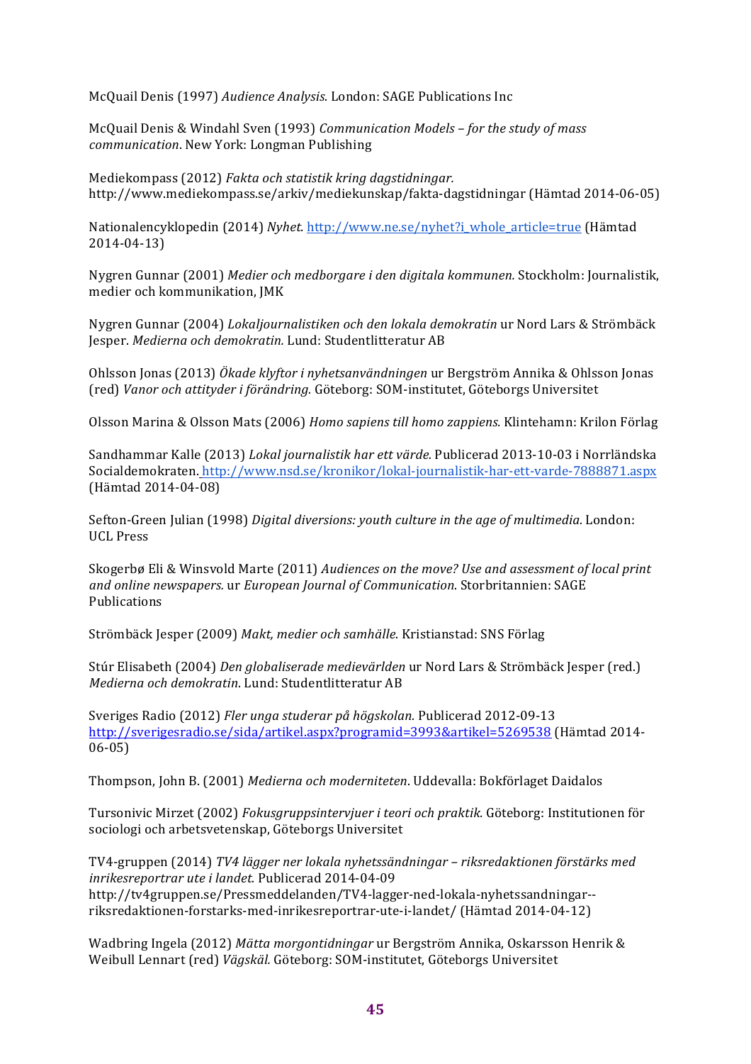McQuail Denis (1997) *Audience Analysis*. London: SAGE Publications Inc

McQuail Denis & Windahl Sven (1993) *Communication Models – for the study of mass communication*. New York: Longman Publishing

Mediekompass (2012) *Fakta och statistik kring dagstidningar.* http://www.mediekompass.se/arkiv/mediekunskap/fakta-dagstidningar (Hämtad 2014-06-05)

Nationalencyklopedin (2014) *Nyhet.* http://www.ne.se/nyhet?i_whole_article=true (Hämtad 2014-04-13)

Nygren Gunnar (2001) *Medier och medborgare i den digitala kommunen.* Stockholm: Journalistik, medier och kommunikation, JMK

Nygren Gunnar (2004) *Lokaljournalistiken och den lokala demokratin* ur Nord Lars & Strömbäck Jesper. *Medierna och demokratin.* Lund: Studentlitteratur AB

Ohlsson Jonas (2013) *Ökade klyftor i nyhetsanvändningen* ur Bergström Annika & Ohlsson Jonas (red) *Vanor och attityder i förändring.* Göteborg: SOM-institutet, Göteborgs Universitet

Olsson Marina & Olsson Mats (2006) *Homo sapiens till homo zappiens.* Klintehamn: Krilon Förlag

Sandhammar Kalle (2013) *Lokal journalistik har ett värde.* Publicerad 2013-10-03 i Norrländska Socialdemokraten. http://www.nsd.se/kronikor/lokal-journalistik-har-ett-varde-7888871.aspx (Hämtad 2014-04-08)

Sefton-Green Julian (1998) *Digital diversions: youth culture in the age of multimedia.* London: UCL Press

Skogerbø Eli & Winsvold Marte (2011) *Audiences on the move? Use and assessment of local print and online newspapers.* ur *European Journal of Communication*. Storbritannien: SAGE Publications

Strömbäck Jesper (2009) *Makt, medier och samhälle.* Kristianstad: SNS Förlag

Stúr Elisabeth (2004) *Den globaliserade medievärlden* ur Nord Lars & Strömbäck Jesper (red.) *Medierna och demokratin.* Lund: Studentlitteratur AB

Sveriges Radio (2012) *Fler unga studerar på högskolan.* Publicerad 2012-09-13 http://sverigesradio.se/sida/artikel.aspx?programid=3993&artikel=5269538 (Hämtad 2014-06-05)

Thompson, John B. (2001) *Medierna och moderniteten*. Uddevalla: Bokförlaget Daidalos

Tursonivic Mirzet (2002) *Fokusgruppsintervjuer i teori och praktik.* Göteborg: Institutionen för sociologi och arbetsvetenskap, Göteborgs Universitet

TV4-gruppen (2014) *TV4 lägger ner lokala nyhetssändningar – riksredaktionen förstärks med inrikesreportrar ute i landet.* Publicerad 2014-04-09 http://tv4gruppen.se/Pressmeddelanden/TV4-lagger-ned-lokala-nyhetssandningar--riksredaktionen-forstarks-med-inrikesreportrar-ute-i-landet/ (Hämtad 2014-04-12)

Wadbring Ingela (2012) *Mätta morgontidningar* ur Bergström Annika, Oskarsson Henrik & Weibull Lennart (red) *Vägskäl.* Göteborg: SOM-institutet, Göteborgs Universitet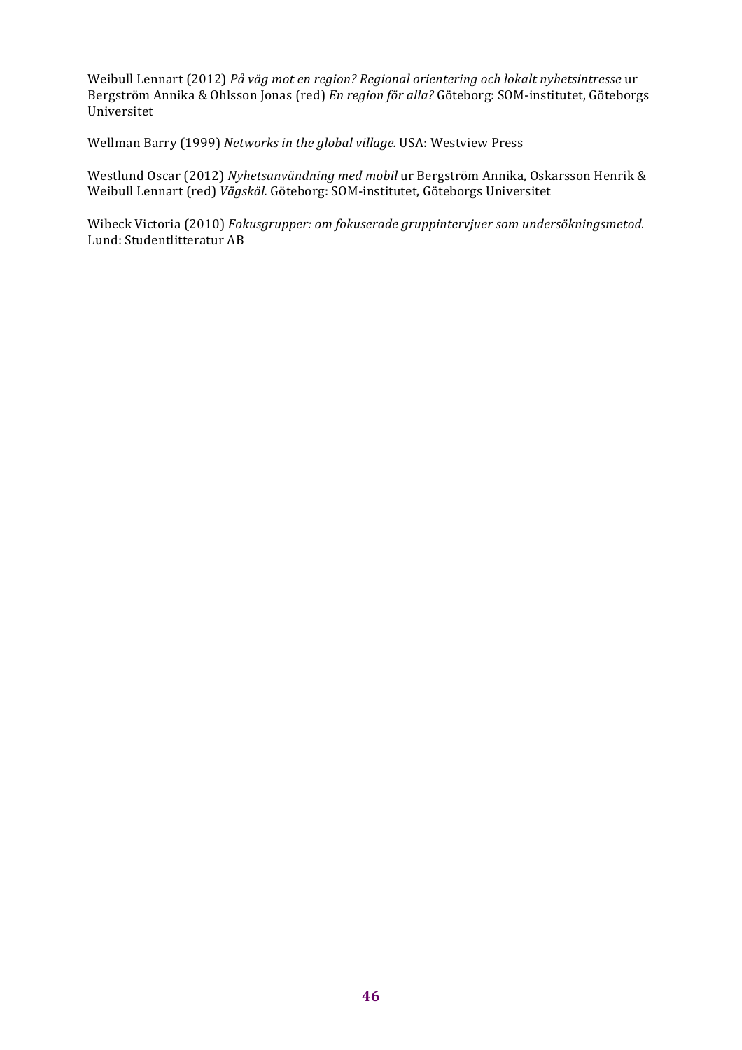Weibull Lennart (2012) *På väg mot en region? Regional orientering och lokalt nyhetsintresse* ur Bergström Annika & Ohlsson Jonas (red) *En region för alla?* Göteborg: SOM-institutet, Göteborgs Universitet

Wellman Barry (1999) *Networks in the global village.* USA: Westview Press

Westlund Oscar (2012) *Nyhetsanvändning med mobil* ur Bergström Annika, Oskarsson Henrik & Weibull Lennart (red) *Vägskäl.* Göteborg: SOM-institutet, Göteborgs Universitet

Wibeck Victoria (2010) *Fokusgrupper: om fokuserade gruppintervjuer som undersökningsmetod.* Lund: Studentlitteratur AB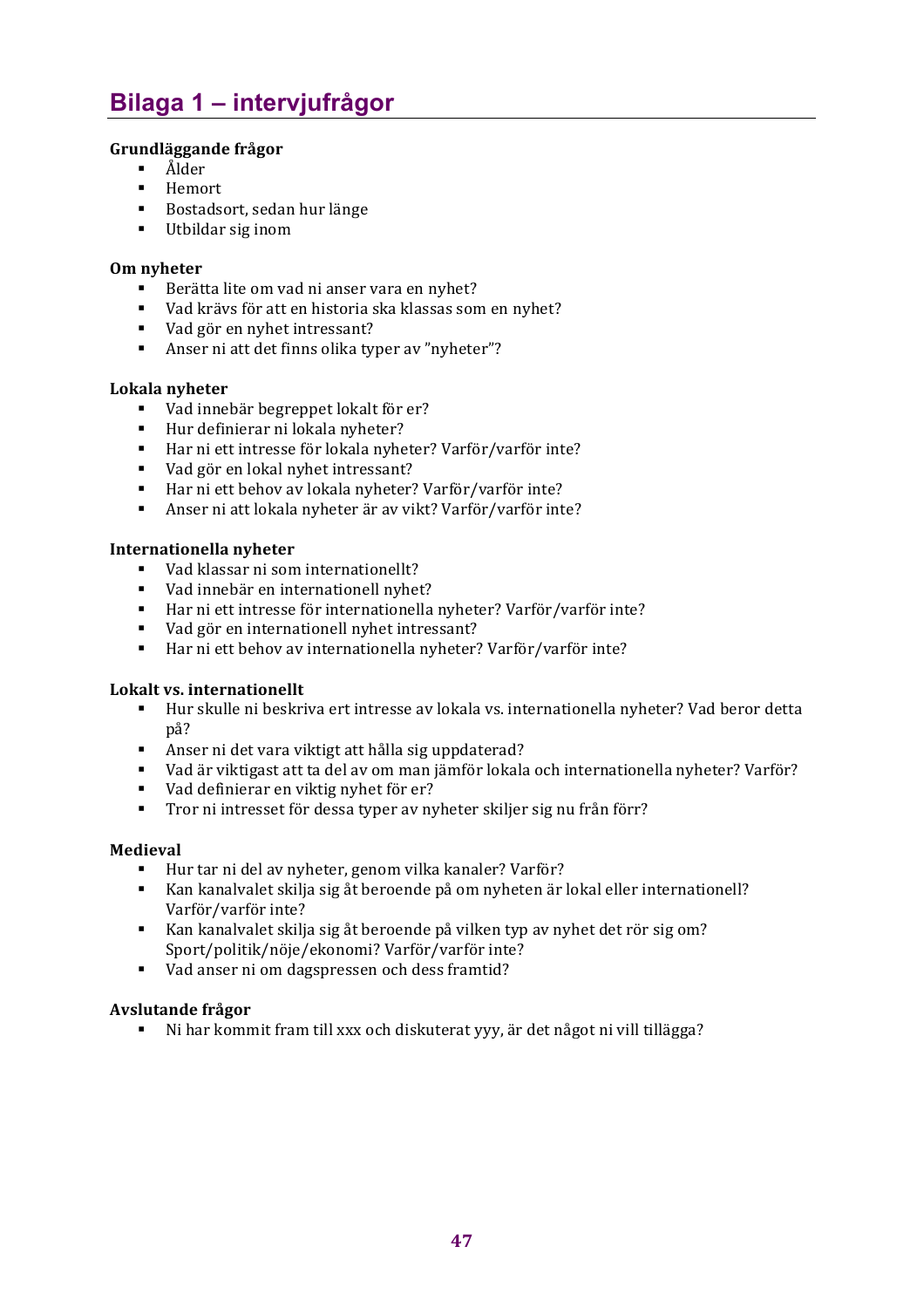# Bilaga 1 – intervjufrågor

**Grundläggande frågor**

- Ålder
- Hemort
- Bostadsort, sedan hur länge
- Utbildar sig inom

**Om nyheter**

- Berätta lite om vad ni anser vara en nyhet?
- Vad krävs för att en historia ska klassas som en nyhet?
- Vad gör en nyhet intressant?
- Anser ni att det finns olika typer av ”nyheter”?

**Lokala nyheter**

- Vad innebär begreppet lokalt för er?
- Hur definierar ni lokala nyheter?
- Har ni ett intresse för lokala nyheter? Varför/varför inte?
- Vad gör en lokal nyhet intressant?
- Har ni ett behov av lokala nyheter? Varför/varför inte?
- Anser ni att lokala nyheter är av vikt? Varför/varför inte?

**Internationella nyheter**

- Vad klassar ni som internationellt?
- Vad innebär en internationell nyhet?
- Har ni ett intresse för internationella nyheter? Varför/varför inte?
- Vad gör en internationell nyhet intressant?
- Har ni ett behov av internationella nyheter? Varför/varför inte?

**Lokalt vs. internationellt**

- Hur skulle ni beskriva ert intresse av lokala vs. internationella nyheter? Vad beror detta på?
- Anser ni det vara viktigt att hålla sig uppdaterad?
- Vad är viktigast att ta del av om man jämför lokala och internationella nyheter? Varför?
- Vad definierar en viktig nyhet för er?
- Tror ni intresset för dessa typer av nyheter skiljer sig nu från förr?

**Medieval**

- Hur tar ni del av nyheter, genom vilka kanaler? Varför?
- Kan kanalvalet skilja sig åt beroende på om nyheten är lokal eller internationell? Varför/varför inte?
- Kan kanalvalet skilja sig åt beroende på vilken typ av nyhet det rör sig om? Sport/politik/nöje/ekonomi? Varför/varför inte?
- Vad anser ni om dagspressen och dess framtid?

**Avslutande frågor**

- Ni har kommit fram till xxx och diskuterat yyy, är det något ni vill tillägga?